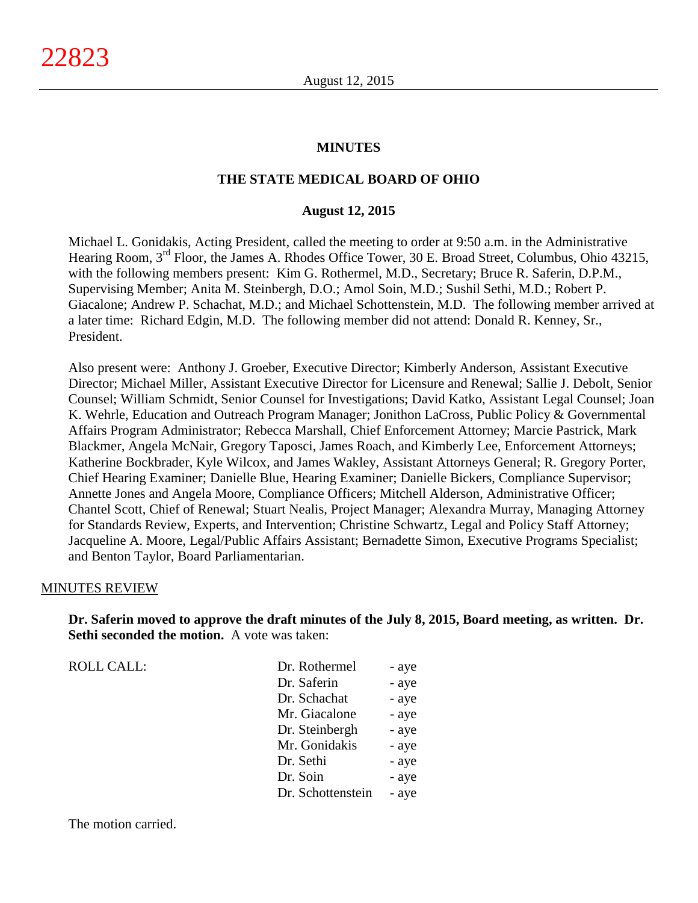# MINUTES

## THE STATE MEDICAL BOARD OF OHIO

### August 12, 2015

Michael L. Gonidakis, Acting President, called the meeting to order at 9:50 a.m. in the Administrative Hearing Room, 3rd Floor, the James A. Rhodes Office Tower, 30 E. Broad Street, Columbus, Ohio 43215, with the following members present: Kim G. Rothermel, M.D., Secretary; Bruce R. Saferin, D.P.M., Supervising Member; Anita M. Steinbergh, D.O.; Amol Soin, M.D.; Sushil Sethi, M.D.; Robert P. Giacalone; Andrew P. Schachat, M.D.; and Michael Schottenstein, M.D. The following member arrived at a later time: Richard Edgin, M.D. The following member did not attend: Donald R. Kenney, Sr., President.

Also present were: Anthony J. Groeber, Executive Director; Kimberly Anderson, Assistant Executive Director; Michael Miller, Assistant Executive Director for Licensure and Renewal; Sallie J. Debolt, Senior Counsel; William Schmidt, Senior Counsel for Investigations; David Katko, Assistant Legal Counsel; Joan K. Wehrle, Education and Outreach Program Manager; Jonithon LaCross, Public Policy & Governmental Affairs Program Administrator; Rebecca Marshall, Chief Enforcement Attorney; Marcie Pastrick, Mark Blackmer, Angela McNair, Gregory Taposci, James Roach, and Kimberly Lee, Enforcement Attorneys; Katherine Bockbrader, Kyle Wilcox, and James Wakley, Assistant Attorneys General; R. Gregory Porter, Chief Hearing Examiner; Danielle Blue, Hearing Examiner; Danielle Bickers, Compliance Supervisor; Annette Jones and Angela Moore, Compliance Officers; Mitchell Alderson, Administrative Officer; Chantel Scott, Chief of Renewal; Stuart Nealis, Project Manager; Alexandra Murray, Managing Attorney for Standards Review, Experts, and Intervention; Christine Schwartz, Legal and Policy Staff Attorney; Jacqueline A. Moore, Legal/Public Affairs Assistant; Bernadette Simon, Executive Programs Specialist; and Benton Taylor, Board Parliamentarian.

MINUTES REVIEW

**Dr. Saferin moved to approve the draft minutes of the July 8, 2015, Board meeting, as written. Dr. Sethi seconded the motion.** A vote was taken:

| ROLL CALL: | | |
|---|---|---|
| | Dr. Rothermel | - aye |
| | Dr. Saferin | - aye |
| | Dr. Schachat | - aye |
| | Mr. Giacalone | - aye |
| | Dr. Steinbergh | - aye |
| | Mr. Gonidakis | - aye |
| | Dr. Sethi | - aye |
| | Dr. Soin | - aye |
| | Dr. Schottenstein | - aye |

The motion carried.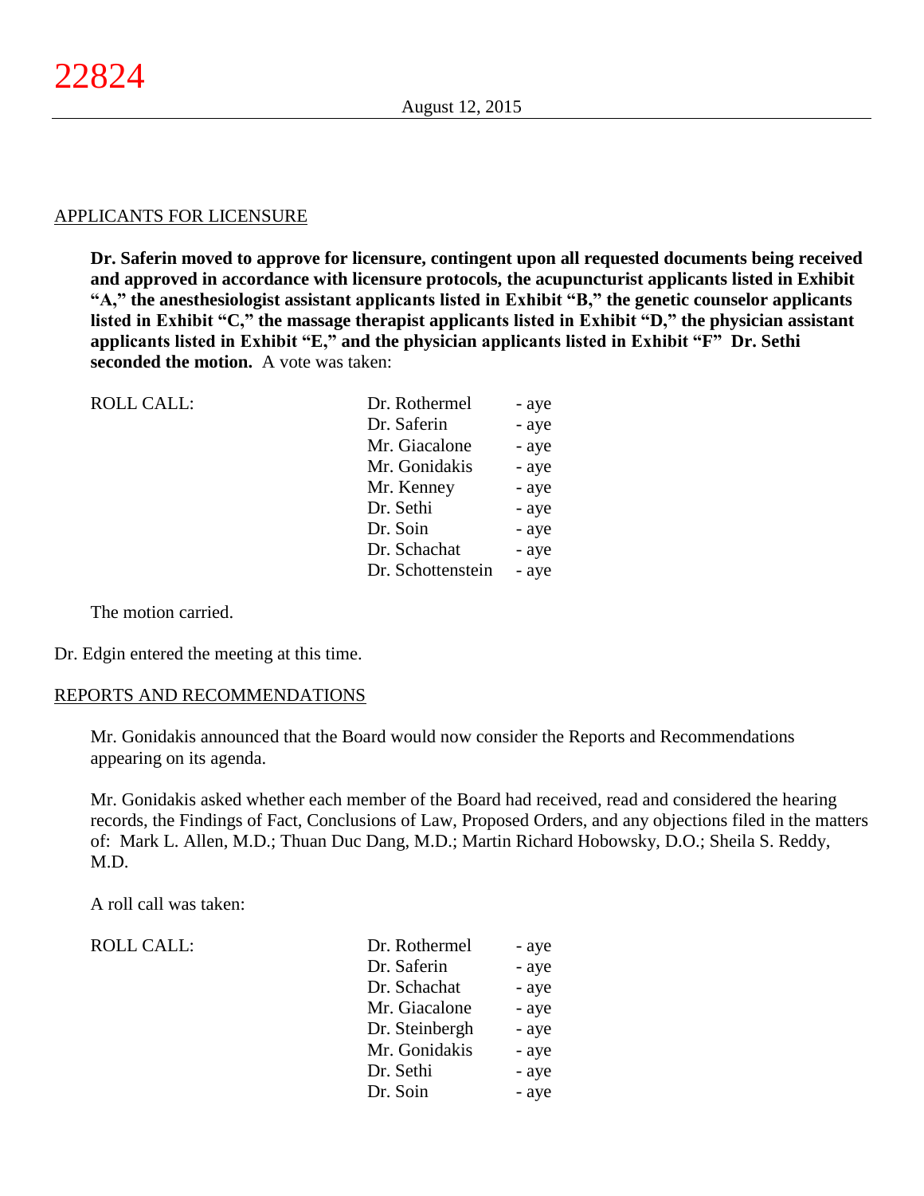APPLICANTS FOR LICENSURE

**Dr. Saferin moved to approve for licensure, contingent upon all requested documents being received and approved in accordance with licensure protocols, the acupuncturist applicants listed in Exhibit "A," the anesthesiologist assistant applicants listed in Exhibit "B," the genetic counselor applicants listed in Exhibit "C," the massage therapist applicants listed in Exhibit "D," the physician assistant applicants listed in Exhibit "E," and the physician applicants listed in Exhibit "F" Dr. Sethi seconded the motion.** A vote was taken:

| ROLL CALL: | | |
|---|---|---|
| | Dr. Rothermel | - aye |
| | Dr. Saferin | - aye |
| | Mr. Giacalone | - aye |
| | Mr. Gonidakis | - aye |
| | Mr. Kenney | - aye |
| | Dr. Sethi | - aye |
| | Dr. Soin | - aye |
| | Dr. Schachat | - aye |
| | Dr. Schottenstein | - aye |

The motion carried.

Dr. Edgin entered the meeting at this time.

REPORTS AND RECOMMENDATIONS

Mr. Gonidakis announced that the Board would now consider the Reports and Recommendations appearing on its agenda.

Mr. Gonidakis asked whether each member of the Board had received, read and considered the hearing records, the Findings of Fact, Conclusions of Law, Proposed Orders, and any objections filed in the matters of: Mark L. Allen, M.D.; Thuan Duc Dang, M.D.; Martin Richard Hobowsky, D.O.; Sheila S. Reddy, M.D.

A roll call was taken:

| ROLL CALL: | | |
|---|---|---|
| | Dr. Rothermel | - aye |
| | Dr. Saferin | - aye |
| | Dr. Schachat | - aye |
| | Mr. Giacalone | - aye |
| | Dr. Steinbergh | - aye |
| | Mr. Gonidakis | - aye |
| | Dr. Sethi | - aye |
| | Dr. Soin | - aye |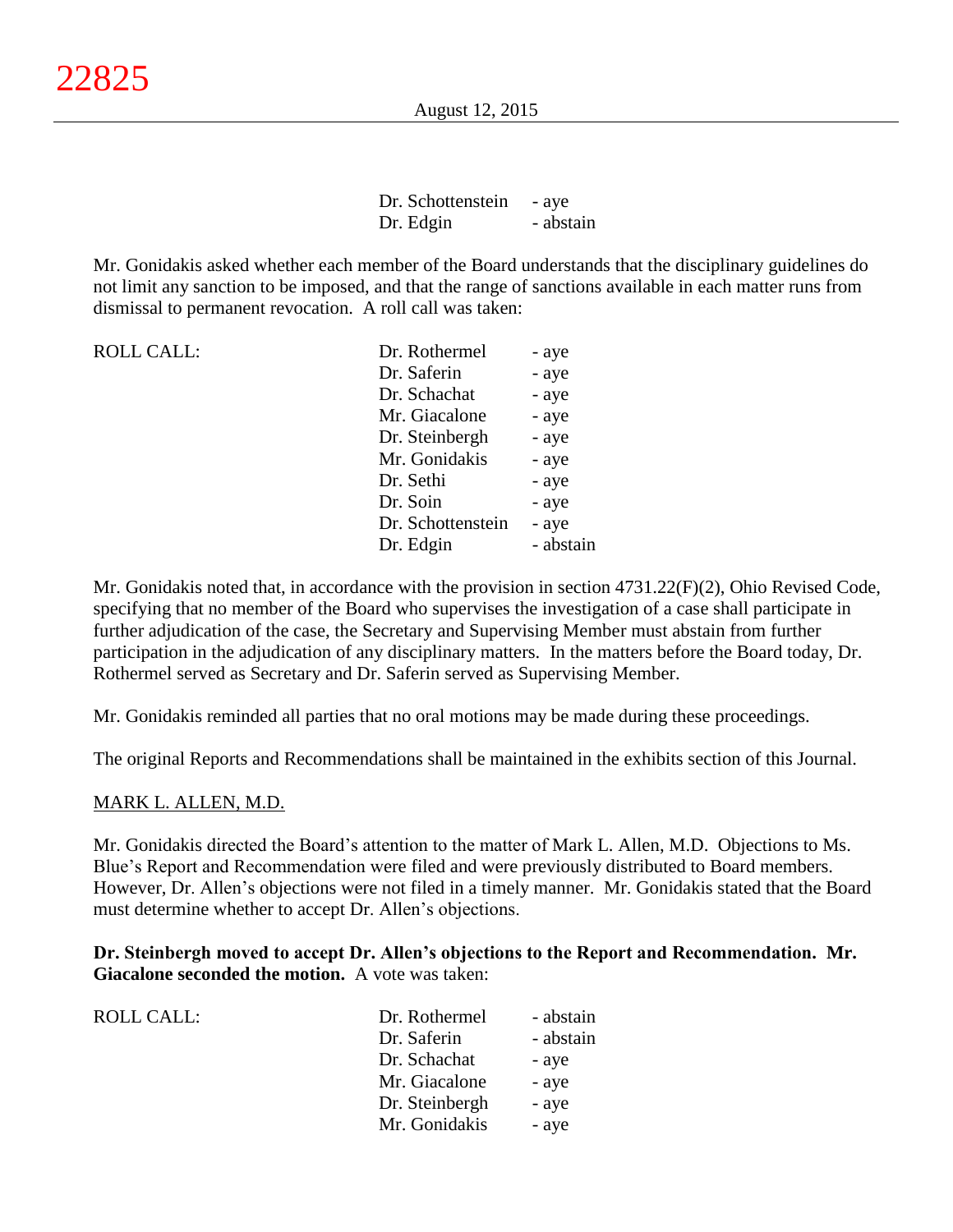| | |
|---|---|
| Dr. Schottenstein | - aye |
| Dr. Edgin | - abstain |

Mr. Gonidakis asked whether each member of the Board understands that the disciplinary guidelines do not limit any sanction to be imposed, and that the range of sanctions available in each matter runs from dismissal to permanent revocation. A roll call was taken:

| ROLL CALL: | | |
|---|---|---|
| | Dr. Rothermel | - aye |
| | Dr. Saferin | - aye |
| | Dr. Schachat | - aye |
| | Mr. Giacalone | - aye |
| | Dr. Steinbergh | - aye |
| | Mr. Gonidakis | - aye |
| | Dr. Sethi | - aye |
| | Dr. Soin | - aye |
| | Dr. Schottenstein | - aye |
| | Dr. Edgin | - abstain |

Mr. Gonidakis noted that, in accordance with the provision in section 4731.22(F)(2), Ohio Revised Code, specifying that no member of the Board who supervises the investigation of a case shall participate in further adjudication of the case, the Secretary and Supervising Member must abstain from further participation in the adjudication of any disciplinary matters. In the matters before the Board today, Dr. Rothermel served as Secretary and Dr. Saferin served as Supervising Member.

Mr. Gonidakis reminded all parties that no oral motions may be made during these proceedings.

The original Reports and Recommendations shall be maintained in the exhibits section of this Journal.

MARK L. ALLEN, M.D.

Mr. Gonidakis directed the Board's attention to the matter of Mark L. Allen, M.D. Objections to Ms. Blue's Report and Recommendation were filed and were previously distributed to Board members. However, Dr. Allen's objections were not filed in a timely manner. Mr. Gonidakis stated that the Board must determine whether to accept Dr. Allen's objections.

**Dr. Steinbergh moved to accept Dr. Allen's objections to the Report and Recommendation. Mr. Giacalone seconded the motion.** A vote was taken:

| ROLL CALL: | | |
|---|---|---|
| | Dr. Rothermel | - abstain |
| | Dr. Saferin | - abstain |
| | Dr. Schachat | - aye |
| | Mr. Giacalone | - aye |
| | Dr. Steinbergh | - aye |
| | Mr. Gonidakis | - aye |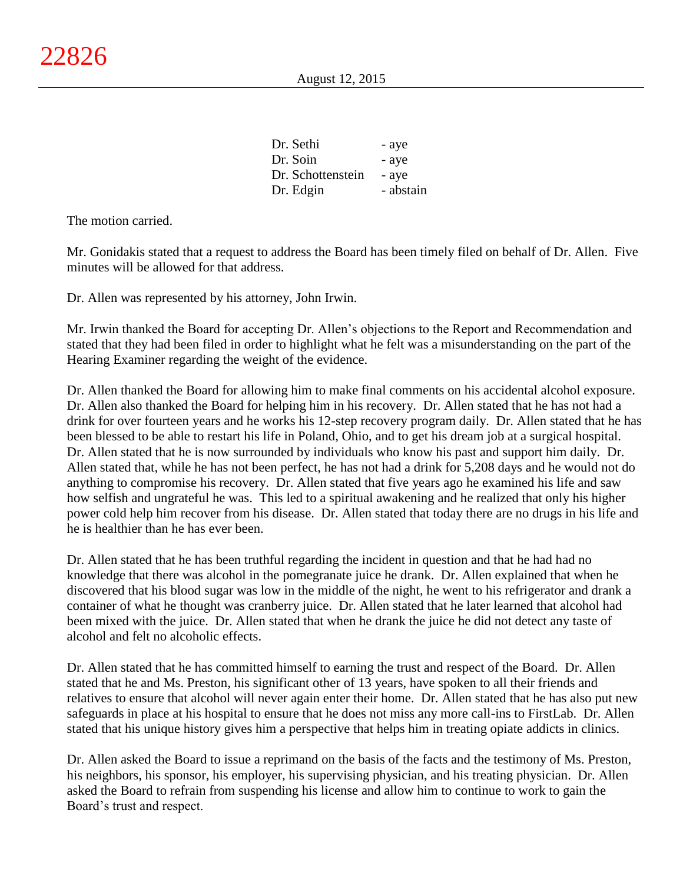| | |
|---|---|
| Dr. Sethi | - aye |
| Dr. Soin | - aye |
| Dr. Schottenstein | - aye |
| Dr. Edgin | - abstain |

The motion carried.

Mr. Gonidakis stated that a request to address the Board has been timely filed on behalf of Dr. Allen. Five minutes will be allowed for that address.

Dr. Allen was represented by his attorney, John Irwin.

Mr. Irwin thanked the Board for accepting Dr. Allen's objections to the Report and Recommendation and stated that they had been filed in order to highlight what he felt was a misunderstanding on the part of the Hearing Examiner regarding the weight of the evidence.

Dr. Allen thanked the Board for allowing him to make final comments on his accidental alcohol exposure. Dr. Allen also thanked the Board for helping him in his recovery. Dr. Allen stated that he has not had a drink for over fourteen years and he works his 12-step recovery program daily. Dr. Allen stated that he has been blessed to be able to restart his life in Poland, Ohio, and to get his dream job at a surgical hospital. Dr. Allen stated that he is now surrounded by individuals who know his past and support him daily. Dr. Allen stated that, while he has not been perfect, he has not had a drink for 5,208 days and he would not do anything to compromise his recovery. Dr. Allen stated that five years ago he examined his life and saw how selfish and ungrateful he was. This led to a spiritual awakening and he realized that only his higher power cold help him recover from his disease. Dr. Allen stated that today there are no drugs in his life and he is healthier than he has ever been.

Dr. Allen stated that he has been truthful regarding the incident in question and that he had had no knowledge that there was alcohol in the pomegranate juice he drank. Dr. Allen explained that when he discovered that his blood sugar was low in the middle of the night, he went to his refrigerator and drank a container of what he thought was cranberry juice. Dr. Allen stated that he later learned that alcohol had been mixed with the juice. Dr. Allen stated that when he drank the juice he did not detect any taste of alcohol and felt no alcoholic effects.

Dr. Allen stated that he has committed himself to earning the trust and respect of the Board. Dr. Allen stated that he and Ms. Preston, his significant other of 13 years, have spoken to all their friends and relatives to ensure that alcohol will never again enter their home. Dr. Allen stated that he has also put new safeguards in place at his hospital to ensure that he does not miss any more call-ins to FirstLab. Dr. Allen stated that his unique history gives him a perspective that helps him in treating opiate addicts in clinics.

Dr. Allen asked the Board to issue a reprimand on the basis of the facts and the testimony of Ms. Preston, his neighbors, his sponsor, his employer, his supervising physician, and his treating physician. Dr. Allen asked the Board to refrain from suspending his license and allow him to continue to work to gain the Board's trust and respect.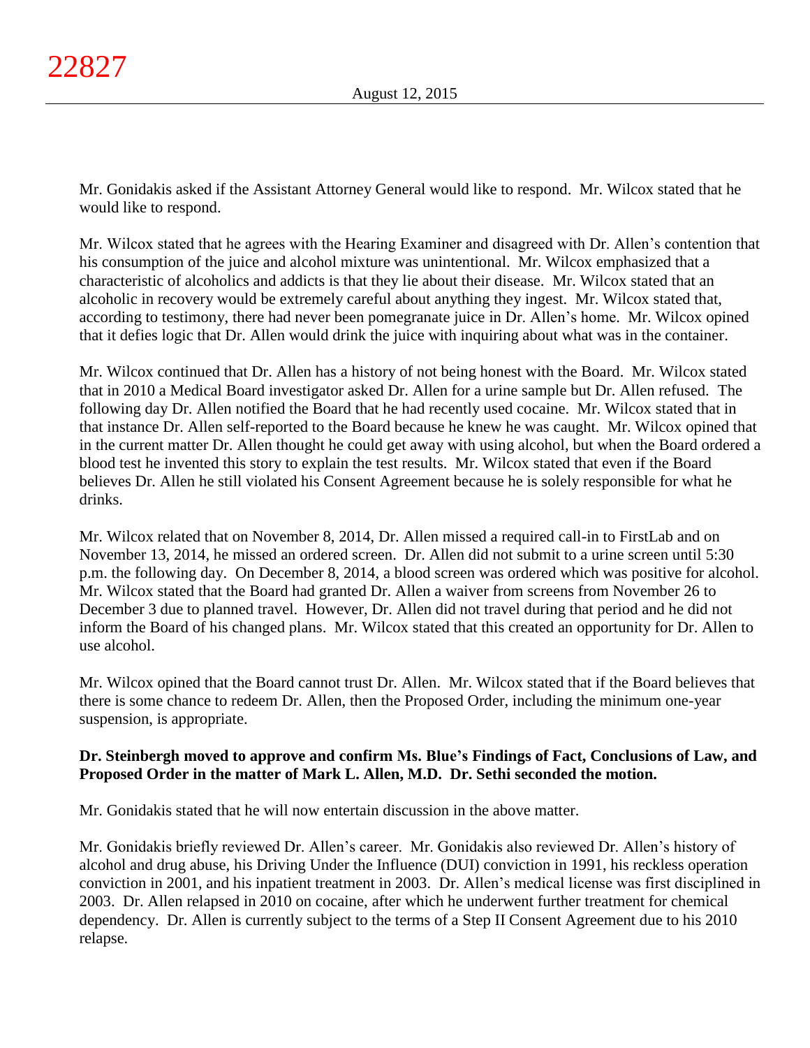Mr. Gonidakis asked if the Assistant Attorney General would like to respond. Mr. Wilcox stated that he would like to respond.

Mr. Wilcox stated that he agrees with the Hearing Examiner and disagreed with Dr. Allen's contention that his consumption of the juice and alcohol mixture was unintentional. Mr. Wilcox emphasized that a characteristic of alcoholics and addicts is that they lie about their disease. Mr. Wilcox stated that an alcoholic in recovery would be extremely careful about anything they ingest. Mr. Wilcox stated that, according to testimony, there had never been pomegranate juice in Dr. Allen's home. Mr. Wilcox opined that it defies logic that Dr. Allen would drink the juice with inquiring about what was in the container.

Mr. Wilcox continued that Dr. Allen has a history of not being honest with the Board. Mr. Wilcox stated that in 2010 a Medical Board investigator asked Dr. Allen for a urine sample but Dr. Allen refused. The following day Dr. Allen notified the Board that he had recently used cocaine. Mr. Wilcox stated that in that instance Dr. Allen self-reported to the Board because he knew he was caught. Mr. Wilcox opined that in the current matter Dr. Allen thought he could get away with using alcohol, but when the Board ordered a blood test he invented this story to explain the test results. Mr. Wilcox stated that even if the Board believes Dr. Allen he still violated his Consent Agreement because he is solely responsible for what he drinks.

Mr. Wilcox related that on November 8, 2014, Dr. Allen missed a required call-in to FirstLab and on November 13, 2014, he missed an ordered screen. Dr. Allen did not submit to a urine screen until 5:30 p.m. the following day. On December 8, 2014, a blood screen was ordered which was positive for alcohol. Mr. Wilcox stated that the Board had granted Dr. Allen a waiver from screens from November 26 to December 3 due to planned travel. However, Dr. Allen did not travel during that period and he did not inform the Board of his changed plans. Mr. Wilcox stated that this created an opportunity for Dr. Allen to use alcohol.

Mr. Wilcox opined that the Board cannot trust Dr. Allen. Mr. Wilcox stated that if the Board believes that there is some chance to redeem Dr. Allen, then the Proposed Order, including the minimum one-year suspension, is appropriate.

**Dr. Steinbergh moved to approve and confirm Ms. Blue's Findings of Fact, Conclusions of Law, and Proposed Order in the matter of Mark L. Allen, M.D. Dr. Sethi seconded the motion.**

Mr. Gonidakis stated that he will now entertain discussion in the above matter.

Mr. Gonidakis briefly reviewed Dr. Allen's career. Mr. Gonidakis also reviewed Dr. Allen's history of alcohol and drug abuse, his Driving Under the Influence (DUI) conviction in 1991, his reckless operation conviction in 2001, and his inpatient treatment in 2003. Dr. Allen's medical license was first disciplined in 2003. Dr. Allen relapsed in 2010 on cocaine, after which he underwent further treatment for chemical dependency. Dr. Allen is currently subject to the terms of a Step II Consent Agreement due to his 2010 relapse.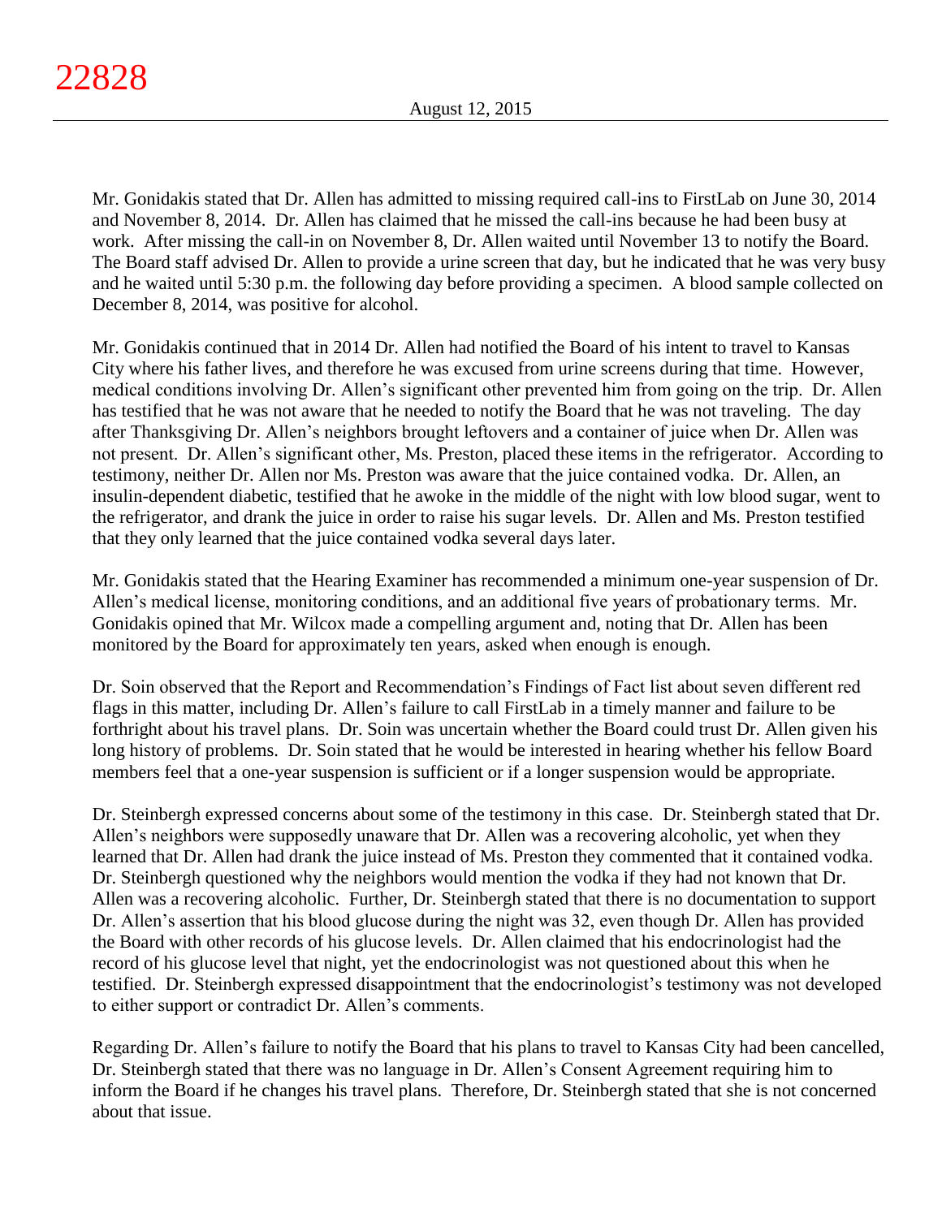Mr. Gonidakis stated that Dr. Allen has admitted to missing required call-ins to FirstLab on June 30, 2014 and November 8, 2014. Dr. Allen has claimed that he missed the call-ins because he had been busy at work. After missing the call-in on November 8, Dr. Allen waited until November 13 to notify the Board. The Board staff advised Dr. Allen to provide a urine screen that day, but he indicated that he was very busy and he waited until 5:30 p.m. the following day before providing a specimen. A blood sample collected on December 8, 2014, was positive for alcohol.

Mr. Gonidakis continued that in 2014 Dr. Allen had notified the Board of his intent to travel to Kansas City where his father lives, and therefore he was excused from urine screens during that time. However, medical conditions involving Dr. Allen's significant other prevented him from going on the trip. Dr. Allen has testified that he was not aware that he needed to notify the Board that he was not traveling. The day after Thanksgiving Dr. Allen's neighbors brought leftovers and a container of juice when Dr. Allen was not present. Dr. Allen's significant other, Ms. Preston, placed these items in the refrigerator. According to testimony, neither Dr. Allen nor Ms. Preston was aware that the juice contained vodka. Dr. Allen, an insulin-dependent diabetic, testified that he awoke in the middle of the night with low blood sugar, went to the refrigerator, and drank the juice in order to raise his sugar levels. Dr. Allen and Ms. Preston testified that they only learned that the juice contained vodka several days later.

Mr. Gonidakis stated that the Hearing Examiner has recommended a minimum one-year suspension of Dr. Allen's medical license, monitoring conditions, and an additional five years of probationary terms. Mr. Gonidakis opined that Mr. Wilcox made a compelling argument and, noting that Dr. Allen has been monitored by the Board for approximately ten years, asked when enough is enough.

Dr. Soin observed that the Report and Recommendation's Findings of Fact list about seven different red flags in this matter, including Dr. Allen's failure to call FirstLab in a timely manner and failure to be forthright about his travel plans. Dr. Soin was uncertain whether the Board could trust Dr. Allen given his long history of problems. Dr. Soin stated that he would be interested in hearing whether his fellow Board members feel that a one-year suspension is sufficient or if a longer suspension would be appropriate.

Dr. Steinbergh expressed concerns about some of the testimony in this case. Dr. Steinbergh stated that Dr. Allen's neighbors were supposedly unaware that Dr. Allen was a recovering alcoholic, yet when they learned that Dr. Allen had drank the juice instead of Ms. Preston they commented that it contained vodka. Dr. Steinbergh questioned why the neighbors would mention the vodka if they had not known that Dr. Allen was a recovering alcoholic. Further, Dr. Steinbergh stated that there is no documentation to support Dr. Allen's assertion that his blood glucose during the night was 32, even though Dr. Allen has provided the Board with other records of his glucose levels. Dr. Allen claimed that his endocrinologist had the record of his glucose level that night, yet the endocrinologist was not questioned about this when he testified. Dr. Steinbergh expressed disappointment that the endocrinologist's testimony was not developed to either support or contradict Dr. Allen's comments.

Regarding Dr. Allen's failure to notify the Board that his plans to travel to Kansas City had been cancelled, Dr. Steinbergh stated that there was no language in Dr. Allen's Consent Agreement requiring him to inform the Board if he changes his travel plans. Therefore, Dr. Steinbergh stated that she is not concerned about that issue.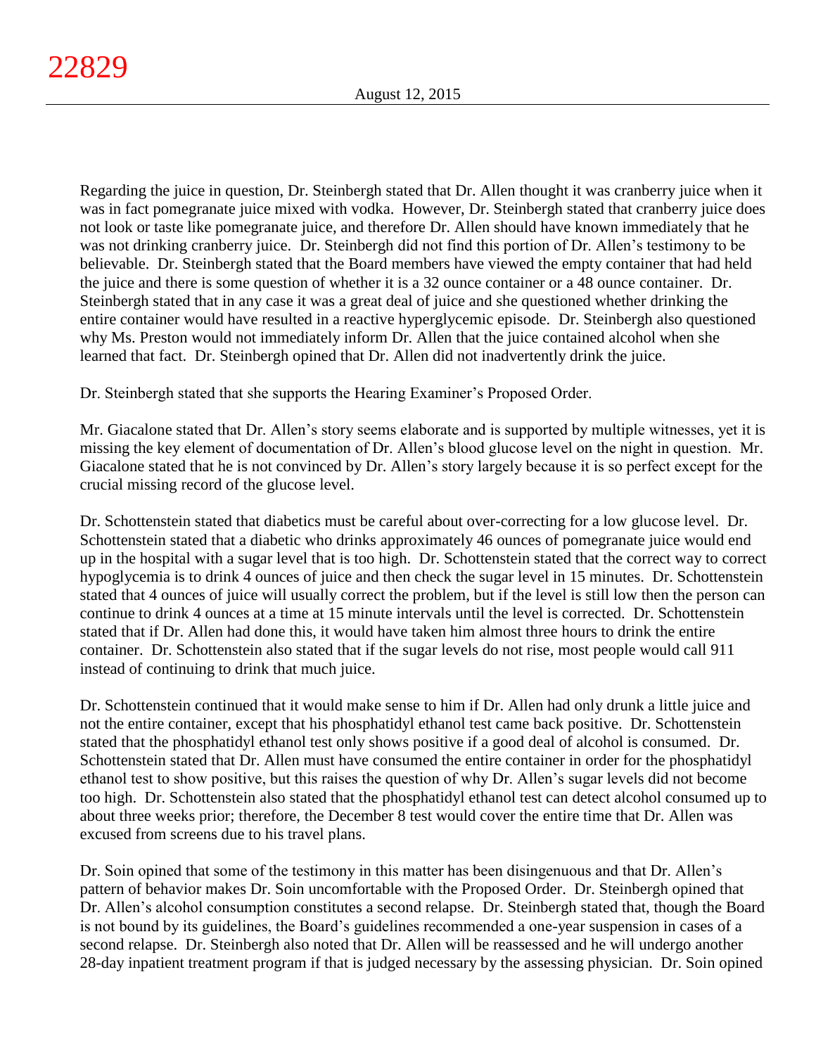Regarding the juice in question, Dr. Steinbergh stated that Dr. Allen thought it was cranberry juice when it was in fact pomegranate juice mixed with vodka. However, Dr. Steinbergh stated that cranberry juice does not look or taste like pomegranate juice, and therefore Dr. Allen should have known immediately that he was not drinking cranberry juice. Dr. Steinbergh did not find this portion of Dr. Allen's testimony to be believable. Dr. Steinbergh stated that the Board members have viewed the empty container that had held the juice and there is some question of whether it is a 32 ounce container or a 48 ounce container. Dr. Steinbergh stated that in any case it was a great deal of juice and she questioned whether drinking the entire container would have resulted in a reactive hyperglycemic episode. Dr. Steinbergh also questioned why Ms. Preston would not immediately inform Dr. Allen that the juice contained alcohol when she learned that fact. Dr. Steinbergh opined that Dr. Allen did not inadvertently drink the juice.

Dr. Steinbergh stated that she supports the Hearing Examiner's Proposed Order.

Mr. Giacalone stated that Dr. Allen's story seems elaborate and is supported by multiple witnesses, yet it is missing the key element of documentation of Dr. Allen's blood glucose level on the night in question. Mr. Giacalone stated that he is not convinced by Dr. Allen's story largely because it is so perfect except for the crucial missing record of the glucose level.

Dr. Schottenstein stated that diabetics must be careful about over-correcting for a low glucose level. Dr. Schottenstein stated that a diabetic who drinks approximately 46 ounces of pomegranate juice would end up in the hospital with a sugar level that is too high. Dr. Schottenstein stated that the correct way to correct hypoglycemia is to drink 4 ounces of juice and then check the sugar level in 15 minutes. Dr. Schottenstein stated that 4 ounces of juice will usually correct the problem, but if the level is still low then the person can continue to drink 4 ounces at a time at 15 minute intervals until the level is corrected. Dr. Schottenstein stated that if Dr. Allen had done this, it would have taken him almost three hours to drink the entire container. Dr. Schottenstein also stated that if the sugar levels do not rise, most people would call 911 instead of continuing to drink that much juice.

Dr. Schottenstein continued that it would make sense to him if Dr. Allen had only drunk a little juice and not the entire container, except that his phosphatidyl ethanol test came back positive. Dr. Schottenstein stated that the phosphatidyl ethanol test only shows positive if a good deal of alcohol is consumed. Dr. Schottenstein stated that Dr. Allen must have consumed the entire container in order for the phosphatidyl ethanol test to show positive, but this raises the question of why Dr. Allen's sugar levels did not become too high. Dr. Schottenstein also stated that the phosphatidyl ethanol test can detect alcohol consumed up to about three weeks prior; therefore, the December 8 test would cover the entire time that Dr. Allen was excused from screens due to his travel plans.

Dr. Soin opined that some of the testimony in this matter has been disingenuous and that Dr. Allen's pattern of behavior makes Dr. Soin uncomfortable with the Proposed Order. Dr. Steinbergh opined that Dr. Allen's alcohol consumption constitutes a second relapse. Dr. Steinbergh stated that, though the Board is not bound by its guidelines, the Board's guidelines recommended a one-year suspension in cases of a second relapse. Dr. Steinbergh also noted that Dr. Allen will be reassessed and he will undergo another 28-day inpatient treatment program if that is judged necessary by the assessing physician. Dr. Soin opined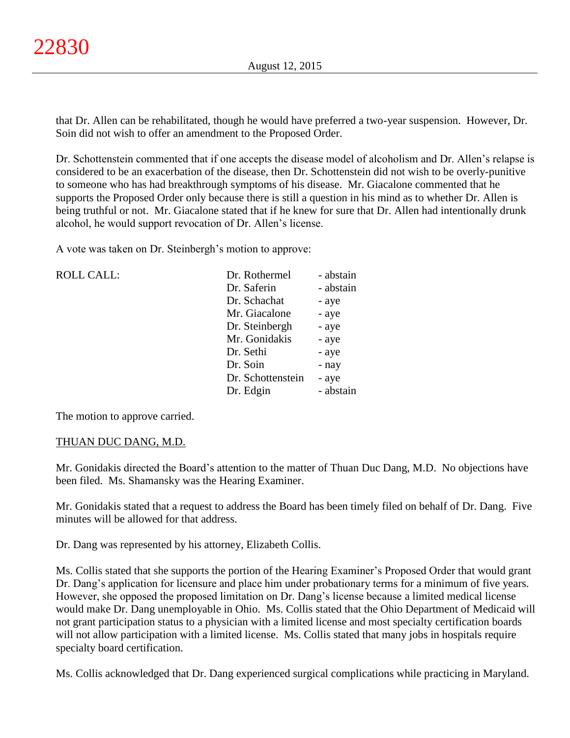that Dr. Allen can be rehabilitated, though he would have preferred a two-year suspension. However, Dr. Soin did not wish to offer an amendment to the Proposed Order.

Dr. Schottenstein commented that if one accepts the disease model of alcoholism and Dr. Allen's relapse is considered to be an exacerbation of the disease, then Dr. Schottenstein did not wish to be overly-punitive to someone who has had breakthrough symptoms of his disease. Mr. Giacalone commented that he supports the Proposed Order only because there is still a question in his mind as to whether Dr. Allen is being truthful or not. Mr. Giacalone stated that if he knew for sure that Dr. Allen had intentionally drunk alcohol, he would support revocation of Dr. Allen's license.

A vote was taken on Dr. Steinbergh's motion to approve:

| ROLL CALL: | | |
|---|---|---|
| | Dr. Rothermel | - abstain |
| | Dr. Saferin | - abstain |
| | Dr. Schachat | - aye |
| | Mr. Giacalone | - aye |
| | Dr. Steinbergh | - aye |
| | Mr. Gonidakis | - aye |
| | Dr. Sethi | - aye |
| | Dr. Soin | - nay |
| | Dr. Schottenstein | - aye |
| | Dr. Edgin | - abstain |

The motion to approve carried.

THUAN DUC DANG, M.D.

Mr. Gonidakis directed the Board's attention to the matter of Thuan Duc Dang, M.D. No objections have been filed. Ms. Shamansky was the Hearing Examiner.

Mr. Gonidakis stated that a request to address the Board has been timely filed on behalf of Dr. Dang. Five minutes will be allowed for that address.

Dr. Dang was represented by his attorney, Elizabeth Collis.

Ms. Collis stated that she supports the portion of the Hearing Examiner's Proposed Order that would grant Dr. Dang's application for licensure and place him under probationary terms for a minimum of five years. However, she opposed the proposed limitation on Dr. Dang's license because a limited medical license would make Dr. Dang unemployable in Ohio. Ms. Collis stated that the Ohio Department of Medicaid will not grant participation status to a physician with a limited license and most specialty certification boards will not allow participation with a limited license. Ms. Collis stated that many jobs in hospitals require specialty board certification.

Ms. Collis acknowledged that Dr. Dang experienced surgical complications while practicing in Maryland.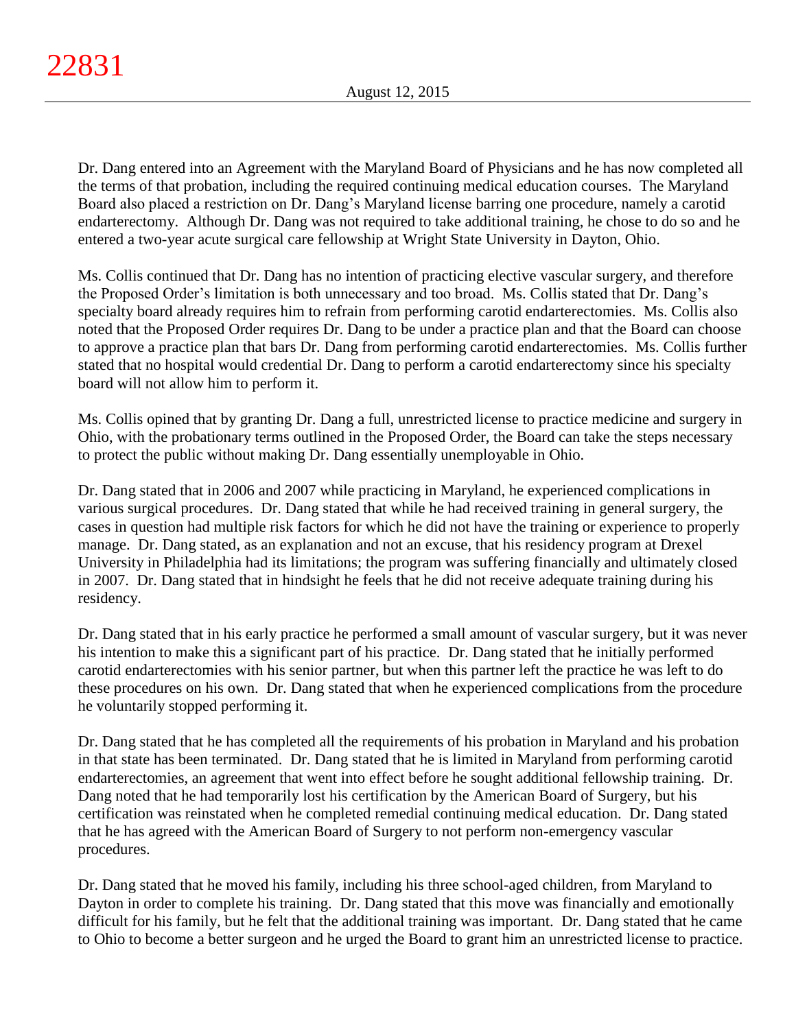Dr. Dang entered into an Agreement with the Maryland Board of Physicians and he has now completed all the terms of that probation, including the required continuing medical education courses. The Maryland Board also placed a restriction on Dr. Dang's Maryland license barring one procedure, namely a carotid endarterectomy. Although Dr. Dang was not required to take additional training, he chose to do so and he entered a two-year acute surgical care fellowship at Wright State University in Dayton, Ohio.

Ms. Collis continued that Dr. Dang has no intention of practicing elective vascular surgery, and therefore the Proposed Order's limitation is both unnecessary and too broad. Ms. Collis stated that Dr. Dang's specialty board already requires him to refrain from performing carotid endarterectomies. Ms. Collis also noted that the Proposed Order requires Dr. Dang to be under a practice plan and that the Board can choose to approve a practice plan that bars Dr. Dang from performing carotid endarterectomies. Ms. Collis further stated that no hospital would credential Dr. Dang to perform a carotid endarterectomy since his specialty board will not allow him to perform it.

Ms. Collis opined that by granting Dr. Dang a full, unrestricted license to practice medicine and surgery in Ohio, with the probationary terms outlined in the Proposed Order, the Board can take the steps necessary to protect the public without making Dr. Dang essentially unemployable in Ohio.

Dr. Dang stated that in 2006 and 2007 while practicing in Maryland, he experienced complications in various surgical procedures. Dr. Dang stated that while he had received training in general surgery, the cases in question had multiple risk factors for which he did not have the training or experience to properly manage. Dr. Dang stated, as an explanation and not an excuse, that his residency program at Drexel University in Philadelphia had its limitations; the program was suffering financially and ultimately closed in 2007. Dr. Dang stated that in hindsight he feels that he did not receive adequate training during his residency.

Dr. Dang stated that in his early practice he performed a small amount of vascular surgery, but it was never his intention to make this a significant part of his practice. Dr. Dang stated that he initially performed carotid endarterectomies with his senior partner, but when this partner left the practice he was left to do these procedures on his own. Dr. Dang stated that when he experienced complications from the procedure he voluntarily stopped performing it.

Dr. Dang stated that he has completed all the requirements of his probation in Maryland and his probation in that state has been terminated. Dr. Dang stated that he is limited in Maryland from performing carotid endarterectomies, an agreement that went into effect before he sought additional fellowship training. Dr. Dang noted that he had temporarily lost his certification by the American Board of Surgery, but his certification was reinstated when he completed remedial continuing medical education. Dr. Dang stated that he has agreed with the American Board of Surgery to not perform non-emergency vascular procedures.

Dr. Dang stated that he moved his family, including his three school-aged children, from Maryland to Dayton in order to complete his training. Dr. Dang stated that this move was financially and emotionally difficult for his family, but he felt that the additional training was important. Dr. Dang stated that he came to Ohio to become a better surgeon and he urged the Board to grant him an unrestricted license to practice.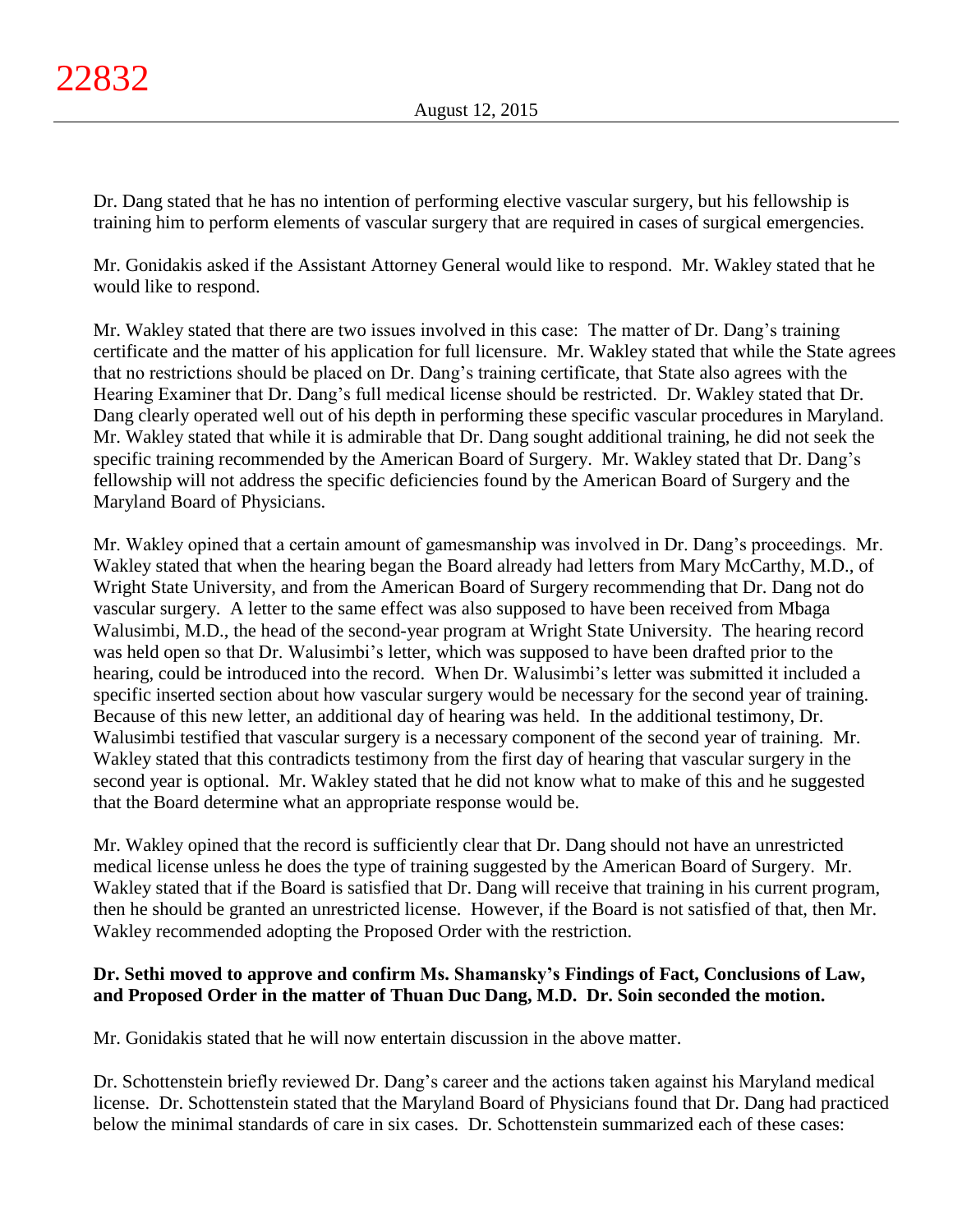Dr. Dang stated that he has no intention of performing elective vascular surgery, but his fellowship is training him to perform elements of vascular surgery that are required in cases of surgical emergencies.

Mr. Gonidakis asked if the Assistant Attorney General would like to respond. Mr. Wakley stated that he would like to respond.

Mr. Wakley stated that there are two issues involved in this case: The matter of Dr. Dang's training certificate and the matter of his application for full licensure. Mr. Wakley stated that while the State agrees that no restrictions should be placed on Dr. Dang's training certificate, that State also agrees with the Hearing Examiner that Dr. Dang's full medical license should be restricted. Dr. Wakley stated that Dr. Dang clearly operated well out of his depth in performing these specific vascular procedures in Maryland. Mr. Wakley stated that while it is admirable that Dr. Dang sought additional training, he did not seek the specific training recommended by the American Board of Surgery. Mr. Wakley stated that Dr. Dang's fellowship will not address the specific deficiencies found by the American Board of Surgery and the Maryland Board of Physicians.

Mr. Wakley opined that a certain amount of gamesmanship was involved in Dr. Dang's proceedings. Mr. Wakley stated that when the hearing began the Board already had letters from Mary McCarthy, M.D., of Wright State University, and from the American Board of Surgery recommending that Dr. Dang not do vascular surgery. A letter to the same effect was also supposed to have been received from Mbaga Walusimbi, M.D., the head of the second-year program at Wright State University. The hearing record was held open so that Dr. Walusimbi's letter, which was supposed to have been drafted prior to the hearing, could be introduced into the record. When Dr. Walusimbi's letter was submitted it included a specific inserted section about how vascular surgery would be necessary for the second year of training. Because of this new letter, an additional day of hearing was held. In the additional testimony, Dr. Walusimbi testified that vascular surgery is a necessary component of the second year of training. Mr. Wakley stated that this contradicts testimony from the first day of hearing that vascular surgery in the second year is optional. Mr. Wakley stated that he did not know what to make of this and he suggested that the Board determine what an appropriate response would be.

Mr. Wakley opined that the record is sufficiently clear that Dr. Dang should not have an unrestricted medical license unless he does the type of training suggested by the American Board of Surgery. Mr. Wakley stated that if the Board is satisfied that Dr. Dang will receive that training in his current program, then he should be granted an unrestricted license. However, if the Board is not satisfied of that, then Mr. Wakley recommended adopting the Proposed Order with the restriction.

**Dr. Sethi moved to approve and confirm Ms. Shamansky's Findings of Fact, Conclusions of Law, and Proposed Order in the matter of Thuan Duc Dang, M.D. Dr. Soin seconded the motion.**

Mr. Gonidakis stated that he will now entertain discussion in the above matter.

Dr. Schottenstein briefly reviewed Dr. Dang's career and the actions taken against his Maryland medical license. Dr. Schottenstein stated that the Maryland Board of Physicians found that Dr. Dang had practiced below the minimal standards of care in six cases. Dr. Schottenstein summarized each of these cases: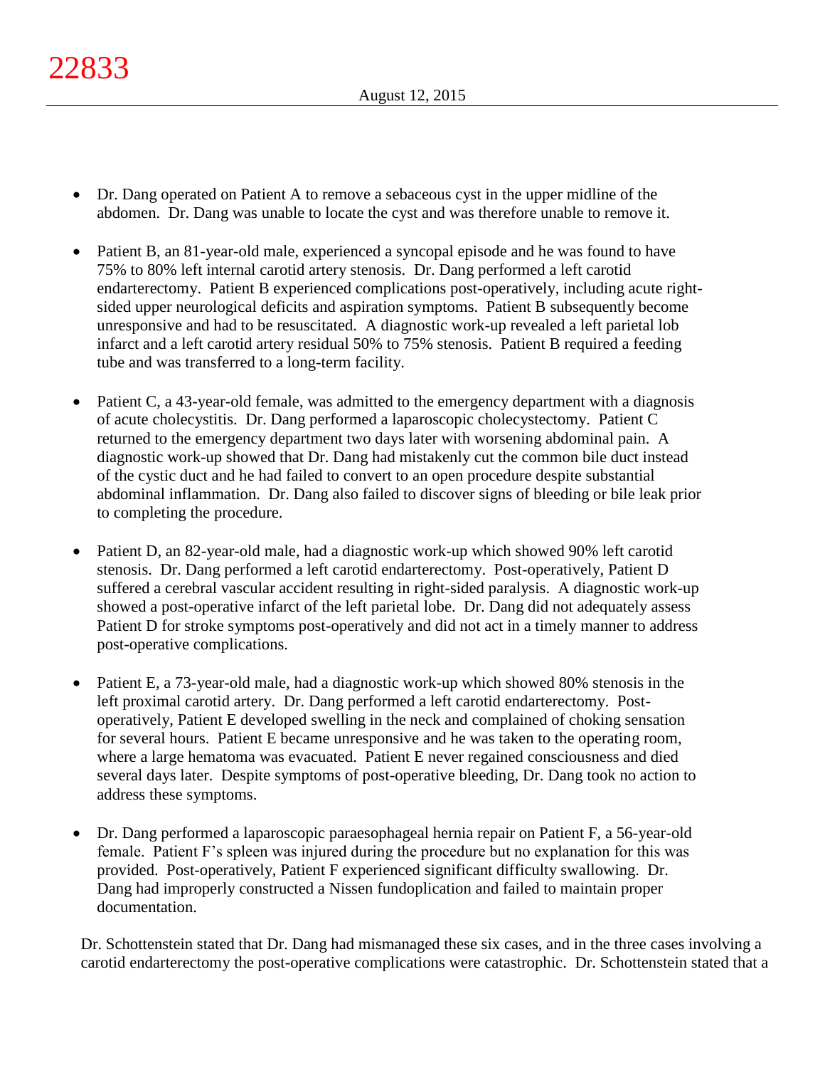- Dr. Dang operated on Patient A to remove a sebaceous cyst in the upper midline of the abdomen. Dr. Dang was unable to locate the cyst and was therefore unable to remove it.

- Patient B, an 81-year-old male, experienced a syncopal episode and he was found to have 75% to 80% left internal carotid artery stenosis. Dr. Dang performed a left carotid endarterectomy. Patient B experienced complications post-operatively, including acute right-sided upper neurological deficits and aspiration symptoms. Patient B subsequently become unresponsive and had to be resuscitated. A diagnostic work-up revealed a left parietal lob infarct and a left carotid artery residual 50% to 75% stenosis. Patient B required a feeding tube and was transferred to a long-term facility.

- Patient C, a 43-year-old female, was admitted to the emergency department with a diagnosis of acute cholecystitis. Dr. Dang performed a laparoscopic cholecystectomy. Patient C returned to the emergency department two days later with worsening abdominal pain. A diagnostic work-up showed that Dr. Dang had mistakenly cut the common bile duct instead of the cystic duct and he had failed to convert to an open procedure despite substantial abdominal inflammation. Dr. Dang also failed to discover signs of bleeding or bile leak prior to completing the procedure.

- Patient D, an 82-year-old male, had a diagnostic work-up which showed 90% left carotid stenosis. Dr. Dang performed a left carotid endarterectomy. Post-operatively, Patient D suffered a cerebral vascular accident resulting in right-sided paralysis. A diagnostic work-up showed a post-operative infarct of the left parietal lobe. Dr. Dang did not adequately assess Patient D for stroke symptoms post-operatively and did not act in a timely manner to address post-operative complications.

- Patient E, a 73-year-old male, had a diagnostic work-up which showed 80% stenosis in the left proximal carotid artery. Dr. Dang performed a left carotid endarterectomy. Post-operatively, Patient E developed swelling in the neck and complained of choking sensation for several hours. Patient E became unresponsive and he was taken to the operating room, where a large hematoma was evacuated. Patient E never regained consciousness and died several days later. Despite symptoms of post-operative bleeding, Dr. Dang took no action to address these symptoms.

- Dr. Dang performed a laparoscopic paraesophageal hernia repair on Patient F, a 56-year-old female. Patient F's spleen was injured during the procedure but no explanation for this was provided. Post-operatively, Patient F experienced significant difficulty swallowing. Dr. Dang had improperly constructed a Nissen fundoplication and failed to maintain proper documentation.

Dr. Schottenstein stated that Dr. Dang had mismanaged these six cases, and in the three cases involving a carotid endarterectomy the post-operative complications were catastrophic. Dr. Schottenstein stated that a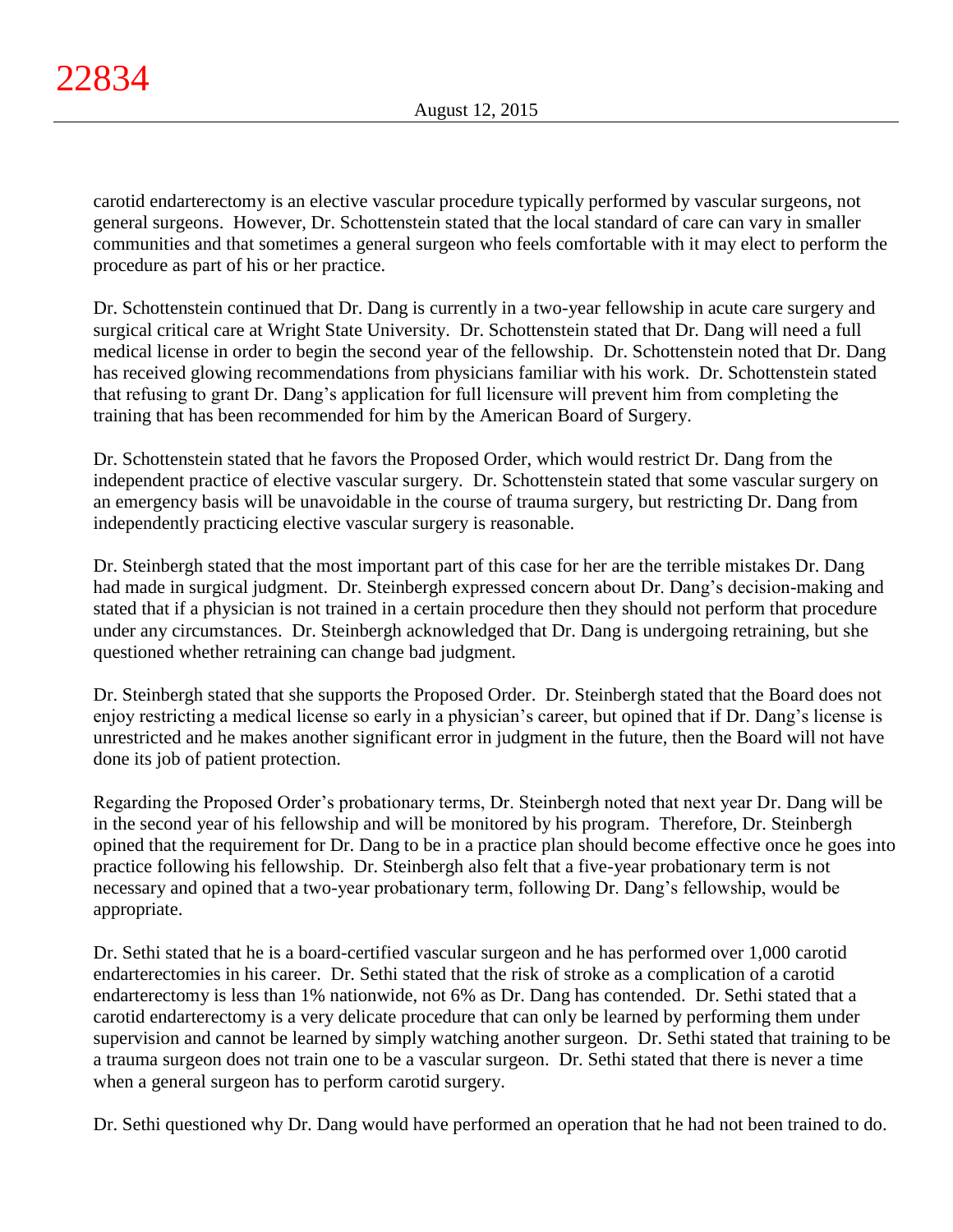carotid endarterectomy is an elective vascular procedure typically performed by vascular surgeons, not general surgeons. However, Dr. Schottenstein stated that the local standard of care can vary in smaller communities and that sometimes a general surgeon who feels comfortable with it may elect to perform the procedure as part of his or her practice.

Dr. Schottenstein continued that Dr. Dang is currently in a two-year fellowship in acute care surgery and surgical critical care at Wright State University. Dr. Schottenstein stated that Dr. Dang will need a full medical license in order to begin the second year of the fellowship. Dr. Schottenstein noted that Dr. Dang has received glowing recommendations from physicians familiar with his work. Dr. Schottenstein stated that refusing to grant Dr. Dang's application for full licensure will prevent him from completing the training that has been recommended for him by the American Board of Surgery.

Dr. Schottenstein stated that he favors the Proposed Order, which would restrict Dr. Dang from the independent practice of elective vascular surgery. Dr. Schottenstein stated that some vascular surgery on an emergency basis will be unavoidable in the course of trauma surgery, but restricting Dr. Dang from independently practicing elective vascular surgery is reasonable.

Dr. Steinbergh stated that the most important part of this case for her are the terrible mistakes Dr. Dang had made in surgical judgment. Dr. Steinbergh expressed concern about Dr. Dang's decision-making and stated that if a physician is not trained in a certain procedure then they should not perform that procedure under any circumstances. Dr. Steinbergh acknowledged that Dr. Dang is undergoing retraining, but she questioned whether retraining can change bad judgment.

Dr. Steinbergh stated that she supports the Proposed Order. Dr. Steinbergh stated that the Board does not enjoy restricting a medical license so early in a physician's career, but opined that if Dr. Dang's license is unrestricted and he makes another significant error in judgment in the future, then the Board will not have done its job of patient protection.

Regarding the Proposed Order's probationary terms, Dr. Steinbergh noted that next year Dr. Dang will be in the second year of his fellowship and will be monitored by his program. Therefore, Dr. Steinbergh opined that the requirement for Dr. Dang to be in a practice plan should become effective once he goes into practice following his fellowship. Dr. Steinbergh also felt that a five-year probationary term is not necessary and opined that a two-year probationary term, following Dr. Dang's fellowship, would be appropriate.

Dr. Sethi stated that he is a board-certified vascular surgeon and he has performed over 1,000 carotid endarterectomies in his career. Dr. Sethi stated that the risk of stroke as a complication of a carotid endarterectomy is less than 1% nationwide, not 6% as Dr. Dang has contended. Dr. Sethi stated that a carotid endarterectomy is a very delicate procedure that can only be learned by performing them under supervision and cannot be learned by simply watching another surgeon. Dr. Sethi stated that training to be a trauma surgeon does not train one to be a vascular surgeon. Dr. Sethi stated that there is never a time when a general surgeon has to perform carotid surgery.

Dr. Sethi questioned why Dr. Dang would have performed an operation that he had not been trained to do.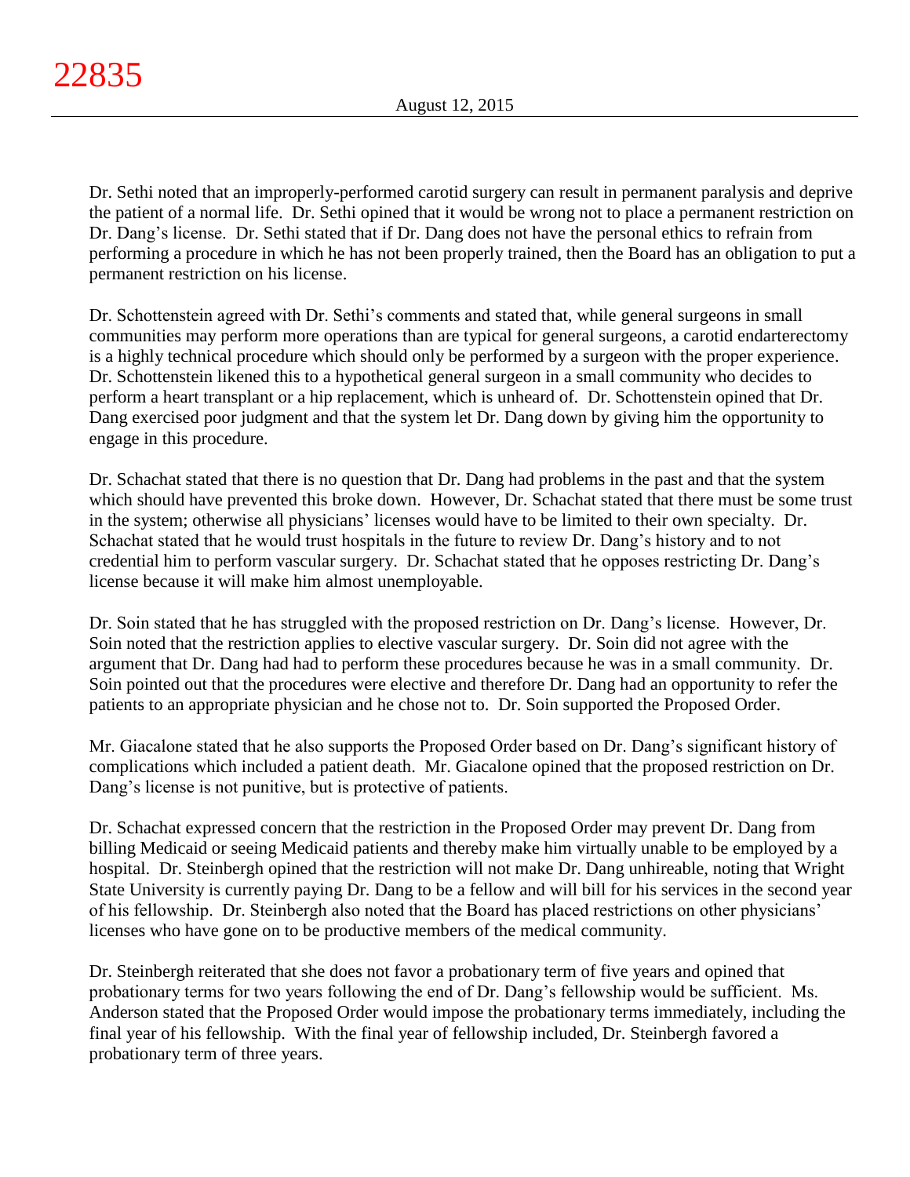Dr. Sethi noted that an improperly-performed carotid surgery can result in permanent paralysis and deprive the patient of a normal life. Dr. Sethi opined that it would be wrong not to place a permanent restriction on Dr. Dang's license. Dr. Sethi stated that if Dr. Dang does not have the personal ethics to refrain from performing a procedure in which he has not been properly trained, then the Board has an obligation to put a permanent restriction on his license.

Dr. Schottenstein agreed with Dr. Sethi's comments and stated that, while general surgeons in small communities may perform more operations than are typical for general surgeons, a carotid endarterectomy is a highly technical procedure which should only be performed by a surgeon with the proper experience. Dr. Schottenstein likened this to a hypothetical general surgeon in a small community who decides to perform a heart transplant or a hip replacement, which is unheard of. Dr. Schottenstein opined that Dr. Dang exercised poor judgment and that the system let Dr. Dang down by giving him the opportunity to engage in this procedure.

Dr. Schachat stated that there is no question that Dr. Dang had problems in the past and that the system which should have prevented this broke down. However, Dr. Schachat stated that there must be some trust in the system; otherwise all physicians' licenses would have to be limited to their own specialty. Dr. Schachat stated that he would trust hospitals in the future to review Dr. Dang's history and to not credential him to perform vascular surgery. Dr. Schachat stated that he opposes restricting Dr. Dang's license because it will make him almost unemployable.

Dr. Soin stated that he has struggled with the proposed restriction on Dr. Dang's license. However, Dr. Soin noted that the restriction applies to elective vascular surgery. Dr. Soin did not agree with the argument that Dr. Dang had had to perform these procedures because he was in a small community. Dr. Soin pointed out that the procedures were elective and therefore Dr. Dang had an opportunity to refer the patients to an appropriate physician and he chose not to. Dr. Soin supported the Proposed Order.

Mr. Giacalone stated that he also supports the Proposed Order based on Dr. Dang's significant history of complications which included a patient death. Mr. Giacalone opined that the proposed restriction on Dr. Dang's license is not punitive, but is protective of patients.

Dr. Schachat expressed concern that the restriction in the Proposed Order may prevent Dr. Dang from billing Medicaid or seeing Medicaid patients and thereby make him virtually unable to be employed by a hospital. Dr. Steinbergh opined that the restriction will not make Dr. Dang unhireable, noting that Wright State University is currently paying Dr. Dang to be a fellow and will bill for his services in the second year of his fellowship. Dr. Steinbergh also noted that the Board has placed restrictions on other physicians' licenses who have gone on to be productive members of the medical community.

Dr. Steinbergh reiterated that she does not favor a probationary term of five years and opined that probationary terms for two years following the end of Dr. Dang's fellowship would be sufficient. Ms. Anderson stated that the Proposed Order would impose the probationary terms immediately, including the final year of his fellowship. With the final year of fellowship included, Dr. Steinbergh favored a probationary term of three years.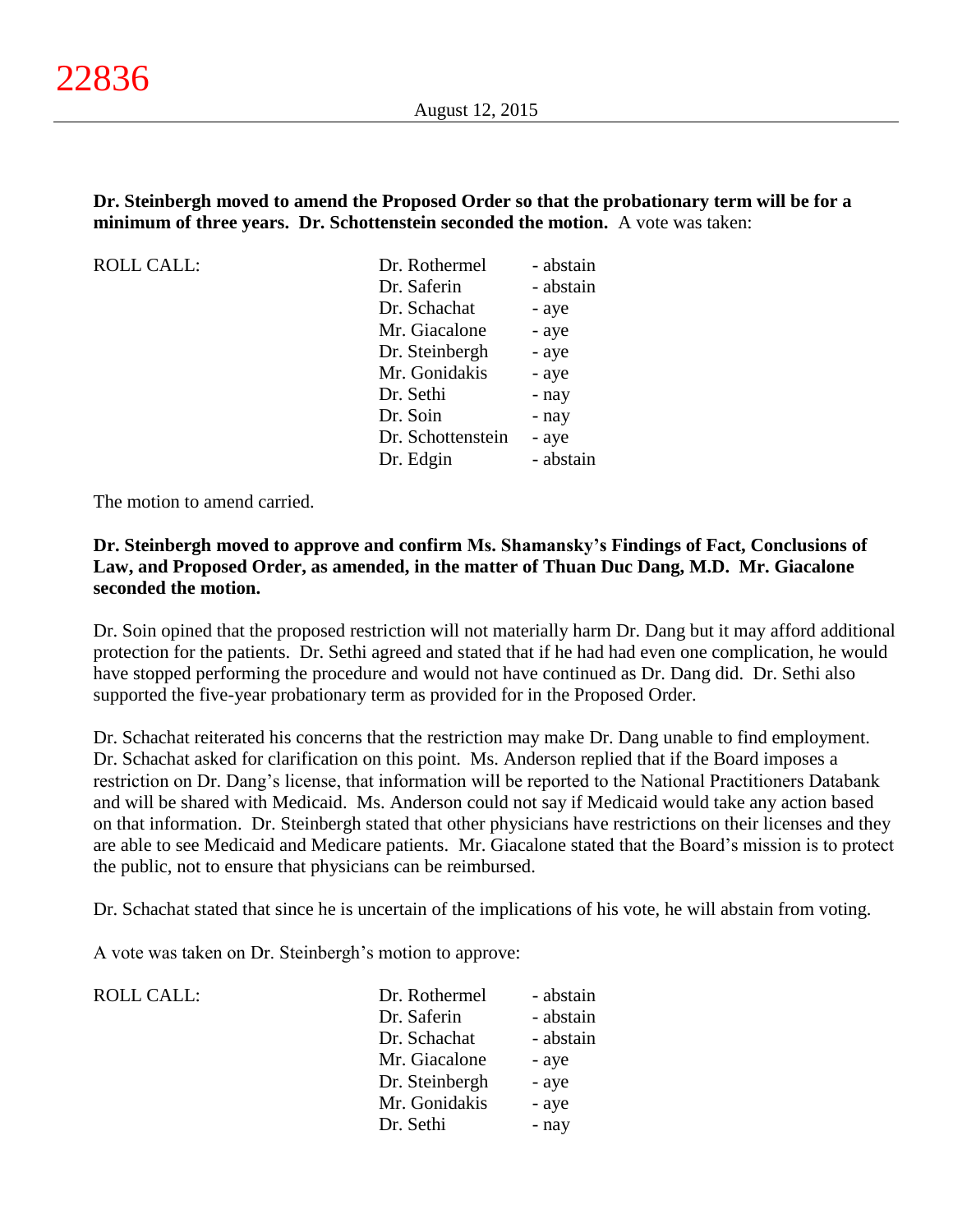**Dr. Steinbergh moved to amend the Proposed Order so that the probationary term will be for a minimum of three years. Dr. Schottenstein seconded the motion.** A vote was taken:

| ROLL CALL: | Dr. Rothermel | - abstain |
|---|---|---|
| | Dr. Saferin | - abstain |
| | Dr. Schachat | - aye |
| | Mr. Giacalone | - aye |
| | Dr. Steinbergh | - aye |
| | Mr. Gonidakis | - aye |
| | Dr. Sethi | - nay |
| | Dr. Soin | - nay |
| | Dr. Schottenstein | - aye |
| | Dr. Edgin | - abstain |

The motion to amend carried.

**Dr. Steinbergh moved to approve and confirm Ms. Shamansky's Findings of Fact, Conclusions of Law, and Proposed Order, as amended, in the matter of Thuan Duc Dang, M.D. Mr. Giacalone seconded the motion.**

Dr. Soin opined that the proposed restriction will not materially harm Dr. Dang but it may afford additional protection for the patients. Dr. Sethi agreed and stated that if he had had even one complication, he would have stopped performing the procedure and would not have continued as Dr. Dang did. Dr. Sethi also supported the five-year probationary term as provided for in the Proposed Order.

Dr. Schachat reiterated his concerns that the restriction may make Dr. Dang unable to find employment. Dr. Schachat asked for clarification on this point. Ms. Anderson replied that if the Board imposes a restriction on Dr. Dang's license, that information will be reported to the National Practitioners Databank and will be shared with Medicaid. Ms. Anderson could not say if Medicaid would take any action based on that information. Dr. Steinbergh stated that other physicians have restrictions on their licenses and they are able to see Medicaid and Medicare patients. Mr. Giacalone stated that the Board's mission is to protect the public, not to ensure that physicians can be reimbursed.

Dr. Schachat stated that since he is uncertain of the implications of his vote, he will abstain from voting.

A vote was taken on Dr. Steinbergh's motion to approve:

| ROLL CALL: | Dr. Rothermel | - abstain |
|---|---|---|
| | Dr. Saferin | - abstain |
| | Dr. Schachat | - abstain |
| | Mr. Giacalone | - aye |
| | Dr. Steinbergh | - aye |
| | Mr. Gonidakis | - aye |
| | Dr. Sethi | - nay |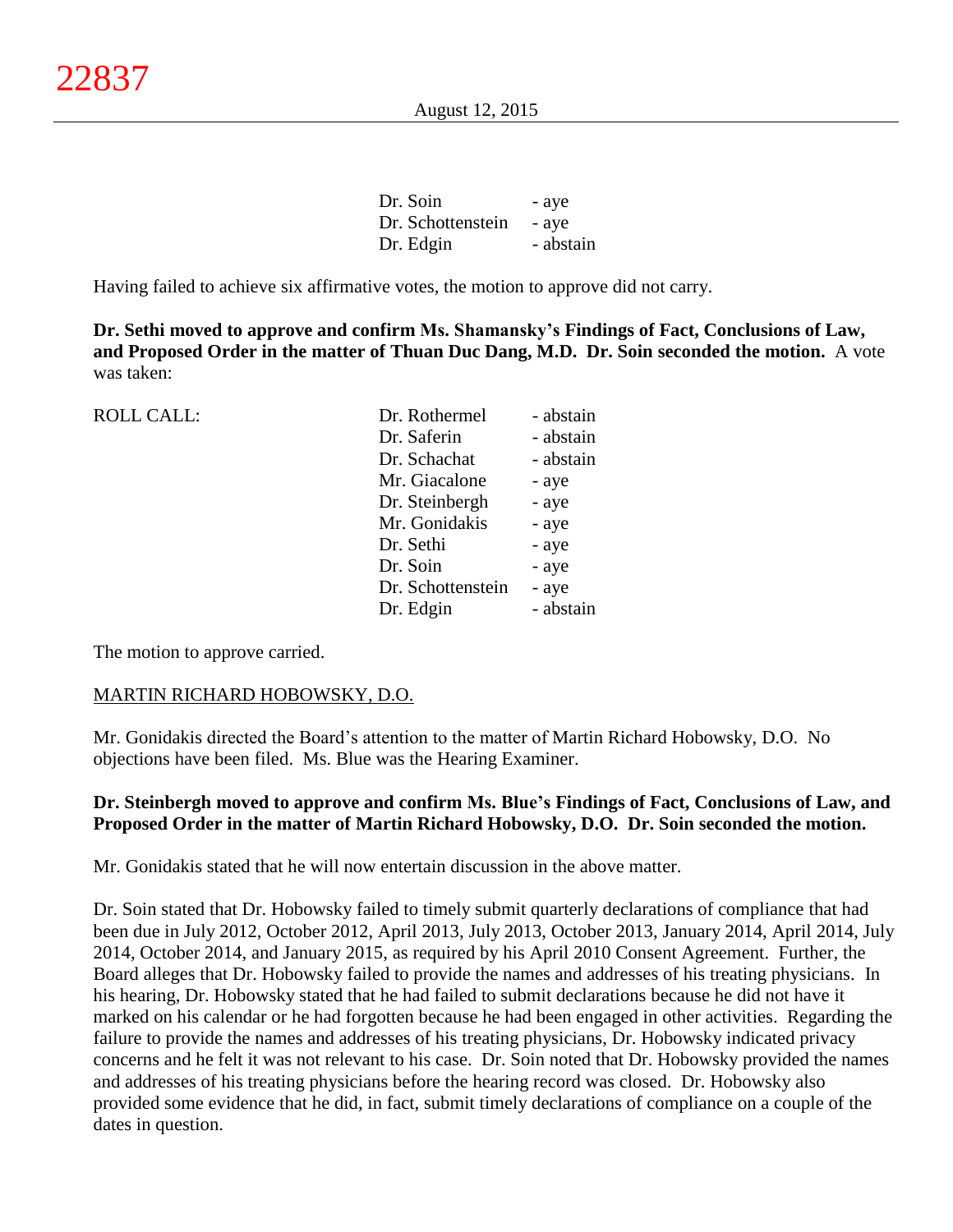| | |
|---|---|
| Dr. Soin | - aye |
| Dr. Schottenstein | - aye |
| Dr. Edgin | - abstain |

Having failed to achieve six affirmative votes, the motion to approve did not carry.

**Dr. Sethi moved to approve and confirm Ms. Shamansky's Findings of Fact, Conclusions of Law, and Proposed Order in the matter of Thuan Duc Dang, M.D. Dr. Soin seconded the motion.** A vote was taken:

| ROLL CALL: | | |
|---|---|---|
| | Dr. Rothermel | - abstain |
| | Dr. Saferin | - abstain |
| | Dr. Schachat | - abstain |
| | Mr. Giacalone | - aye |
| | Dr. Steinbergh | - aye |
| | Mr. Gonidakis | - aye |
| | Dr. Sethi | - aye |
| | Dr. Soin | - aye |
| | Dr. Schottenstein | - aye |
| | Dr. Edgin | - abstain |

The motion to approve carried.

MARTIN RICHARD HOBOWSKY, D.O.

Mr. Gonidakis directed the Board's attention to the matter of Martin Richard Hobowsky, D.O. No objections have been filed. Ms. Blue was the Hearing Examiner.

**Dr. Steinbergh moved to approve and confirm Ms. Blue's Findings of Fact, Conclusions of Law, and Proposed Order in the matter of Martin Richard Hobowsky, D.O. Dr. Soin seconded the motion.**

Mr. Gonidakis stated that he will now entertain discussion in the above matter.

Dr. Soin stated that Dr. Hobowsky failed to timely submit quarterly declarations of compliance that had been due in July 2012, October 2012, April 2013, July 2013, October 2013, January 2014, April 2014, July 2014, October 2014, and January 2015, as required by his April 2010 Consent Agreement. Further, the Board alleges that Dr. Hobowsky failed to provide the names and addresses of his treating physicians. In his hearing, Dr. Hobowsky stated that he had failed to submit declarations because he did not have it marked on his calendar or he had forgotten because he had been engaged in other activities. Regarding the failure to provide the names and addresses of his treating physicians, Dr. Hobowsky indicated privacy concerns and he felt it was not relevant to his case. Dr. Soin noted that Dr. Hobowsky provided the names and addresses of his treating physicians before the hearing record was closed. Dr. Hobowsky also provided some evidence that he did, in fact, submit timely declarations of compliance on a couple of the dates in question.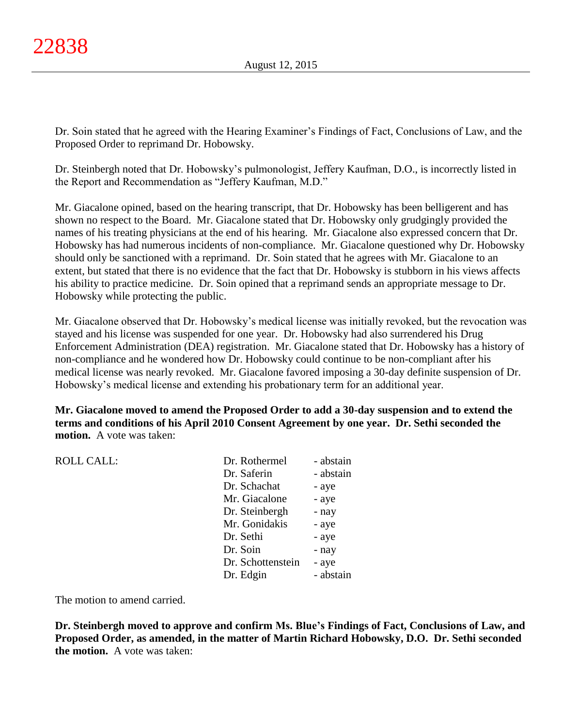Dr. Soin stated that he agreed with the Hearing Examiner's Findings of Fact, Conclusions of Law, and the Proposed Order to reprimand Dr. Hobowsky.

Dr. Steinbergh noted that Dr. Hobowsky's pulmonologist, Jeffery Kaufman, D.O., is incorrectly listed in the Report and Recommendation as "Jeffery Kaufman, M.D."

Mr. Giacalone opined, based on the hearing transcript, that Dr. Hobowsky has been belligerent and has shown no respect to the Board. Mr. Giacalone stated that Dr. Hobowsky only grudgingly provided the names of his treating physicians at the end of his hearing. Mr. Giacalone also expressed concern that Dr. Hobowsky has had numerous incidents of non-compliance. Mr. Giacalone questioned why Dr. Hobowsky should only be sanctioned with a reprimand. Dr. Soin stated that he agrees with Mr. Giacalone to an extent, but stated that there is no evidence that the fact that Dr. Hobowsky is stubborn in his views affects his ability to practice medicine. Dr. Soin opined that a reprimand sends an appropriate message to Dr. Hobowsky while protecting the public.

Mr. Giacalone observed that Dr. Hobowsky's medical license was initially revoked, but the revocation was stayed and his license was suspended for one year. Dr. Hobowsky had also surrendered his Drug Enforcement Administration (DEA) registration. Mr. Giacalone stated that Dr. Hobowsky has a history of non-compliance and he wondered how Dr. Hobowsky could continue to be non-compliant after his medical license was nearly revoked. Mr. Giacalone favored imposing a 30-day definite suspension of Dr. Hobowsky's medical license and extending his probationary term for an additional year.

**Mr. Giacalone moved to amend the Proposed Order to add a 30-day suspension and to extend the terms and conditions of his April 2010 Consent Agreement by one year. Dr. Sethi seconded the motion.** A vote was taken:

| ROLL CALL: | | |
|---|---|---|
| | Dr. Rothermel | - abstain |
| | Dr. Saferin | - abstain |
| | Dr. Schachat | - aye |
| | Mr. Giacalone | - aye |
| | Dr. Steinbergh | - nay |
| | Mr. Gonidakis | - aye |
| | Dr. Sethi | - aye |
| | Dr. Soin | - nay |
| | Dr. Schottenstein | - aye |
| | Dr. Edgin | - abstain |

The motion to amend carried.

**Dr. Steinbergh moved to approve and confirm Ms. Blue's Findings of Fact, Conclusions of Law, and Proposed Order, as amended, in the matter of Martin Richard Hobowsky, D.O. Dr. Sethi seconded the motion.** A vote was taken: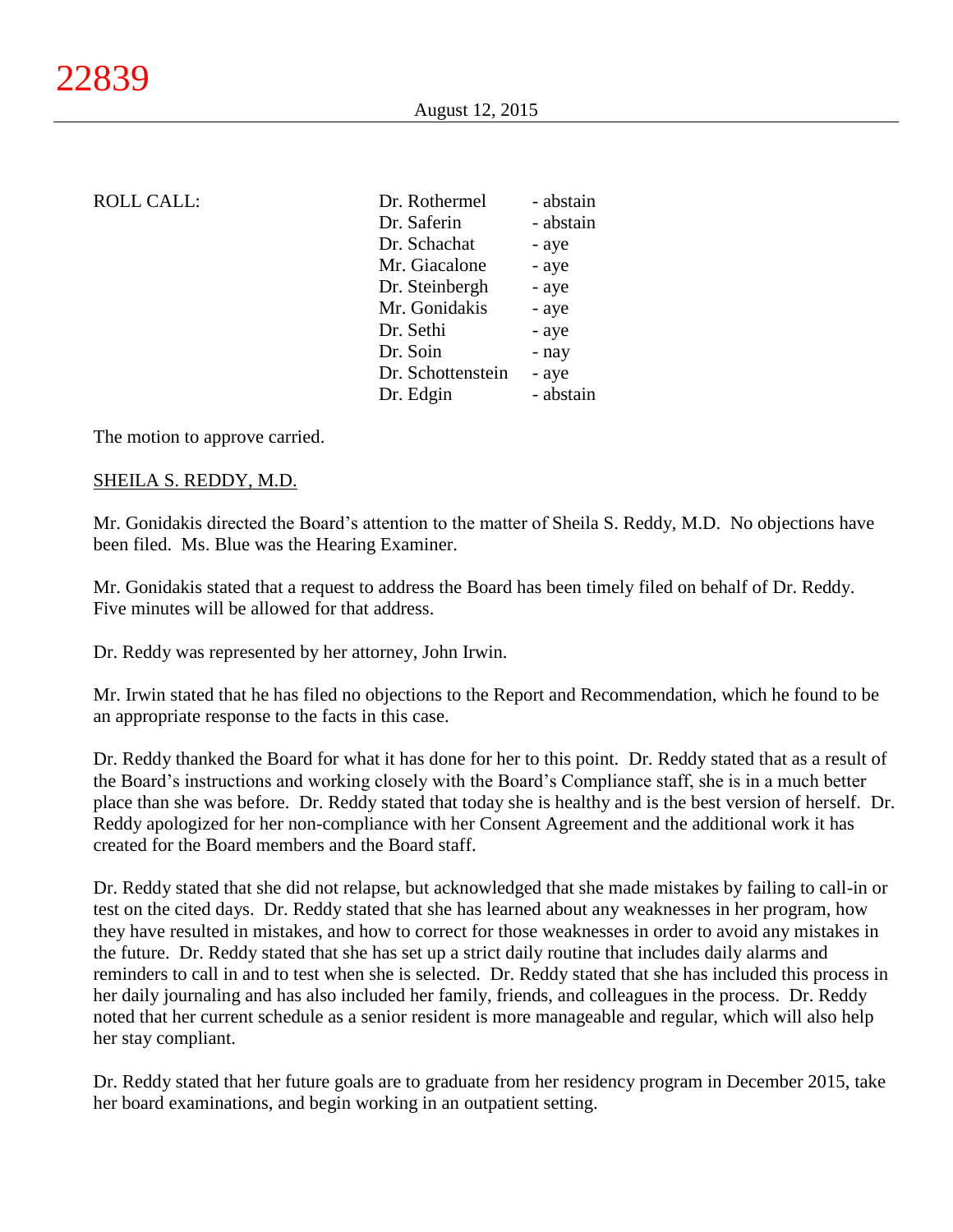ROLL CALL:

| | |
|---|---|
| Dr. Rothermel | - abstain |
| Dr. Saferin | - abstain |
| Dr. Schachat | - aye |
| Mr. Giacalone | - aye |
| Dr. Steinbergh | - aye |
| Mr. Gonidakis | - aye |
| Dr. Sethi | - aye |
| Dr. Soin | - nay |
| Dr. Schottenstein | - aye |
| Dr. Edgin | - abstain |

The motion to approve carried.

SHEILA S. REDDY, M.D.

Mr. Gonidakis directed the Board's attention to the matter of Sheila S. Reddy, M.D. No objections have been filed. Ms. Blue was the Hearing Examiner.

Mr. Gonidakis stated that a request to address the Board has been timely filed on behalf of Dr. Reddy. Five minutes will be allowed for that address.

Dr. Reddy was represented by her attorney, John Irwin.

Mr. Irwin stated that he has filed no objections to the Report and Recommendation, which he found to be an appropriate response to the facts in this case.

Dr. Reddy thanked the Board for what it has done for her to this point. Dr. Reddy stated that as a result of the Board's instructions and working closely with the Board's Compliance staff, she is in a much better place than she was before. Dr. Reddy stated that today she is healthy and is the best version of herself. Dr. Reddy apologized for her non-compliance with her Consent Agreement and the additional work it has created for the Board members and the Board staff.

Dr. Reddy stated that she did not relapse, but acknowledged that she made mistakes by failing to call-in or test on the cited days. Dr. Reddy stated that she has learned about any weaknesses in her program, how they have resulted in mistakes, and how to correct for those weaknesses in order to avoid any mistakes in the future. Dr. Reddy stated that she has set up a strict daily routine that includes daily alarms and reminders to call in and to test when she is selected. Dr. Reddy stated that she has included this process in her daily journaling and has also included her family, friends, and colleagues in the process. Dr. Reddy noted that her current schedule as a senior resident is more manageable and regular, which will also help her stay compliant.

Dr. Reddy stated that her future goals are to graduate from her residency program in December 2015, take her board examinations, and begin working in an outpatient setting.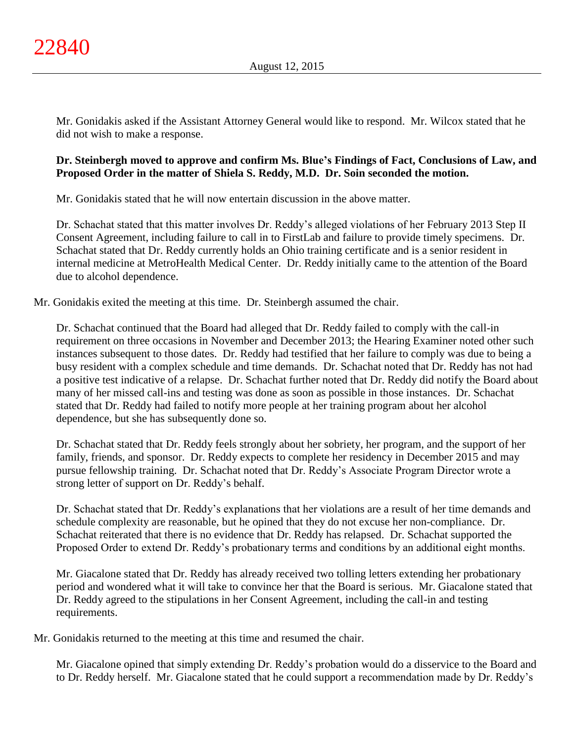Mr. Gonidakis asked if the Assistant Attorney General would like to respond. Mr. Wilcox stated that he did not wish to make a response.

**Dr. Steinbergh moved to approve and confirm Ms. Blue's Findings of Fact, Conclusions of Law, and Proposed Order in the matter of Shiela S. Reddy, M.D. Dr. Soin seconded the motion.**

Mr. Gonidakis stated that he will now entertain discussion in the above matter.

Dr. Schachat stated that this matter involves Dr. Reddy's alleged violations of her February 2013 Step II Consent Agreement, including failure to call in to FirstLab and failure to provide timely specimens. Dr. Schachat stated that Dr. Reddy currently holds an Ohio training certificate and is a senior resident in internal medicine at MetroHealth Medical Center. Dr. Reddy initially came to the attention of the Board due to alcohol dependence.

Mr. Gonidakis exited the meeting at this time. Dr. Steinbergh assumed the chair.

Dr. Schachat continued that the Board had alleged that Dr. Reddy failed to comply with the call-in requirement on three occasions in November and December 2013; the Hearing Examiner noted other such instances subsequent to those dates. Dr. Reddy had testified that her failure to comply was due to being a busy resident with a complex schedule and time demands. Dr. Schachat noted that Dr. Reddy has not had a positive test indicative of a relapse. Dr. Schachat further noted that Dr. Reddy did notify the Board about many of her missed call-ins and testing was done as soon as possible in those instances. Dr. Schachat stated that Dr. Reddy had failed to notify more people at her training program about her alcohol dependence, but she has subsequently done so.

Dr. Schachat stated that Dr. Reddy feels strongly about her sobriety, her program, and the support of her family, friends, and sponsor. Dr. Reddy expects to complete her residency in December 2015 and may pursue fellowship training. Dr. Schachat noted that Dr. Reddy's Associate Program Director wrote a strong letter of support on Dr. Reddy's behalf.

Dr. Schachat stated that Dr. Reddy's explanations that her violations are a result of her time demands and schedule complexity are reasonable, but he opined that they do not excuse her non-compliance. Dr. Schachat reiterated that there is no evidence that Dr. Reddy has relapsed. Dr. Schachat supported the Proposed Order to extend Dr. Reddy's probationary terms and conditions by an additional eight months.

Mr. Giacalone stated that Dr. Reddy has already received two tolling letters extending her probationary period and wondered what it will take to convince her that the Board is serious. Mr. Giacalone stated that Dr. Reddy agreed to the stipulations in her Consent Agreement, including the call-in and testing requirements.

Mr. Gonidakis returned to the meeting at this time and resumed the chair.

Mr. Giacalone opined that simply extending Dr. Reddy's probation would do a disservice to the Board and to Dr. Reddy herself. Mr. Giacalone stated that he could support a recommendation made by Dr. Reddy's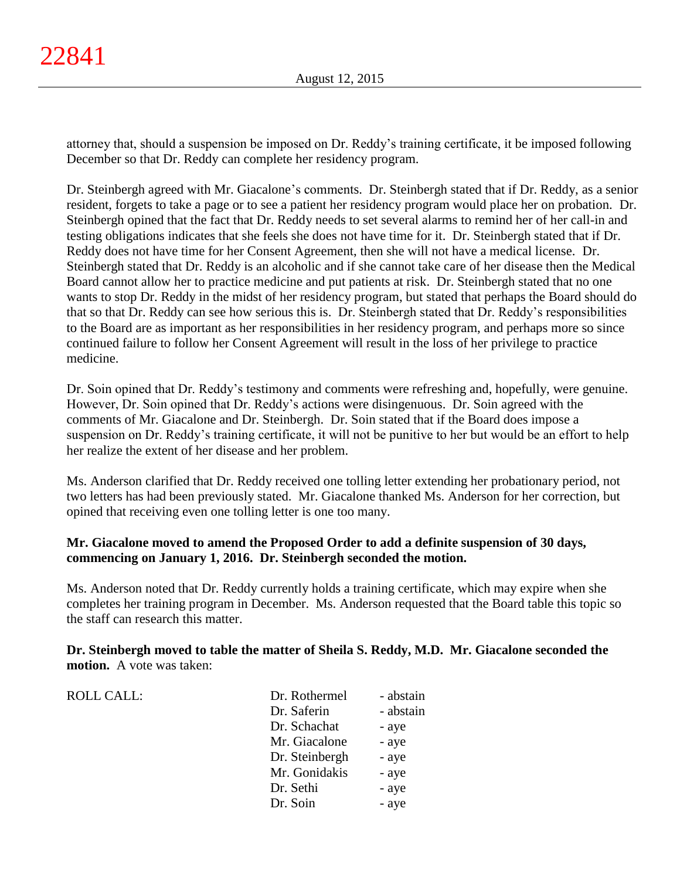attorney that, should a suspension be imposed on Dr. Reddy's training certificate, it be imposed following December so that Dr. Reddy can complete her residency program.

Dr. Steinbergh agreed with Mr. Giacalone's comments. Dr. Steinbergh stated that if Dr. Reddy, as a senior resident, forgets to take a page or to see a patient her residency program would place her on probation. Dr. Steinbergh opined that the fact that Dr. Reddy needs to set several alarms to remind her of her call-in and testing obligations indicates that she feels she does not have time for it. Dr. Steinbergh stated that if Dr. Reddy does not have time for her Consent Agreement, then she will not have a medical license. Dr. Steinbergh stated that Dr. Reddy is an alcoholic and if she cannot take care of her disease then the Medical Board cannot allow her to practice medicine and put patients at risk. Dr. Steinbergh stated that no one wants to stop Dr. Reddy in the midst of her residency program, but stated that perhaps the Board should do that so that Dr. Reddy can see how serious this is. Dr. Steinbergh stated that Dr. Reddy's responsibilities to the Board are as important as her responsibilities in her residency program, and perhaps more so since continued failure to follow her Consent Agreement will result in the loss of her privilege to practice medicine.

Dr. Soin opined that Dr. Reddy's testimony and comments were refreshing and, hopefully, were genuine. However, Dr. Soin opined that Dr. Reddy's actions were disingenuous. Dr. Soin agreed with the comments of Mr. Giacalone and Dr. Steinbergh. Dr. Soin stated that if the Board does impose a suspension on Dr. Reddy's training certificate, it will not be punitive to her but would be an effort to help her realize the extent of her disease and her problem.

Ms. Anderson clarified that Dr. Reddy received one tolling letter extending her probationary period, not two letters has had been previously stated. Mr. Giacalone thanked Ms. Anderson for her correction, but opined that receiving even one tolling letter is one too many.

**Mr. Giacalone moved to amend the Proposed Order to add a definite suspension of 30 days, commencing on January 1, 2016. Dr. Steinbergh seconded the motion.**

Ms. Anderson noted that Dr. Reddy currently holds a training certificate, which may expire when she completes her training program in December. Ms. Anderson requested that the Board table this topic so the staff can research this matter.

**Dr. Steinbergh moved to table the matter of Sheila S. Reddy, M.D. Mr. Giacalone seconded the motion.** A vote was taken:

| ROLL CALL: | | |
|---|---|---|
| | Dr. Rothermel | - abstain |
| | Dr. Saferin | - abstain |
| | Dr. Schachat | - aye |
| | Mr. Giacalone | - aye |
| | Dr. Steinbergh | - aye |
| | Mr. Gonidakis | - aye |
| | Dr. Sethi | - aye |
| | Dr. Soin | - aye |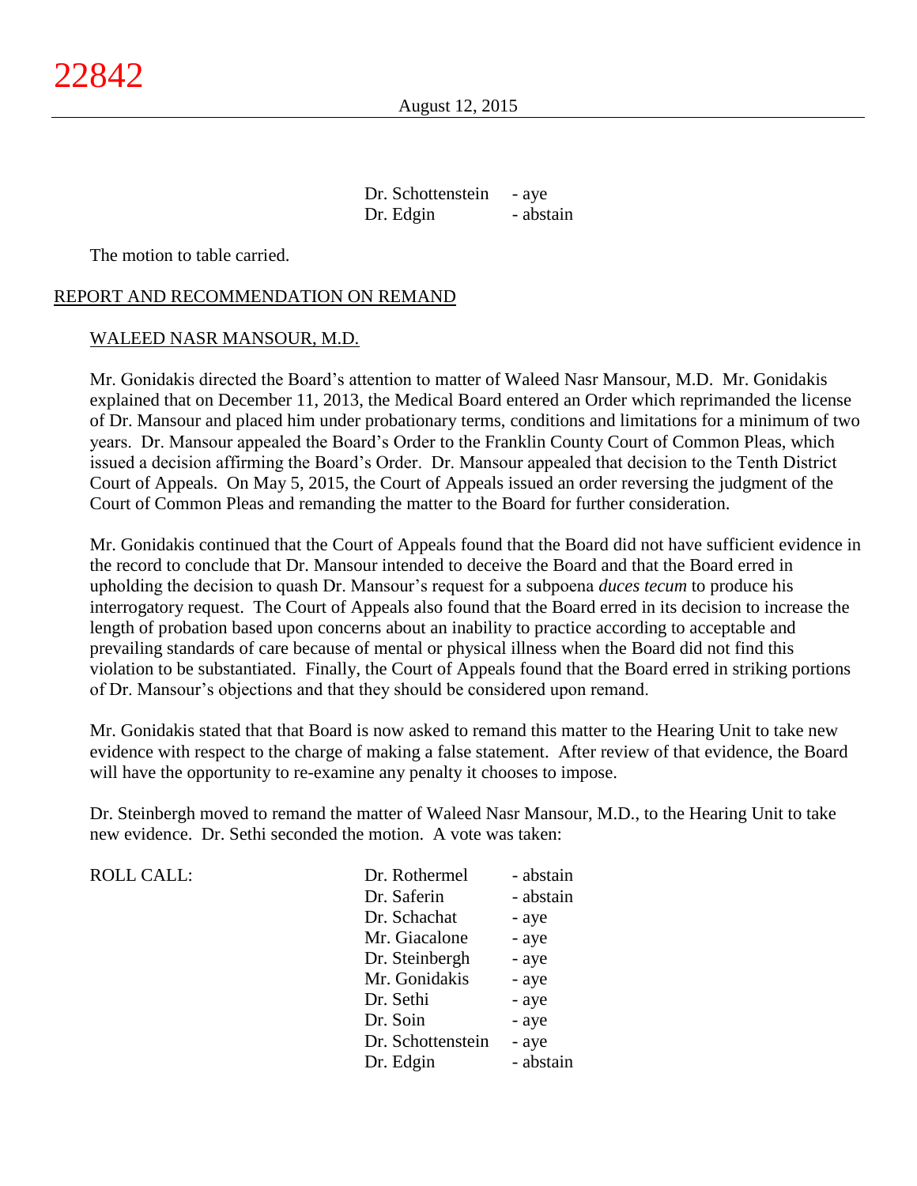| | |
|---|---|
| Dr. Schottenstein | - aye |
| Dr. Edgin | - abstain |

The motion to table carried.

## REPORT AND RECOMMENDATION ON REMAND

### WALEED NASR MANSOUR, M.D.

Mr. Gonidakis directed the Board's attention to matter of Waleed Nasr Mansour, M.D. Mr. Gonidakis explained that on December 11, 2013, the Medical Board entered an Order which reprimanded the license of Dr. Mansour and placed him under probationary terms, conditions and limitations for a minimum of two years. Dr. Mansour appealed the Board's Order to the Franklin County Court of Common Pleas, which issued a decision affirming the Board's Order. Dr. Mansour appealed that decision to the Tenth District Court of Appeals. On May 5, 2015, the Court of Appeals issued an order reversing the judgment of the Court of Common Pleas and remanding the matter to the Board for further consideration.

Mr. Gonidakis continued that the Court of Appeals found that the Board did not have sufficient evidence in the record to conclude that Dr. Mansour intended to deceive the Board and that the Board erred in upholding the decision to quash Dr. Mansour's request for a subpoena *duces tecum* to produce his interrogatory request. The Court of Appeals also found that the Board erred in its decision to increase the length of probation based upon concerns about an inability to practice according to acceptable and prevailing standards of care because of mental or physical illness when the Board did not find this violation to be substantiated. Finally, the Court of Appeals found that the Board erred in striking portions of Dr. Mansour's objections and that they should be considered upon remand.

Mr. Gonidakis stated that that Board is now asked to remand this matter to the Hearing Unit to take new evidence with respect to the charge of making a false statement. After review of that evidence, the Board will have the opportunity to re-examine any penalty it chooses to impose.

Dr. Steinbergh moved to remand the matter of Waleed Nasr Mansour, M.D., to the Hearing Unit to take new evidence. Dr. Sethi seconded the motion. A vote was taken:

| ROLL CALL: | | |
|---|---|---|
| | Dr. Rothermel | - abstain |
| | Dr. Saferin | - abstain |
| | Dr. Schachat | - aye |
| | Mr. Giacalone | - aye |
| | Dr. Steinbergh | - aye |
| | Mr. Gonidakis | - aye |
| | Dr. Sethi | - aye |
| | Dr. Soin | - aye |
| | Dr. Schottenstein | - aye |
| | Dr. Edgin | - abstain |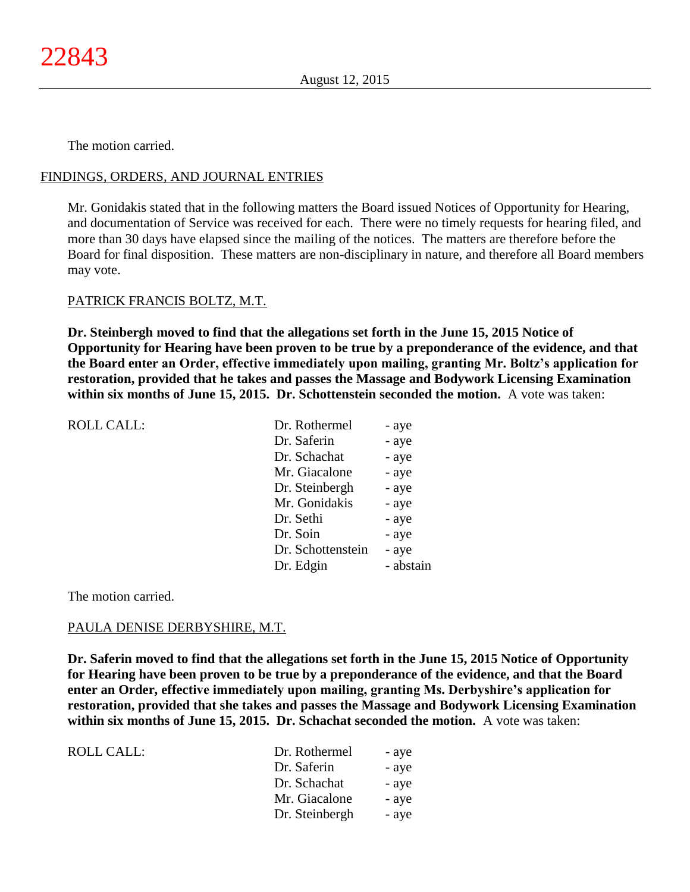The motion carried.

FINDINGS, ORDERS, AND JOURNAL ENTRIES

Mr. Gonidakis stated that in the following matters the Board issued Notices of Opportunity for Hearing, and documentation of Service was received for each. There were no timely requests for hearing filed, and more than 30 days have elapsed since the mailing of the notices. The matters are therefore before the Board for final disposition. These matters are non-disciplinary in nature, and therefore all Board members may vote.

PATRICK FRANCIS BOLTZ, M.T.

**Dr. Steinbergh moved to find that the allegations set forth in the June 15, 2015 Notice of Opportunity for Hearing have been proven to be true by a preponderance of the evidence, and that the Board enter an Order, effective immediately upon mailing, granting Mr. Boltz's application for restoration, provided that he takes and passes the Massage and Bodywork Licensing Examination within six months of June 15, 2015. Dr. Schottenstein seconded the motion.** A vote was taken:

| ROLL CALL: | | |
|---|---|---|
| | Dr. Rothermel | - aye |
| | Dr. Saferin | - aye |
| | Dr. Schachat | - aye |
| | Mr. Giacalone | - aye |
| | Dr. Steinbergh | - aye |
| | Mr. Gonidakis | - aye |
| | Dr. Sethi | - aye |
| | Dr. Soin | - aye |
| | Dr. Schottenstein | - aye |
| | Dr. Edgin | - abstain |

The motion carried.

PAULA DENISE DERBYSHIRE, M.T.

**Dr. Saferin moved to find that the allegations set forth in the June 15, 2015 Notice of Opportunity for Hearing have been proven to be true by a preponderance of the evidence, and that the Board enter an Order, effective immediately upon mailing, granting Ms. Derbyshire's application for restoration, provided that she takes and passes the Massage and Bodywork Licensing Examination within six months of June 15, 2015. Dr. Schachat seconded the motion.** A vote was taken:

| ROLL CALL: | | |
|---|---|---|
| | Dr. Rothermel | - aye |
| | Dr. Saferin | - aye |
| | Dr. Schachat | - aye |
| | Mr. Giacalone | - aye |
| | Dr. Steinbergh | - aye |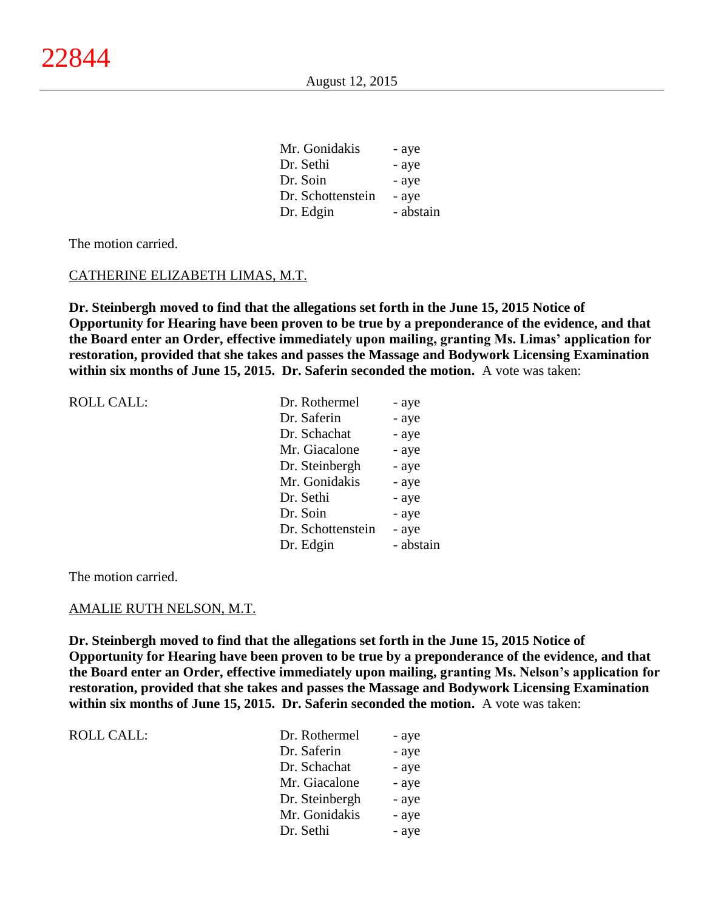| | |
|---|---|
| Mr. Gonidakis | - aye |
| Dr. Sethi | - aye |
| Dr. Soin | - aye |
| Dr. Schottenstein | - aye |
| Dr. Edgin | - abstain |

The motion carried.

CATHERINE ELIZABETH LIMAS, M.T.

**Dr. Steinbergh moved to find that the allegations set forth in the June 15, 2015 Notice of Opportunity for Hearing have been proven to be true by a preponderance of the evidence, and that the Board enter an Order, effective immediately upon mailing, granting Ms. Limas' application for restoration, provided that she takes and passes the Massage and Bodywork Licensing Examination within six months of June 15, 2015. Dr. Saferin seconded the motion.** A vote was taken:

| ROLL CALL: | | |
|---|---|---|
| | Dr. Rothermel | - aye |
| | Dr. Saferin | - aye |
| | Dr. Schachat | - aye |
| | Mr. Giacalone | - aye |
| | Dr. Steinbergh | - aye |
| | Mr. Gonidakis | - aye |
| | Dr. Sethi | - aye |
| | Dr. Soin | - aye |
| | Dr. Schottenstein | - aye |
| | Dr. Edgin | - abstain |

The motion carried.

AMALIE RUTH NELSON, M.T.

**Dr. Steinbergh moved to find that the allegations set forth in the June 15, 2015 Notice of Opportunity for Hearing have been proven to be true by a preponderance of the evidence, and that the Board enter an Order, effective immediately upon mailing, granting Ms. Nelson's application for restoration, provided that she takes and passes the Massage and Bodywork Licensing Examination within six months of June 15, 2015. Dr. Saferin seconded the motion.** A vote was taken:

| ROLL CALL: | | |
|---|---|---|
| | Dr. Rothermel | - aye |
| | Dr. Saferin | - aye |
| | Dr. Schachat | - aye |
| | Mr. Giacalone | - aye |
| | Dr. Steinbergh | - aye |
| | Mr. Gonidakis | - aye |
| | Dr. Sethi | - aye |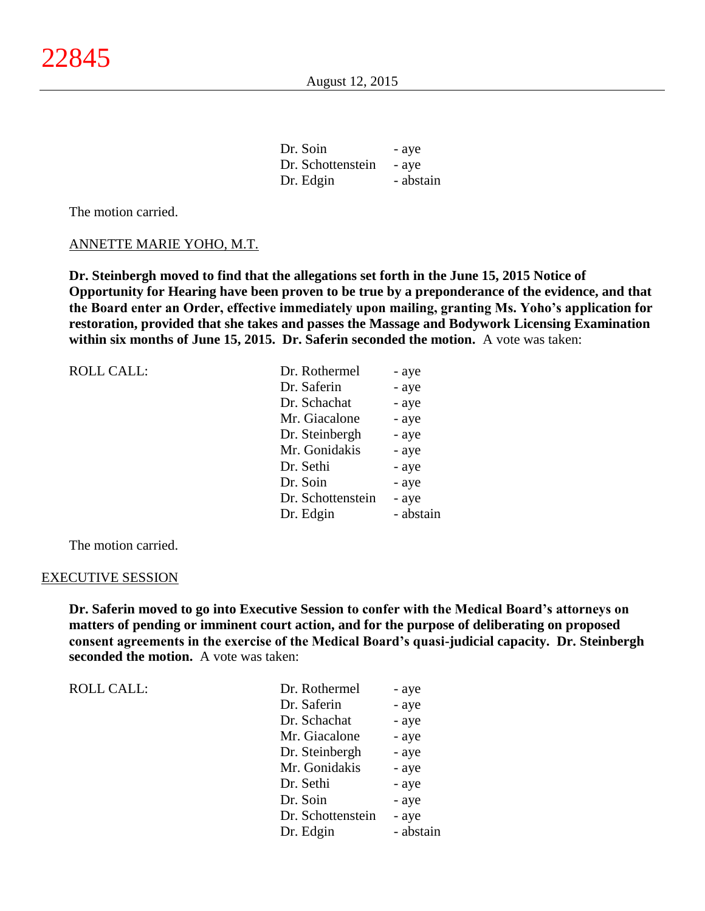| | |
|---|---|
| Dr. Soin | - aye |
| Dr. Schottenstein | - aye |
| Dr. Edgin | - abstain |

The motion carried.

ANNETTE MARIE YOHO, M.T.

**Dr. Steinbergh moved to find that the allegations set forth in the June 15, 2015 Notice of Opportunity for Hearing have been proven to be true by a preponderance of the evidence, and that the Board enter an Order, effective immediately upon mailing, granting Ms. Yoho's application for restoration, provided that she takes and passes the Massage and Bodywork Licensing Examination within six months of June 15, 2015. Dr. Saferin seconded the motion.** A vote was taken:

| ROLL CALL: | | |
|---|---|---|
| | Dr. Rothermel | - aye |
| | Dr. Saferin | - aye |
| | Dr. Schachat | - aye |
| | Mr. Giacalone | - aye |
| | Dr. Steinbergh | - aye |
| | Mr. Gonidakis | - aye |
| | Dr. Sethi | - aye |
| | Dr. Soin | - aye |
| | Dr. Schottenstein | - aye |
| | Dr. Edgin | - abstain |

The motion carried.

EXECUTIVE SESSION

**Dr. Saferin moved to go into Executive Session to confer with the Medical Board's attorneys on matters of pending or imminent court action, and for the purpose of deliberating on proposed consent agreements in the exercise of the Medical Board's quasi-judicial capacity. Dr. Steinbergh seconded the motion.** A vote was taken:

| ROLL CALL: | | |
|---|---|---|
| | Dr. Rothermel | - aye |
| | Dr. Saferin | - aye |
| | Dr. Schachat | - aye |
| | Mr. Giacalone | - aye |
| | Dr. Steinbergh | - aye |
| | Mr. Gonidakis | - aye |
| | Dr. Sethi | - aye |
| | Dr. Soin | - aye |
| | Dr. Schottenstein | - aye |
| | Dr. Edgin | - abstain |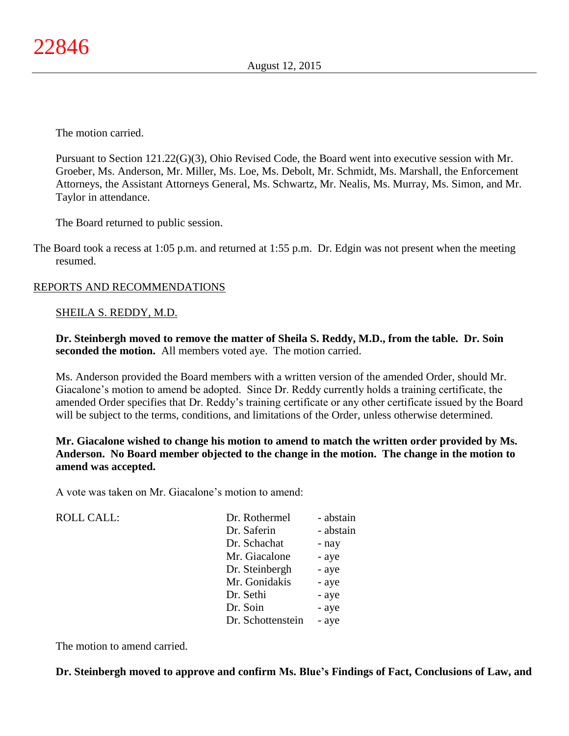The motion carried.

Pursuant to Section 121.22(G)(3), Ohio Revised Code, the Board went into executive session with Mr. Groeber, Ms. Anderson, Mr. Miller, Ms. Loe, Ms. Debolt, Mr. Schmidt, Ms. Marshall, the Enforcement Attorneys, the Assistant Attorneys General, Ms. Schwartz, Mr. Nealis, Ms. Murray, Ms. Simon, and Mr. Taylor in attendance.

The Board returned to public session.

The Board took a recess at 1:05 p.m. and returned at 1:55 p.m. Dr. Edgin was not present when the meeting resumed.

REPORTS AND RECOMMENDATIONS

SHEILA S. REDDY, M.D.

**Dr. Steinbergh moved to remove the matter of Sheila S. Reddy, M.D., from the table. Dr. Soin seconded the motion.** All members voted aye. The motion carried.

Ms. Anderson provided the Board members with a written version of the amended Order, should Mr. Giacalone's motion to amend be adopted. Since Dr. Reddy currently holds a training certificate, the amended Order specifies that Dr. Reddy's training certificate or any other certificate issued by the Board will be subject to the terms, conditions, and limitations of the Order, unless otherwise determined.

**Mr. Giacalone wished to change his motion to amend to match the written order provided by Ms. Anderson. No Board member objected to the change in the motion. The change in the motion to amend was accepted.**

A vote was taken on Mr. Giacalone's motion to amend:

| ROLL CALL: | | |
|---|---|---|
| | Dr. Rothermel | - abstain |
| | Dr. Saferin | - abstain |
| | Dr. Schachat | - nay |
| | Mr. Giacalone | - aye |
| | Dr. Steinbergh | - aye |
| | Mr. Gonidakis | - aye |
| | Dr. Sethi | - aye |
| | Dr. Soin | - aye |
| | Dr. Schottenstein | - aye |

The motion to amend carried.

**Dr. Steinbergh moved to approve and confirm Ms. Blue's Findings of Fact, Conclusions of Law, and**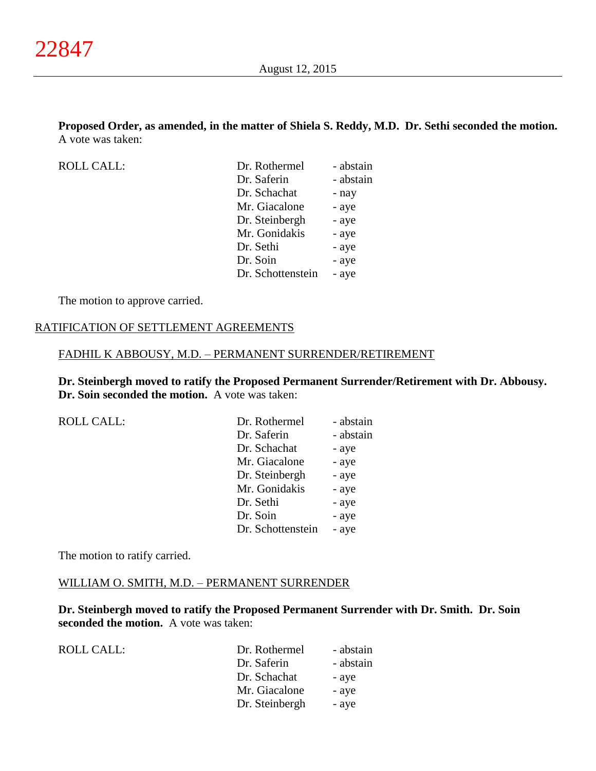**Proposed Order, as amended, in the matter of Shiela S. Reddy, M.D. Dr. Sethi seconded the motion.** A vote was taken:

| ROLL CALL: | Dr. Rothermel | - abstain |
|---|---|---|
| | Dr. Saferin | - abstain |
| | Dr. Schachat | - nay |
| | Mr. Giacalone | - aye |
| | Dr. Steinbergh | - aye |
| | Mr. Gonidakis | - aye |
| | Dr. Sethi | - aye |
| | Dr. Soin | - aye |
| | Dr. Schottenstein | - aye |

The motion to approve carried.

## RATIFICATION OF SETTLEMENT AGREEMENTS

### FADHIL K ABBOUSY, M.D. – PERMANENT SURRENDER/RETIREMENT

**Dr. Steinbergh moved to ratify the Proposed Permanent Surrender/Retirement with Dr. Abbousy. Dr. Soin seconded the motion.** A vote was taken:

| ROLL CALL: | Dr. Rothermel | - abstain |
|---|---|---|
| | Dr. Saferin | - abstain |
| | Dr. Schachat | - aye |
| | Mr. Giacalone | - aye |
| | Dr. Steinbergh | - aye |
| | Mr. Gonidakis | - aye |
| | Dr. Sethi | - aye |
| | Dr. Soin | - aye |
| | Dr. Schottenstein | - aye |

The motion to ratify carried.

### WILLIAM O. SMITH, M.D. – PERMANENT SURRENDER

**Dr. Steinbergh moved to ratify the Proposed Permanent Surrender with Dr. Smith. Dr. Soin seconded the motion.** A vote was taken:

| ROLL CALL: | Dr. Rothermel | - abstain |
|---|---|---|
| | Dr. Saferin | - abstain |
| | Dr. Schachat | - aye |
| | Mr. Giacalone | - aye |
| | Dr. Steinbergh | - aye |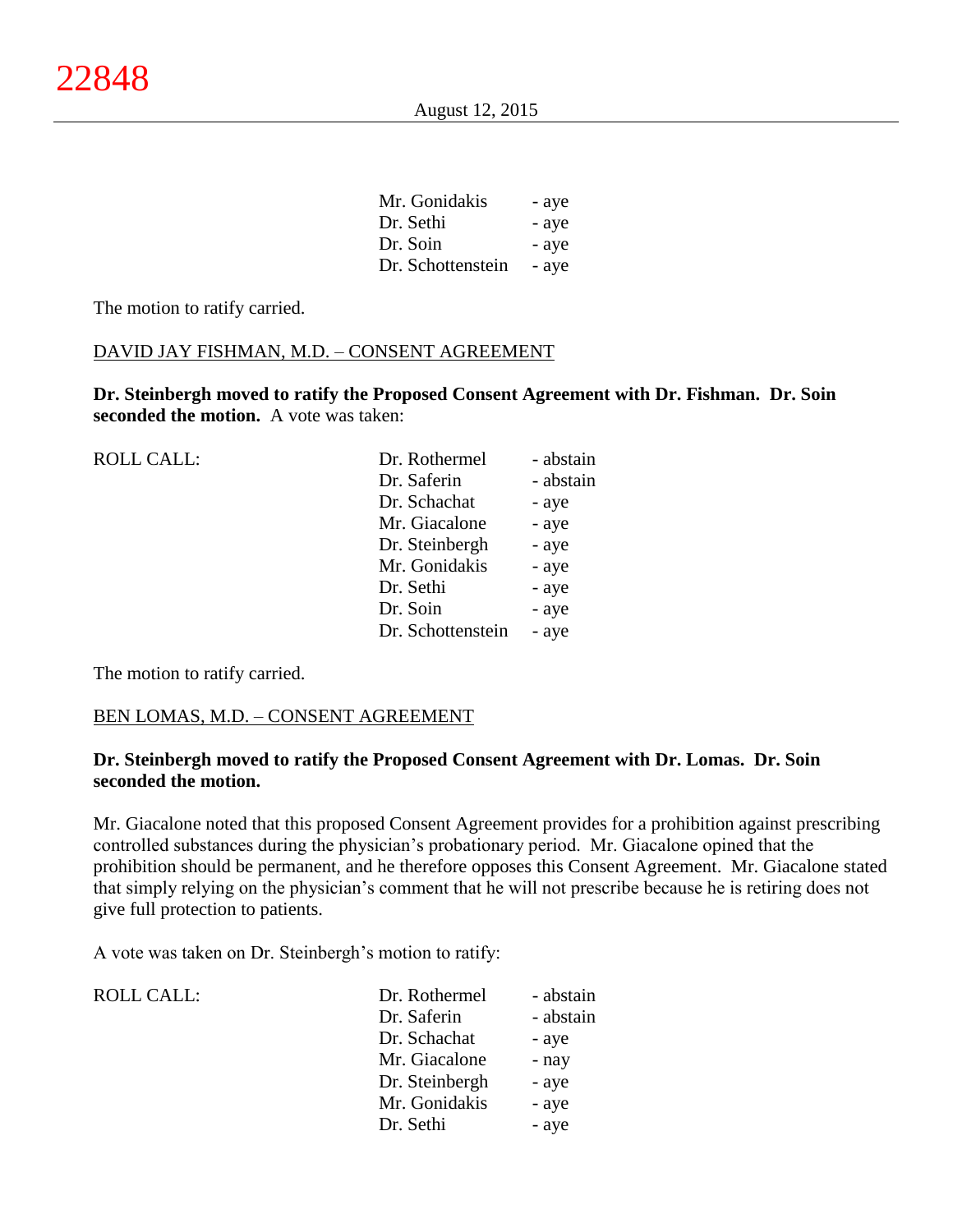| | |
|---|---|
| Mr. Gonidakis | - aye |
| Dr. Sethi | - aye |
| Dr. Soin | - aye |
| Dr. Schottenstein | - aye |

The motion to ratify carried.

DAVID JAY FISHMAN, M.D. – CONSENT AGREEMENT

**Dr. Steinbergh moved to ratify the Proposed Consent Agreement with Dr. Fishman. Dr. Soin seconded the motion.** A vote was taken:

| ROLL CALL: | | |
|---|---|---|
| | Dr. Rothermel | - abstain |
| | Dr. Saferin | - abstain |
| | Dr. Schachat | - aye |
| | Mr. Giacalone | - aye |
| | Dr. Steinbergh | - aye |
| | Mr. Gonidakis | - aye |
| | Dr. Sethi | - aye |
| | Dr. Soin | - aye |
| | Dr. Schottenstein | - aye |

The motion to ratify carried.

BEN LOMAS, M.D. – CONSENT AGREEMENT

**Dr. Steinbergh moved to ratify the Proposed Consent Agreement with Dr. Lomas. Dr. Soin seconded the motion.**

Mr. Giacalone noted that this proposed Consent Agreement provides for a prohibition against prescribing controlled substances during the physician's probationary period. Mr. Giacalone opined that the prohibition should be permanent, and he therefore opposes this Consent Agreement. Mr. Giacalone stated that simply relying on the physician's comment that he will not prescribe because he is retiring does not give full protection to patients.

A vote was taken on Dr. Steinbergh's motion to ratify:

| ROLL CALL: | | |
|---|---|---|
| | Dr. Rothermel | - abstain |
| | Dr. Saferin | - abstain |
| | Dr. Schachat | - aye |
| | Mr. Giacalone | - nay |
| | Dr. Steinbergh | - aye |
| | Mr. Gonidakis | - aye |
| | Dr. Sethi | - aye |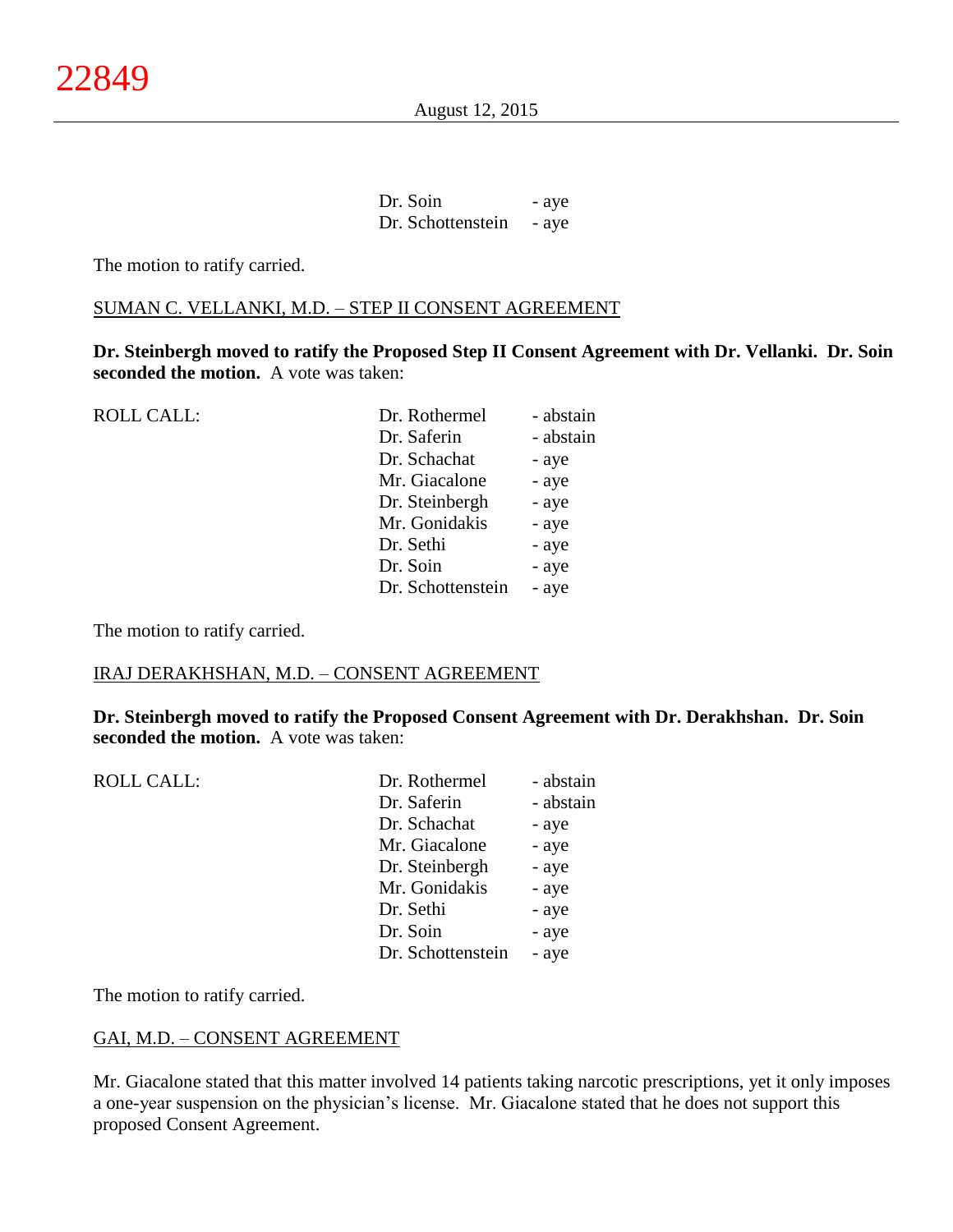| | |
|---|---|
| Dr. Soin | - aye |
| Dr. Schottenstein | - aye |

The motion to ratify carried.

SUMAN C. VELLANKI, M.D. – STEP II CONSENT AGREEMENT

**Dr. Steinbergh moved to ratify the Proposed Step II Consent Agreement with Dr. Vellanki. Dr. Soin seconded the motion.** A vote was taken:

| ROLL CALL: | | |
|---|---|---|
| | Dr. Rothermel | - abstain |
| | Dr. Saferin | - abstain |
| | Dr. Schachat | - aye |
| | Mr. Giacalone | - aye |
| | Dr. Steinbergh | - aye |
| | Mr. Gonidakis | - aye |
| | Dr. Sethi | - aye |
| | Dr. Soin | - aye |
| | Dr. Schottenstein | - aye |

The motion to ratify carried.

IRAJ DERAKHSHAN, M.D. – CONSENT AGREEMENT

**Dr. Steinbergh moved to ratify the Proposed Consent Agreement with Dr. Derakhshan. Dr. Soin seconded the motion.** A vote was taken:

| ROLL CALL: | | |
|---|---|---|
| | Dr. Rothermel | - abstain |
| | Dr. Saferin | - abstain |
| | Dr. Schachat | - aye |
| | Mr. Giacalone | - aye |
| | Dr. Steinbergh | - aye |
| | Mr. Gonidakis | - aye |
| | Dr. Sethi | - aye |
| | Dr. Soin | - aye |
| | Dr. Schottenstein | - aye |

The motion to ratify carried.

GAI, M.D. – CONSENT AGREEMENT

Mr. Giacalone stated that this matter involved 14 patients taking narcotic prescriptions, yet it only imposes a one-year suspension on the physician's license. Mr. Giacalone stated that he does not support this proposed Consent Agreement.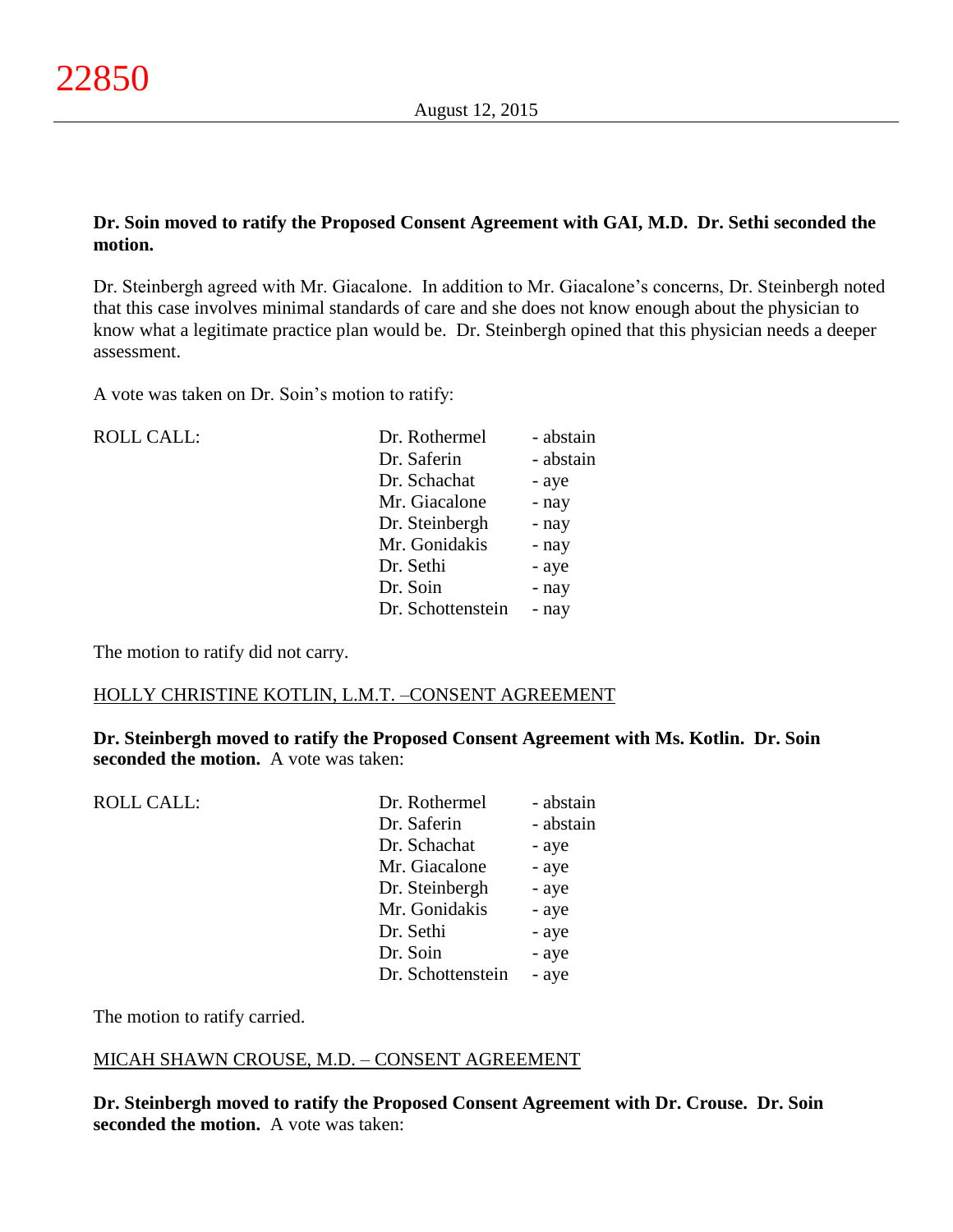**Dr. Soin moved to ratify the Proposed Consent Agreement with GAI, M.D. Dr. Sethi seconded the motion.**

Dr. Steinbergh agreed with Mr. Giacalone. In addition to Mr. Giacalone's concerns, Dr. Steinbergh noted that this case involves minimal standards of care and she does not know enough about the physician to know what a legitimate practice plan would be. Dr. Steinbergh opined that this physician needs a deeper assessment.

A vote was taken on Dr. Soin's motion to ratify:

| ROLL CALL: | | |
|---|---|---|
| | Dr. Rothermel | - abstain |
| | Dr. Saferin | - abstain |
| | Dr. Schachat | - aye |
| | Mr. Giacalone | - nay |
| | Dr. Steinbergh | - nay |
| | Mr. Gonidakis | - nay |
| | Dr. Sethi | - aye |
| | Dr. Soin | - nay |
| | Dr. Schottenstein | - nay |

The motion to ratify did not carry.

HOLLY CHRISTINE KOTLIN, L.M.T. –CONSENT AGREEMENT

**Dr. Steinbergh moved to ratify the Proposed Consent Agreement with Ms. Kotlin. Dr. Soin seconded the motion.** A vote was taken:

| ROLL CALL: | | |
|---|---|---|
| | Dr. Rothermel | - abstain |
| | Dr. Saferin | - abstain |
| | Dr. Schachat | - aye |
| | Mr. Giacalone | - aye |
| | Dr. Steinbergh | - aye |
| | Mr. Gonidakis | - aye |
| | Dr. Sethi | - aye |
| | Dr. Soin | - aye |
| | Dr. Schottenstein | - aye |

The motion to ratify carried.

MICAH SHAWN CROUSE, M.D. – CONSENT AGREEMENT

**Dr. Steinbergh moved to ratify the Proposed Consent Agreement with Dr. Crouse. Dr. Soin seconded the motion.** A vote was taken: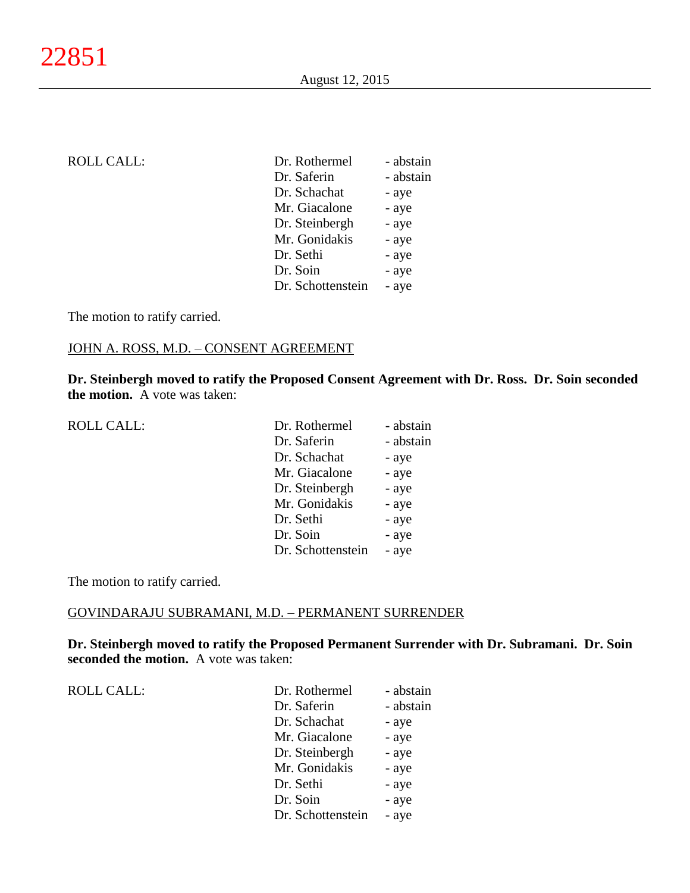ROLL CALL:

| | |
|---|---|
| Dr. Rothermel | - abstain |
| Dr. Saferin | - abstain |
| Dr. Schachat | - aye |
| Mr. Giacalone | - aye |
| Dr. Steinbergh | - aye |
| Mr. Gonidakis | - aye |
| Dr. Sethi | - aye |
| Dr. Soin | - aye |
| Dr. Schottenstein | - aye |

The motion to ratify carried.

JOHN A. ROSS, M.D. – CONSENT AGREEMENT

**Dr. Steinbergh moved to ratify the Proposed Consent Agreement with Dr. Ross. Dr. Soin seconded the motion.** A vote was taken:

ROLL CALL:

| | |
|---|---|
| Dr. Rothermel | - abstain |
| Dr. Saferin | - abstain |
| Dr. Schachat | - aye |
| Mr. Giacalone | - aye |
| Dr. Steinbergh | - aye |
| Mr. Gonidakis | - aye |
| Dr. Sethi | - aye |
| Dr. Soin | - aye |
| Dr. Schottenstein | - aye |

The motion to ratify carried.

GOVINDARAJU SUBRAMANI, M.D. – PERMANENT SURRENDER

**Dr. Steinbergh moved to ratify the Proposed Permanent Surrender with Dr. Subramani. Dr. Soin seconded the motion.** A vote was taken:

ROLL CALL:

| | |
|---|---|
| Dr. Rothermel | - abstain |
| Dr. Saferin | - abstain |
| Dr. Schachat | - aye |
| Mr. Giacalone | - aye |
| Dr. Steinbergh | - aye |
| Mr. Gonidakis | - aye |
| Dr. Sethi | - aye |
| Dr. Soin | - aye |
| Dr. Schottenstein | - aye |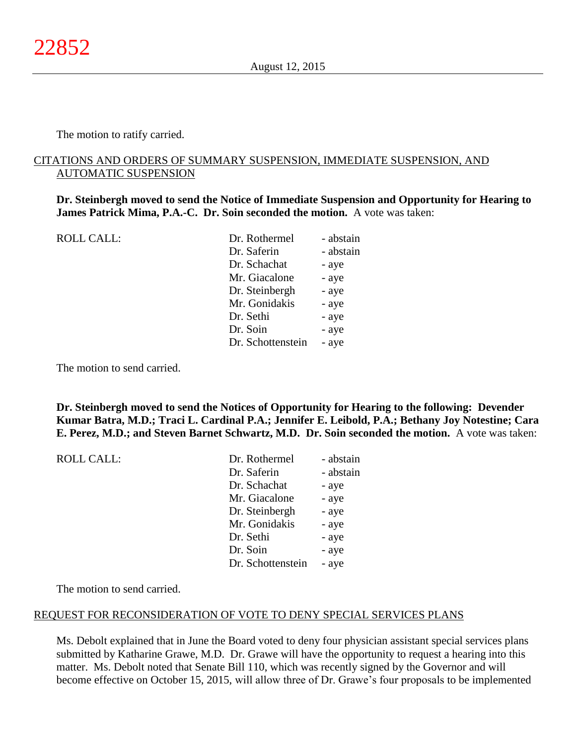The motion to ratify carried.

CITATIONS AND ORDERS OF SUMMARY SUSPENSION, IMMEDIATE SUSPENSION, AND AUTOMATIC SUSPENSION

**Dr. Steinbergh moved to send the Notice of Immediate Suspension and Opportunity for Hearing to James Patrick Mima, P.A.-C. Dr. Soin seconded the motion.** A vote was taken:

| ROLL CALL: | | |
|---|---|---|
| | Dr. Rothermel | - abstain |
| | Dr. Saferin | - abstain |
| | Dr. Schachat | - aye |
| | Mr. Giacalone | - aye |
| | Dr. Steinbergh | - aye |
| | Mr. Gonidakis | - aye |
| | Dr. Sethi | - aye |
| | Dr. Soin | - aye |
| | Dr. Schottenstein | - aye |

The motion to send carried.

**Dr. Steinbergh moved to send the Notices of Opportunity for Hearing to the following: Devender Kumar Batra, M.D.; Traci L. Cardinal P.A.; Jennifer E. Leibold, P.A.; Bethany Joy Notestine; Cara E. Perez, M.D.; and Steven Barnet Schwartz, M.D. Dr. Soin seconded the motion.** A vote was taken:

| ROLL CALL: | | |
|---|---|---|
| | Dr. Rothermel | - abstain |
| | Dr. Saferin | - abstain |
| | Dr. Schachat | - aye |
| | Mr. Giacalone | - aye |
| | Dr. Steinbergh | - aye |
| | Mr. Gonidakis | - aye |
| | Dr. Sethi | - aye |
| | Dr. Soin | - aye |
| | Dr. Schottenstein | - aye |

The motion to send carried.

REQUEST FOR RECONSIDERATION OF VOTE TO DENY SPECIAL SERVICES PLANS

Ms. Debolt explained that in June the Board voted to deny four physician assistant special services plans submitted by Katharine Grawe, M.D. Dr. Grawe will have the opportunity to request a hearing into this matter. Ms. Debolt noted that Senate Bill 110, which was recently signed by the Governor and will become effective on October 15, 2015, will allow three of Dr. Grawe's four proposals to be implemented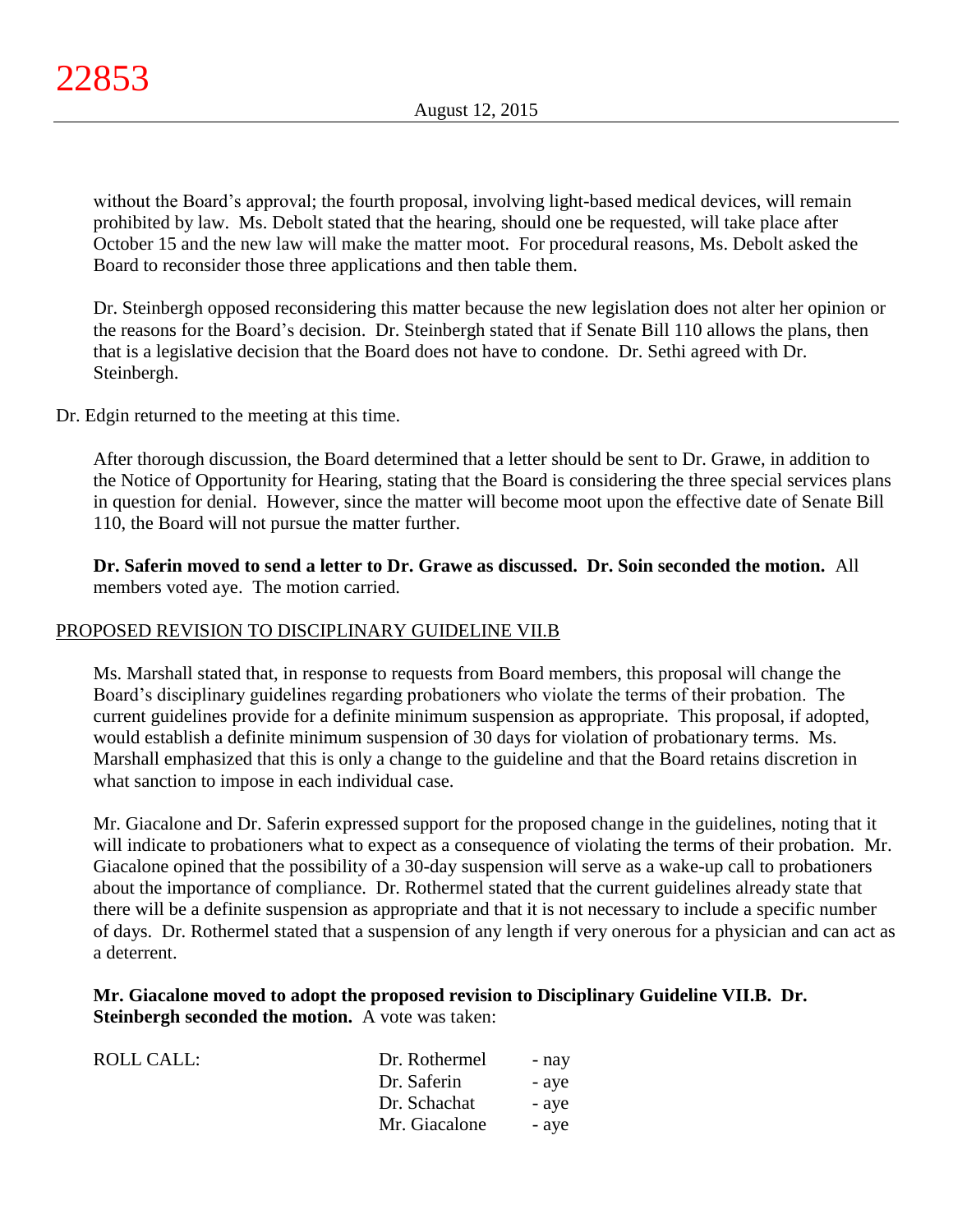without the Board's approval; the fourth proposal, involving light-based medical devices, will remain prohibited by law. Ms. Debolt stated that the hearing, should one be requested, will take place after October 15 and the new law will make the matter moot. For procedural reasons, Ms. Debolt asked the Board to reconsider those three applications and then table them.

Dr. Steinbergh opposed reconsidering this matter because the new legislation does not alter her opinion or the reasons for the Board's decision. Dr. Steinbergh stated that if Senate Bill 110 allows the plans, then that is a legislative decision that the Board does not have to condone. Dr. Sethi agreed with Dr. Steinbergh.

Dr. Edgin returned to the meeting at this time.

After thorough discussion, the Board determined that a letter should be sent to Dr. Grawe, in addition to the Notice of Opportunity for Hearing, stating that the Board is considering the three special services plans in question for denial. However, since the matter will become moot upon the effective date of Senate Bill 110, the Board will not pursue the matter further.

**Dr. Saferin moved to send a letter to Dr. Grawe as discussed. Dr. Soin seconded the motion.** All members voted aye. The motion carried.

## PROPOSED REVISION TO DISCIPLINARY GUIDELINE VII.B

Ms. Marshall stated that, in response to requests from Board members, this proposal will change the Board's disciplinary guidelines regarding probationers who violate the terms of their probation. The current guidelines provide for a definite minimum suspension as appropriate. This proposal, if adopted, would establish a definite minimum suspension of 30 days for violation of probationary terms. Ms. Marshall emphasized that this is only a change to the guideline and that the Board retains discretion in what sanction to impose in each individual case.

Mr. Giacalone and Dr. Saferin expressed support for the proposed change in the guidelines, noting that it will indicate to probationers what to expect as a consequence of violating the terms of their probation. Mr. Giacalone opined that the possibility of a 30-day suspension will serve as a wake-up call to probationers about the importance of compliance. Dr. Rothermel stated that the current guidelines already state that there will be a definite suspension as appropriate and that it is not necessary to include a specific number of days. Dr. Rothermel stated that a suspension of any length if very onerous for a physician and can act as a deterrent.

**Mr. Giacalone moved to adopt the proposed revision to Disciplinary Guideline VII.B. Dr. Steinbergh seconded the motion.** A vote was taken:

| ROLL CALL: | Dr. Rothermel | - nay |
|---|---|---|
| | Dr. Saferin | - aye |
| | Dr. Schachat | - aye |
| | Mr. Giacalone | - aye |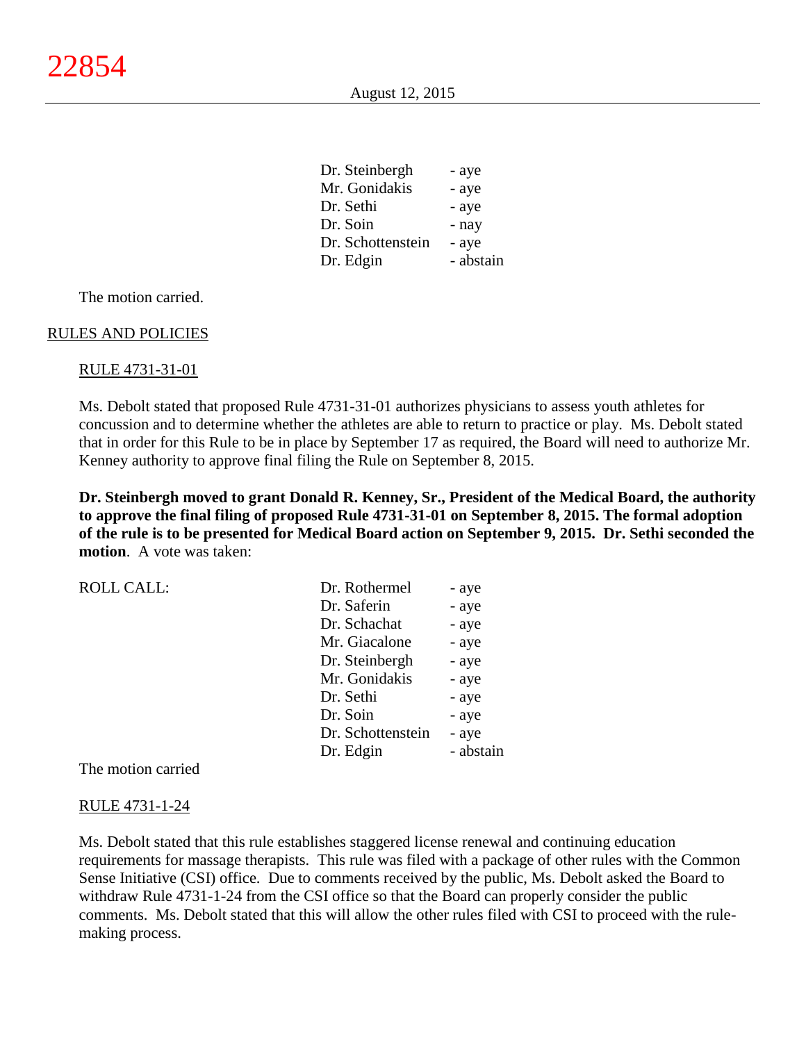| | |
|---|---|
| Dr. Steinbergh | - aye |
| Mr. Gonidakis | - aye |
| Dr. Sethi | - aye |
| Dr. Soin | - nay |
| Dr. Schottenstein | - aye |
| Dr. Edgin | - abstain |

The motion carried.

RULES AND POLICIES

RULE 4731-31-01

Ms. Debolt stated that proposed Rule 4731-31-01 authorizes physicians to assess youth athletes for concussion and to determine whether the athletes are able to return to practice or play. Ms. Debolt stated that in order for this Rule to be in place by September 17 as required, the Board will need to authorize Mr. Kenney authority to approve final filing the Rule on September 8, 2015.

**Dr. Steinbergh moved to grant Donald R. Kenney, Sr., President of the Medical Board, the authority to approve the final filing of proposed Rule 4731-31-01 on September 8, 2015. The formal adoption of the rule is to be presented for Medical Board action on September 9, 2015. Dr. Sethi seconded the motion**. A vote was taken:

| ROLL CALL: | | |
|---|---|---|
| | Dr. Rothermel | - aye |
| | Dr. Saferin | - aye |
| | Dr. Schachat | - aye |
| | Mr. Giacalone | - aye |
| | Dr. Steinbergh | - aye |
| | Mr. Gonidakis | - aye |
| | Dr. Sethi | - aye |
| | Dr. Soin | - aye |
| | Dr. Schottenstein | - aye |
| | Dr. Edgin | - abstain |

The motion carried

RULE 4731-1-24

Ms. Debolt stated that this rule establishes staggered license renewal and continuing education requirements for massage therapists. This rule was filed with a package of other rules with the Common Sense Initiative (CSI) office. Due to comments received by the public, Ms. Debolt asked the Board to withdraw Rule 4731-1-24 from the CSI office so that the Board can properly consider the public comments. Ms. Debolt stated that this will allow the other rules filed with CSI to proceed with the rule-making process.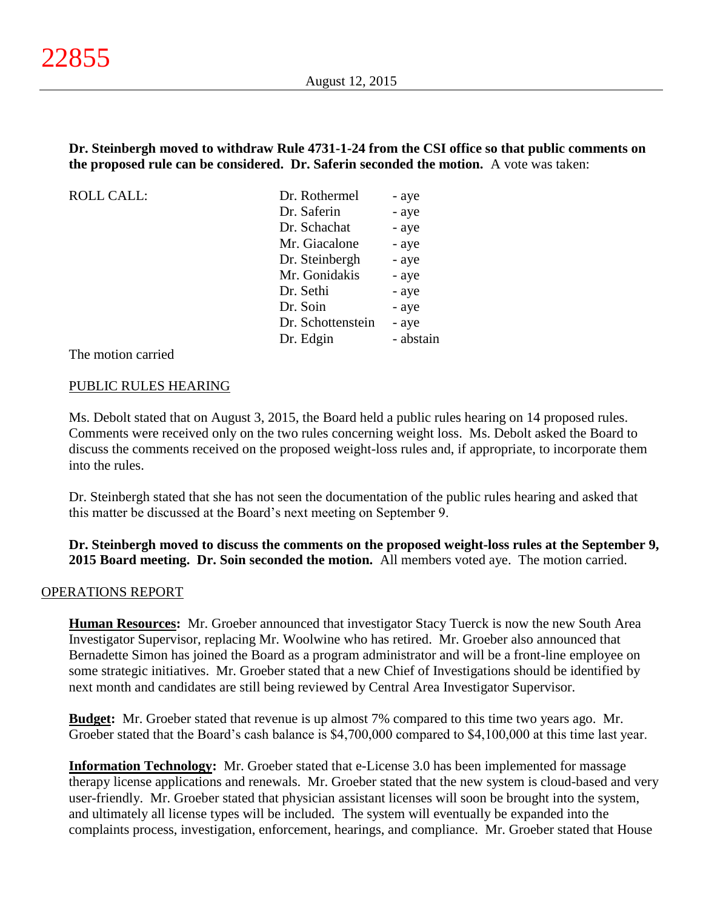**Dr. Steinbergh moved to withdraw Rule 4731-1-24 from the CSI office so that public comments on the proposed rule can be considered. Dr. Saferin seconded the motion.** A vote was taken:

| ROLL CALL: | Dr. Rothermel | - aye |
|---|---|---|
| | Dr. Saferin | - aye |
| | Dr. Schachat | - aye |
| | Mr. Giacalone | - aye |
| | Dr. Steinbergh | - aye |
| | Mr. Gonidakis | - aye |
| | Dr. Sethi | - aye |
| | Dr. Soin | - aye |
| | Dr. Schottenstein | - aye |
| | Dr. Edgin | - abstain |

The motion carried

PUBLIC RULES HEARING

Ms. Debolt stated that on August 3, 2015, the Board held a public rules hearing on 14 proposed rules. Comments were received only on the two rules concerning weight loss. Ms. Debolt asked the Board to discuss the comments received on the proposed weight-loss rules and, if appropriate, to incorporate them into the rules.

Dr. Steinbergh stated that she has not seen the documentation of the public rules hearing and asked that this matter be discussed at the Board's next meeting on September 9.

**Dr. Steinbergh moved to discuss the comments on the proposed weight-loss rules at the September 9, 2015 Board meeting. Dr. Soin seconded the motion.** All members voted aye. The motion carried.

OPERATIONS REPORT

**Human Resources:** Mr. Groeber announced that investigator Stacy Tuerck is now the new South Area Investigator Supervisor, replacing Mr. Woolwine who has retired. Mr. Groeber also announced that Bernadette Simon has joined the Board as a program administrator and will be a front-line employee on some strategic initiatives. Mr. Groeber stated that a new Chief of Investigations should be identified by next month and candidates are still being reviewed by Central Area Investigator Supervisor.

**Budget:** Mr. Groeber stated that revenue is up almost 7% compared to this time two years ago. Mr. Groeber stated that the Board's cash balance is $4,700,000 compared to $4,100,000 at this time last year.

**Information Technology:** Mr. Groeber stated that e-License 3.0 has been implemented for massage therapy license applications and renewals. Mr. Groeber stated that the new system is cloud-based and very user-friendly. Mr. Groeber stated that physician assistant licenses will soon be brought into the system, and ultimately all license types will be included. The system will eventually be expanded into the complaints process, investigation, enforcement, hearings, and compliance. Mr. Groeber stated that House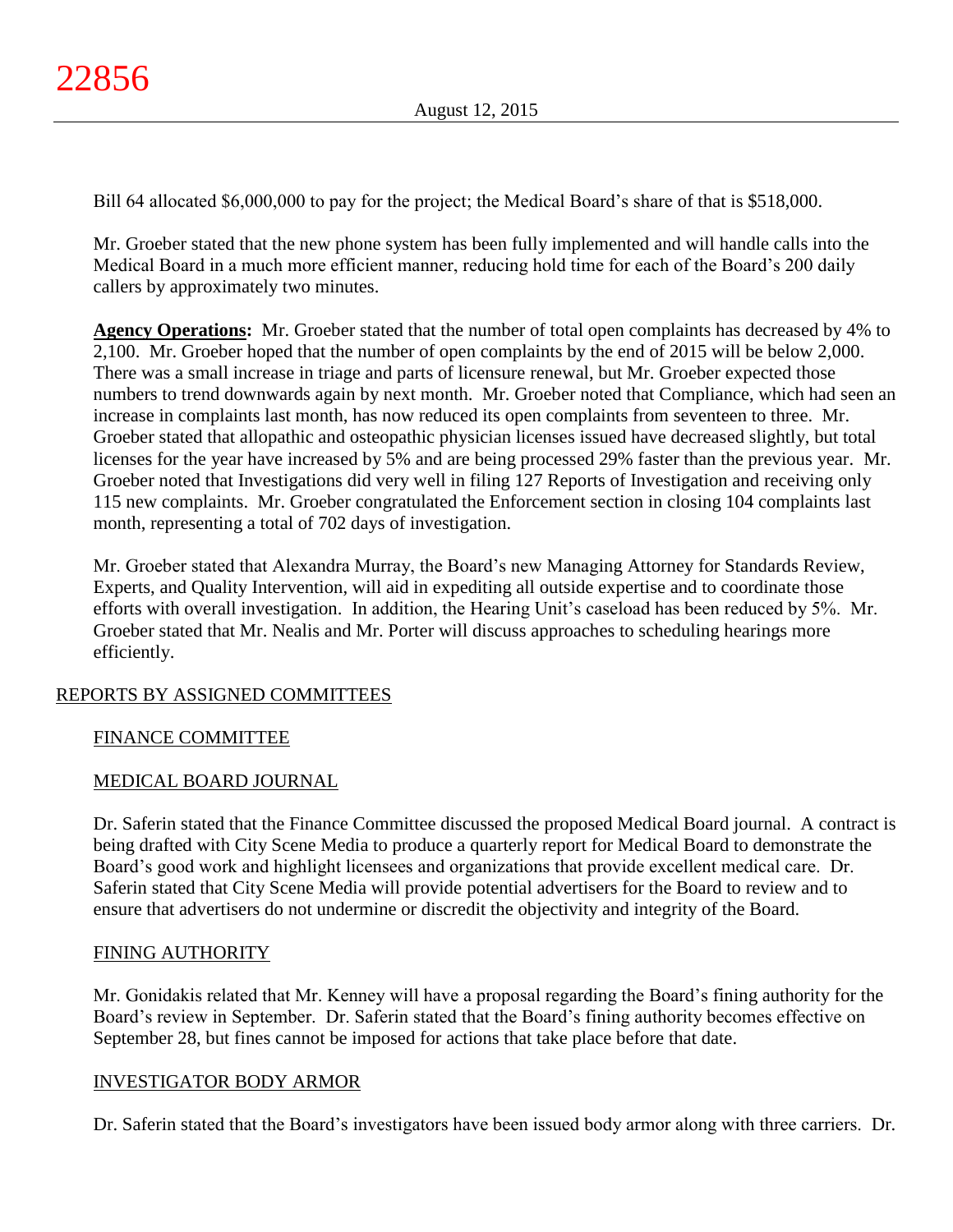Bill 64 allocated $6,000,000 to pay for the project; the Medical Board's share of that is $518,000.

Mr. Groeber stated that the new phone system has been fully implemented and will handle calls into the Medical Board in a much more efficient manner, reducing hold time for each of the Board's 200 daily callers by approximately two minutes.

**Agency Operations:** Mr. Groeber stated that the number of total open complaints has decreased by 4% to 2,100. Mr. Groeber hoped that the number of open complaints by the end of 2015 will be below 2,000. There was a small increase in triage and parts of licensure renewal, but Mr. Groeber expected those numbers to trend downwards again by next month. Mr. Groeber noted that Compliance, which had seen an increase in complaints last month, has now reduced its open complaints from seventeen to three. Mr. Groeber stated that allopathic and osteopathic physician licenses issued have decreased slightly, but total licenses for the year have increased by 5% and are being processed 29% faster than the previous year. Mr. Groeber noted that Investigations did very well in filing 127 Reports of Investigation and receiving only 115 new complaints. Mr. Groeber congratulated the Enforcement section in closing 104 complaints last month, representing a total of 702 days of investigation.

Mr. Groeber stated that Alexandra Murray, the Board's new Managing Attorney for Standards Review, Experts, and Quality Intervention, will aid in expediting all outside expertise and to coordinate those efforts with overall investigation. In addition, the Hearing Unit's caseload has been reduced by 5%. Mr. Groeber stated that Mr. Nealis and Mr. Porter will discuss approaches to scheduling hearings more efficiently.

## REPORTS BY ASSIGNED COMMITTEES

### FINANCE COMMITTEE

### MEDICAL BOARD JOURNAL

Dr. Saferin stated that the Finance Committee discussed the proposed Medical Board journal. A contract is being drafted with City Scene Media to produce a quarterly report for Medical Board to demonstrate the Board's good work and highlight licensees and organizations that provide excellent medical care. Dr. Saferin stated that City Scene Media will provide potential advertisers for the Board to review and to ensure that advertisers do not undermine or discredit the objectivity and integrity of the Board.

### FINING AUTHORITY

Mr. Gonidakis related that Mr. Kenney will have a proposal regarding the Board's fining authority for the Board's review in September. Dr. Saferin stated that the Board's fining authority becomes effective on September 28, but fines cannot be imposed for actions that take place before that date.

### INVESTIGATOR BODY ARMOR

Dr. Saferin stated that the Board's investigators have been issued body armor along with three carriers. Dr.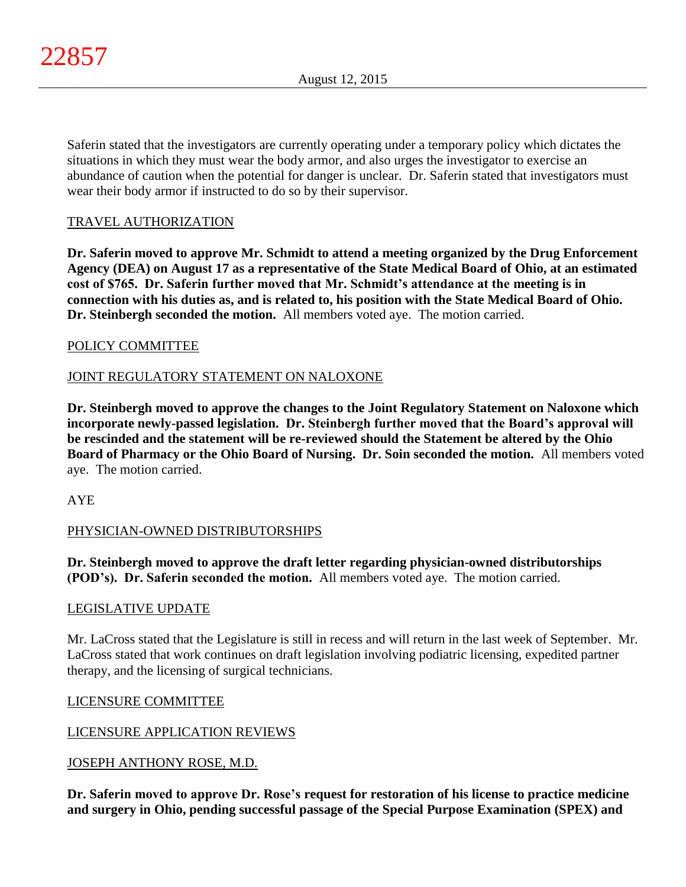Saferin stated that the investigators are currently operating under a temporary policy which dictates the situations in which they must wear the body armor, and also urges the investigator to exercise an abundance of caution when the potential for danger is unclear. Dr. Saferin stated that investigators must wear their body armor if instructed to do so by their supervisor.

TRAVEL AUTHORIZATION

**Dr. Saferin moved to approve Mr. Schmidt to attend a meeting organized by the Drug Enforcement Agency (DEA) on August 17 as a representative of the State Medical Board of Ohio, at an estimated cost of $765. Dr. Saferin further moved that Mr. Schmidt's attendance at the meeting is in connection with his duties as, and is related to, his position with the State Medical Board of Ohio. Dr. Steinbergh seconded the motion.** All members voted aye. The motion carried.

POLICY COMMITTEE

JOINT REGULATORY STATEMENT ON NALOXONE

**Dr. Steinbergh moved to approve the changes to the Joint Regulatory Statement on Naloxone which incorporate newly-passed legislation. Dr. Steinbergh further moved that the Board's approval will be rescinded and the statement will be re-reviewed should the Statement be altered by the Ohio Board of Pharmacy or the Ohio Board of Nursing. Dr. Soin seconded the motion.** All members voted aye. The motion carried.

AYE

PHYSICIAN-OWNED DISTRIBUTORSHIPS

**Dr. Steinbergh moved to approve the draft letter regarding physician-owned distributorships (POD's). Dr. Saferin seconded the motion.** All members voted aye. The motion carried.

LEGISLATIVE UPDATE

Mr. LaCross stated that the Legislature is still in recess and will return in the last week of September. Mr. LaCross stated that work continues on draft legislation involving podiatric licensing, expedited partner therapy, and the licensing of surgical technicians.

LICENSURE COMMITTEE

LICENSURE APPLICATION REVIEWS

JOSEPH ANTHONY ROSE, M.D.

**Dr. Saferin moved to approve Dr. Rose's request for restoration of his license to practice medicine and surgery in Ohio, pending successful passage of the Special Purpose Examination (SPEX) and**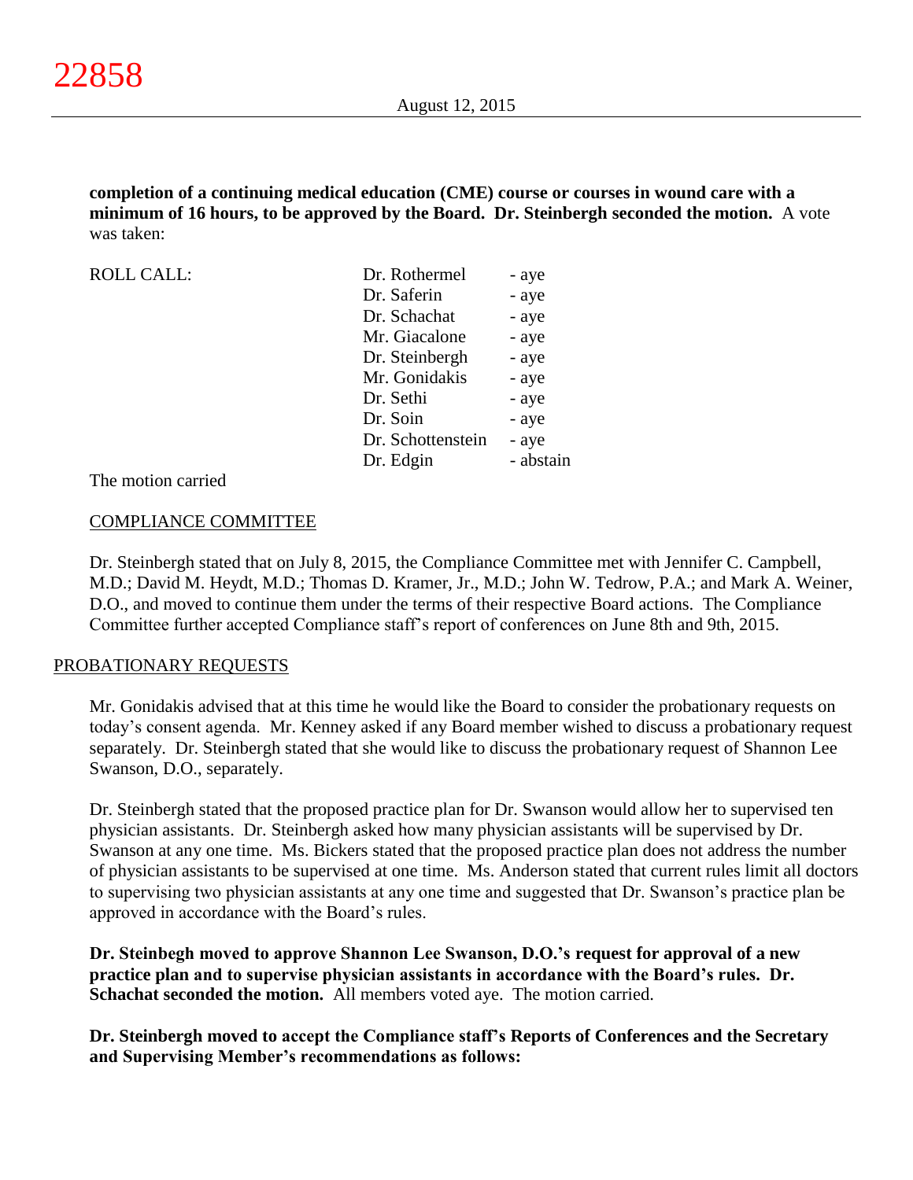**completion of a continuing medical education (CME) course or courses in wound care with a minimum of 16 hours, to be approved by the Board. Dr. Steinbergh seconded the motion.** A vote was taken:

| ROLL CALL: | | |
|---|---|---|
| | Dr. Rothermel | - aye |
| | Dr. Saferin | - aye |
| | Dr. Schachat | - aye |
| | Mr. Giacalone | - aye |
| | Dr. Steinbergh | - aye |
| | Mr. Gonidakis | - aye |
| | Dr. Sethi | - aye |
| | Dr. Soin | - aye |
| | Dr. Schottenstein | - aye |
| | Dr. Edgin | - abstain |

The motion carried

## COMPLIANCE COMMITTEE

Dr. Steinbergh stated that on July 8, 2015, the Compliance Committee met with Jennifer C. Campbell, M.D.; David M. Heydt, M.D.; Thomas D. Kramer, Jr., M.D.; John W. Tedrow, P.A.; and Mark A. Weiner, D.O., and moved to continue them under the terms of their respective Board actions. The Compliance Committee further accepted Compliance staff's report of conferences on June 8th and 9th, 2015.

## PROBATIONARY REQUESTS

Mr. Gonidakis advised that at this time he would like the Board to consider the probationary requests on today's consent agenda. Mr. Kenney asked if any Board member wished to discuss a probationary request separately. Dr. Steinbergh stated that she would like to discuss the probationary request of Shannon Lee Swanson, D.O., separately.

Dr. Steinbergh stated that the proposed practice plan for Dr. Swanson would allow her to supervised ten physician assistants. Dr. Steinbergh asked how many physician assistants will be supervised by Dr. Swanson at any one time. Ms. Bickers stated that the proposed practice plan does not address the number of physician assistants to be supervised at one time. Ms. Anderson stated that current rules limit all doctors to supervising two physician assistants at any one time and suggested that Dr. Swanson's practice plan be approved in accordance with the Board's rules.

**Dr. Steinbegh moved to approve Shannon Lee Swanson, D.O.'s request for approval of a new practice plan and to supervise physician assistants in accordance with the Board's rules. Dr. Schachat seconded the motion.** All members voted aye. The motion carried.

**Dr. Steinbergh moved to accept the Compliance staff's Reports of Conferences and the Secretary and Supervising Member's recommendations as follows:**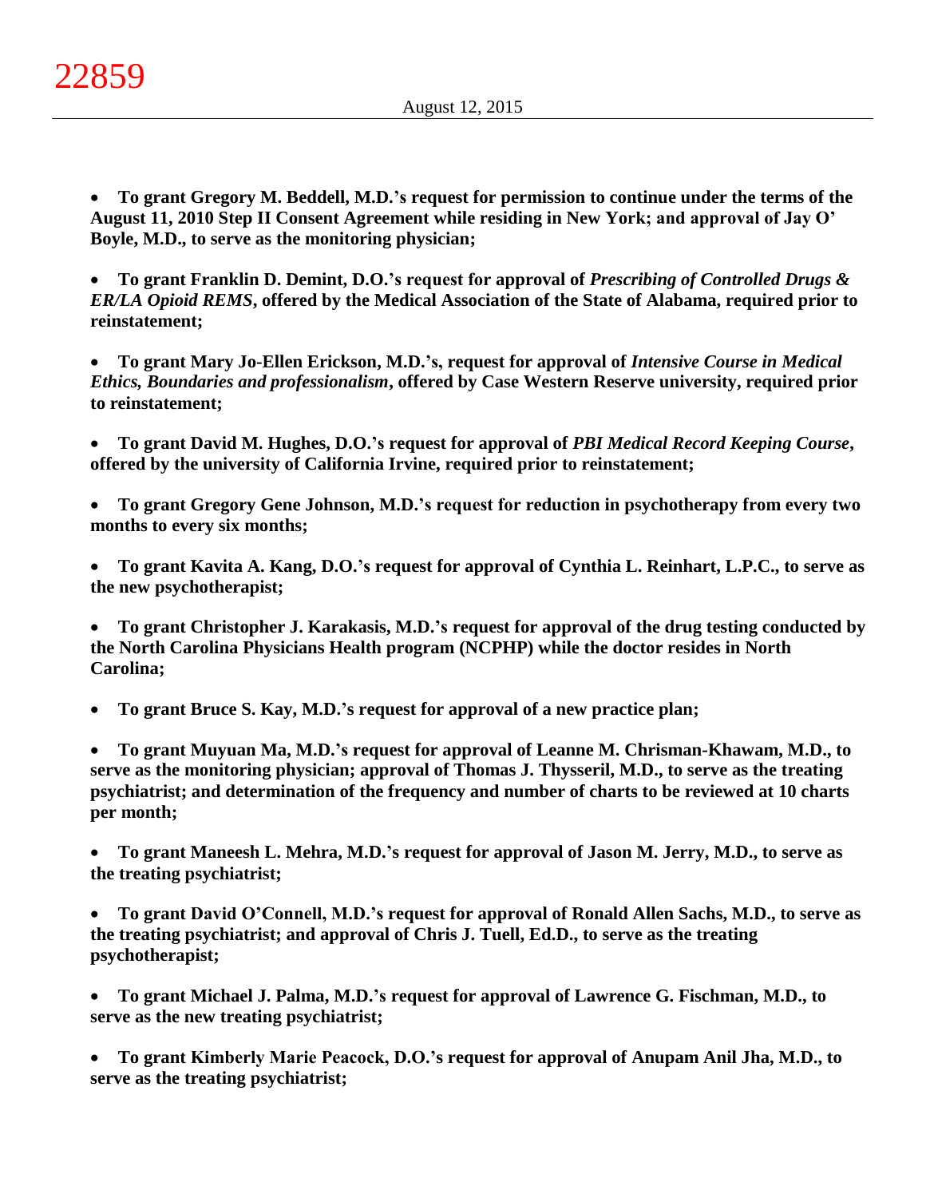- **To grant Gregory M. Beddell, M.D.'s request for permission to continue under the terms of the August 11, 2010 Step II Consent Agreement while residing in New York; and approval of Jay O' Boyle, M.D., to serve as the monitoring physician;**

- **To grant Franklin D. Demint, D.O.'s request for approval of *Prescribing of Controlled Drugs & ER/LA Opioid REMS*, offered by the Medical Association of the State of Alabama, required prior to reinstatement;**

- **To grant Mary Jo-Ellen Erickson, M.D.'s, request for approval of *Intensive Course in Medical Ethics, Boundaries and professionalism*, offered by Case Western Reserve university, required prior to reinstatement;**

- **To grant David M. Hughes, D.O.'s request for approval of *PBI Medical Record Keeping Course*, offered by the university of California Irvine, required prior to reinstatement;**

- **To grant Gregory Gene Johnson, M.D.'s request for reduction in psychotherapy from every two months to every six months;**

- **To grant Kavita A. Kang, D.O.'s request for approval of Cynthia L. Reinhart, L.P.C., to serve as the new psychotherapist;**

- **To grant Christopher J. Karakasis, M.D.'s request for approval of the drug testing conducted by the North Carolina Physicians Health program (NCPHP) while the doctor resides in North Carolina;**

- **To grant Bruce S. Kay, M.D.'s request for approval of a new practice plan;**

- **To grant Muyuan Ma, M.D.'s request for approval of Leanne M. Chrisman-Khawam, M.D., to serve as the monitoring physician; approval of Thomas J. Thysseril, M.D., to serve as the treating psychiatrist; and determination of the frequency and number of charts to be reviewed at 10 charts per month;**

- **To grant Maneesh L. Mehra, M.D.'s request for approval of Jason M. Jerry, M.D., to serve as the treating psychiatrist;**

- **To grant David O'Connell, M.D.'s request for approval of Ronald Allen Sachs, M.D., to serve as the treating psychiatrist; and approval of Chris J. Tuell, Ed.D., to serve as the treating psychotherapist;**

- **To grant Michael J. Palma, M.D.'s request for approval of Lawrence G. Fischman, M.D., to serve as the new treating psychiatrist;**

- **To grant Kimberly Marie Peacock, D.O.'s request for approval of Anupam Anil Jha, M.D., to serve as the treating psychiatrist;**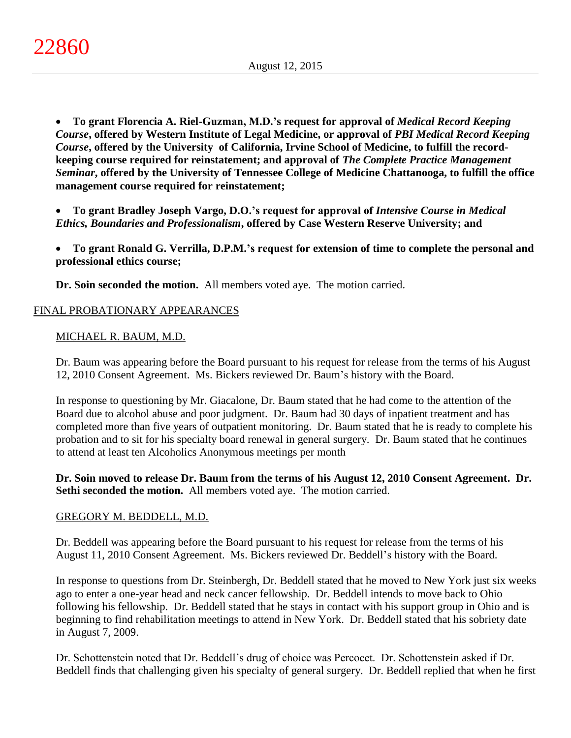- **To grant Florencia A. Riel-Guzman, M.D.'s request for approval of *Medical Record Keeping Course*, offered by Western Institute of Legal Medicine, or approval of *PBI Medical Record Keeping Course*, offered by the University of California, Irvine School of Medicine, to fulfill the record-keeping course required for reinstatement; and approval of *The Complete Practice Management Seminar*, offered by the University of Tennessee College of Medicine Chattanooga, to fulfill the office management course required for reinstatement;**

- **To grant Bradley Joseph Vargo, D.O.'s request for approval of *Intensive Course in Medical Ethics, Boundaries and Professionalism*, offered by Case Western Reserve University; and**

- **To grant Ronald G. Verrilla, D.P.M.'s request for extension of time to complete the personal and professional ethics course;**

**Dr. Soin seconded the motion.** All members voted aye. The motion carried.

## FINAL PROBATIONARY APPEARANCES

### MICHAEL R. BAUM, M.D.

Dr. Baum was appearing before the Board pursuant to his request for release from the terms of his August 12, 2010 Consent Agreement. Ms. Bickers reviewed Dr. Baum's history with the Board.

In response to questioning by Mr. Giacalone, Dr. Baum stated that he had come to the attention of the Board due to alcohol abuse and poor judgment. Dr. Baum had 30 days of inpatient treatment and has completed more than five years of outpatient monitoring. Dr. Baum stated that he is ready to complete his probation and to sit for his specialty board renewal in general surgery. Dr. Baum stated that he continues to attend at least ten Alcoholics Anonymous meetings per month

**Dr. Soin moved to release Dr. Baum from the terms of his August 12, 2010 Consent Agreement. Dr. Sethi seconded the motion.** All members voted aye. The motion carried.

### GREGORY M. BEDDELL, M.D.

Dr. Beddell was appearing before the Board pursuant to his request for release from the terms of his August 11, 2010 Consent Agreement. Ms. Bickers reviewed Dr. Beddell's history with the Board.

In response to questions from Dr. Steinbergh, Dr. Beddell stated that he moved to New York just six weeks ago to enter a one-year head and neck cancer fellowship. Dr. Beddell intends to move back to Ohio following his fellowship. Dr. Beddell stated that he stays in contact with his support group in Ohio and is beginning to find rehabilitation meetings to attend in New York. Dr. Beddell stated that his sobriety date in August 7, 2009.

Dr. Schottenstein noted that Dr. Beddell's drug of choice was Percocet. Dr. Schottenstein asked if Dr. Beddell finds that challenging given his specialty of general surgery. Dr. Beddell replied that when he first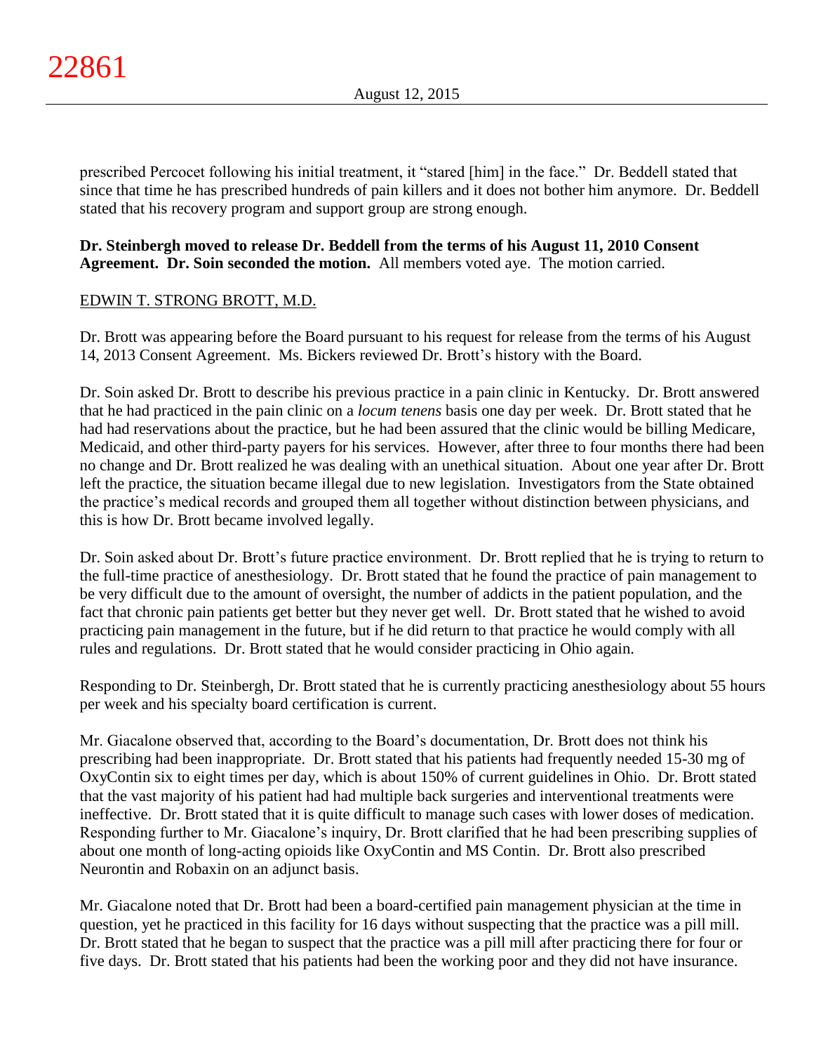prescribed Percocet following his initial treatment, it "stared [him] in the face." Dr. Beddell stated that since that time he has prescribed hundreds of pain killers and it does not bother him anymore. Dr. Beddell stated that his recovery program and support group are strong enough.

**Dr. Steinbergh moved to release Dr. Beddell from the terms of his August 11, 2010 Consent Agreement. Dr. Soin seconded the motion.** All members voted aye. The motion carried.

EDWIN T. STRONG BROTT, M.D.

Dr. Brott was appearing before the Board pursuant to his request for release from the terms of his August 14, 2013 Consent Agreement. Ms. Bickers reviewed Dr. Brott's history with the Board.

Dr. Soin asked Dr. Brott to describe his previous practice in a pain clinic in Kentucky. Dr. Brott answered that he had practiced in the pain clinic on a *locum tenens* basis one day per week. Dr. Brott stated that he had had reservations about the practice, but he had been assured that the clinic would be billing Medicare, Medicaid, and other third-party payers for his services. However, after three to four months there had been no change and Dr. Brott realized he was dealing with an unethical situation. About one year after Dr. Brott left the practice, the situation became illegal due to new legislation. Investigators from the State obtained the practice's medical records and grouped them all together without distinction between physicians, and this is how Dr. Brott became involved legally.

Dr. Soin asked about Dr. Brott's future practice environment. Dr. Brott replied that he is trying to return to the full-time practice of anesthesiology. Dr. Brott stated that he found the practice of pain management to be very difficult due to the amount of oversight, the number of addicts in the patient population, and the fact that chronic pain patients get better but they never get well. Dr. Brott stated that he wished to avoid practicing pain management in the future, but if he did return to that practice he would comply with all rules and regulations. Dr. Brott stated that he would consider practicing in Ohio again.

Responding to Dr. Steinbergh, Dr. Brott stated that he is currently practicing anesthesiology about 55 hours per week and his specialty board certification is current.

Mr. Giacalone observed that, according to the Board's documentation, Dr. Brott does not think his prescribing had been inappropriate. Dr. Brott stated that his patients had frequently needed 15-30 mg of OxyContin six to eight times per day, which is about 150% of current guidelines in Ohio. Dr. Brott stated that the vast majority of his patient had had multiple back surgeries and interventional treatments were ineffective. Dr. Brott stated that it is quite difficult to manage such cases with lower doses of medication. Responding further to Mr. Giacalone's inquiry, Dr. Brott clarified that he had been prescribing supplies of about one month of long-acting opioids like OxyContin and MS Contin. Dr. Brott also prescribed Neurontin and Robaxin on an adjunct basis.

Mr. Giacalone noted that Dr. Brott had been a board-certified pain management physician at the time in question, yet he practiced in this facility for 16 days without suspecting that the practice was a pill mill. Dr. Brott stated that he began to suspect that the practice was a pill mill after practicing there for four or five days. Dr. Brott stated that his patients had been the working poor and they did not have insurance.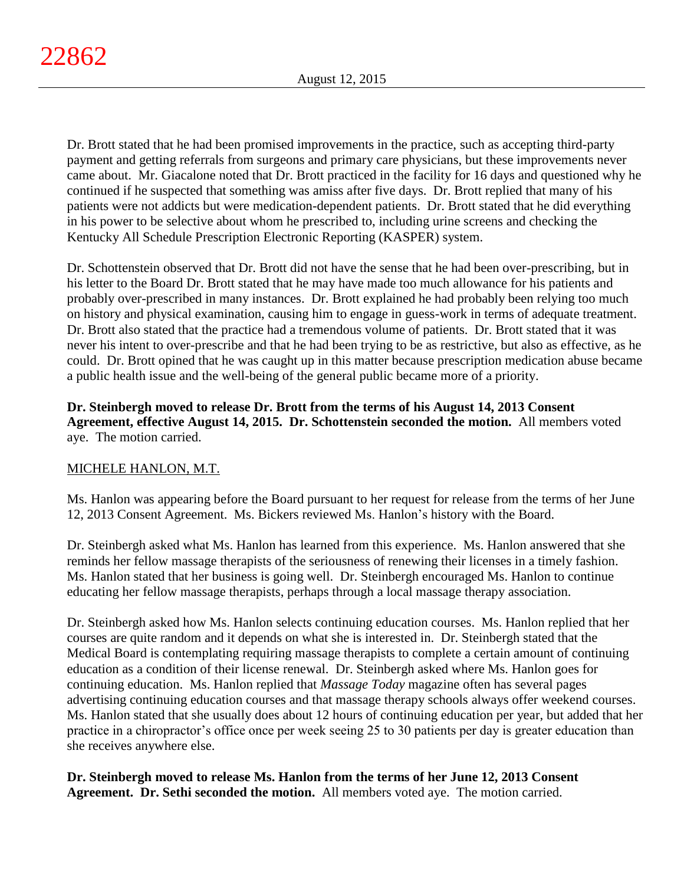Dr. Brott stated that he had been promised improvements in the practice, such as accepting third-party payment and getting referrals from surgeons and primary care physicians, but these improvements never came about. Mr. Giacalone noted that Dr. Brott practiced in the facility for 16 days and questioned why he continued if he suspected that something was amiss after five days. Dr. Brott replied that many of his patients were not addicts but were medication-dependent patients. Dr. Brott stated that he did everything in his power to be selective about whom he prescribed to, including urine screens and checking the Kentucky All Schedule Prescription Electronic Reporting (KASPER) system.

Dr. Schottenstein observed that Dr. Brott did not have the sense that he had been over-prescribing, but in his letter to the Board Dr. Brott stated that he may have made too much allowance for his patients and probably over-prescribed in many instances. Dr. Brott explained he had probably been relying too much on history and physical examination, causing him to engage in guess-work in terms of adequate treatment. Dr. Brott also stated that the practice had a tremendous volume of patients. Dr. Brott stated that it was never his intent to over-prescribe and that he had been trying to be as restrictive, but also as effective, as he could. Dr. Brott opined that he was caught up in this matter because prescription medication abuse became a public health issue and the well-being of the general public became more of a priority.

**Dr. Steinbergh moved to release Dr. Brott from the terms of his August 14, 2013 Consent Agreement, effective August 14, 2015. Dr. Schottenstein seconded the motion.** All members voted aye. The motion carried.

MICHELE HANLON, M.T.

Ms. Hanlon was appearing before the Board pursuant to her request for release from the terms of her June 12, 2013 Consent Agreement. Ms. Bickers reviewed Ms. Hanlon's history with the Board.

Dr. Steinbergh asked what Ms. Hanlon has learned from this experience. Ms. Hanlon answered that she reminds her fellow massage therapists of the seriousness of renewing their licenses in a timely fashion. Ms. Hanlon stated that her business is going well. Dr. Steinbergh encouraged Ms. Hanlon to continue educating her fellow massage therapists, perhaps through a local massage therapy association.

Dr. Steinbergh asked how Ms. Hanlon selects continuing education courses. Ms. Hanlon replied that her courses are quite random and it depends on what she is interested in. Dr. Steinbergh stated that the Medical Board is contemplating requiring massage therapists to complete a certain amount of continuing education as a condition of their license renewal. Dr. Steinbergh asked where Ms. Hanlon goes for continuing education. Ms. Hanlon replied that *Massage Today* magazine often has several pages advertising continuing education courses and that massage therapy schools always offer weekend courses. Ms. Hanlon stated that she usually does about 12 hours of continuing education per year, but added that her practice in a chiropractor's office once per week seeing 25 to 30 patients per day is greater education than she receives anywhere else.

**Dr. Steinbergh moved to release Ms. Hanlon from the terms of her June 12, 2013 Consent Agreement. Dr. Sethi seconded the motion.** All members voted aye. The motion carried.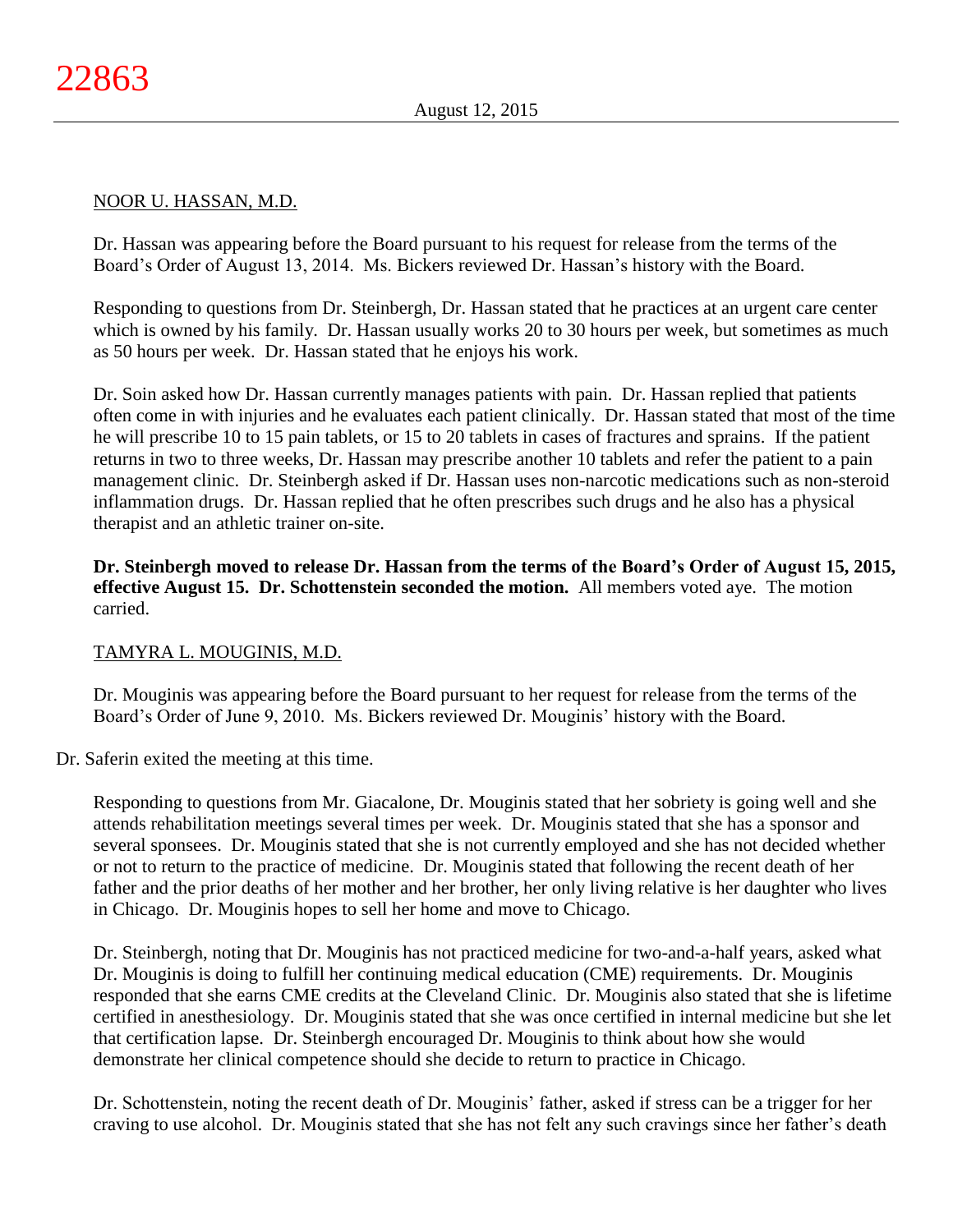NOOR U. HASSAN, M.D.

Dr. Hassan was appearing before the Board pursuant to his request for release from the terms of the Board's Order of August 13, 2014. Ms. Bickers reviewed Dr. Hassan's history with the Board.

Responding to questions from Dr. Steinbergh, Dr. Hassan stated that he practices at an urgent care center which is owned by his family. Dr. Hassan usually works 20 to 30 hours per week, but sometimes as much as 50 hours per week. Dr. Hassan stated that he enjoys his work.

Dr. Soin asked how Dr. Hassan currently manages patients with pain. Dr. Hassan replied that patients often come in with injuries and he evaluates each patient clinically. Dr. Hassan stated that most of the time he will prescribe 10 to 15 pain tablets, or 15 to 20 tablets in cases of fractures and sprains. If the patient returns in two to three weeks, Dr. Hassan may prescribe another 10 tablets and refer the patient to a pain management clinic. Dr. Steinbergh asked if Dr. Hassan uses non-narcotic medications such as non-steroid inflammation drugs. Dr. Hassan replied that he often prescribes such drugs and he also has a physical therapist and an athletic trainer on-site.

**Dr. Steinbergh moved to release Dr. Hassan from the terms of the Board's Order of August 15, 2015, effective August 15. Dr. Schottenstein seconded the motion.** All members voted aye. The motion carried.

TAMYRA L. MOUGINIS, M.D.

Dr. Mouginis was appearing before the Board pursuant to her request for release from the terms of the Board's Order of June 9, 2010. Ms. Bickers reviewed Dr. Mouginis' history with the Board.

Dr. Saferin exited the meeting at this time.

Responding to questions from Mr. Giacalone, Dr. Mouginis stated that her sobriety is going well and she attends rehabilitation meetings several times per week. Dr. Mouginis stated that she has a sponsor and several sponsees. Dr. Mouginis stated that she is not currently employed and she has not decided whether or not to return to the practice of medicine. Dr. Mouginis stated that following the recent death of her father and the prior deaths of her mother and her brother, her only living relative is her daughter who lives in Chicago. Dr. Mouginis hopes to sell her home and move to Chicago.

Dr. Steinbergh, noting that Dr. Mouginis has not practiced medicine for two-and-a-half years, asked what Dr. Mouginis is doing to fulfill her continuing medical education (CME) requirements. Dr. Mouginis responded that she earns CME credits at the Cleveland Clinic. Dr. Mouginis also stated that she is lifetime certified in anesthesiology. Dr. Mouginis stated that she was once certified in internal medicine but she let that certification lapse. Dr. Steinbergh encouraged Dr. Mouginis to think about how she would demonstrate her clinical competence should she decide to return to practice in Chicago.

Dr. Schottenstein, noting the recent death of Dr. Mouginis' father, asked if stress can be a trigger for her craving to use alcohol. Dr. Mouginis stated that she has not felt any such cravings since her father's death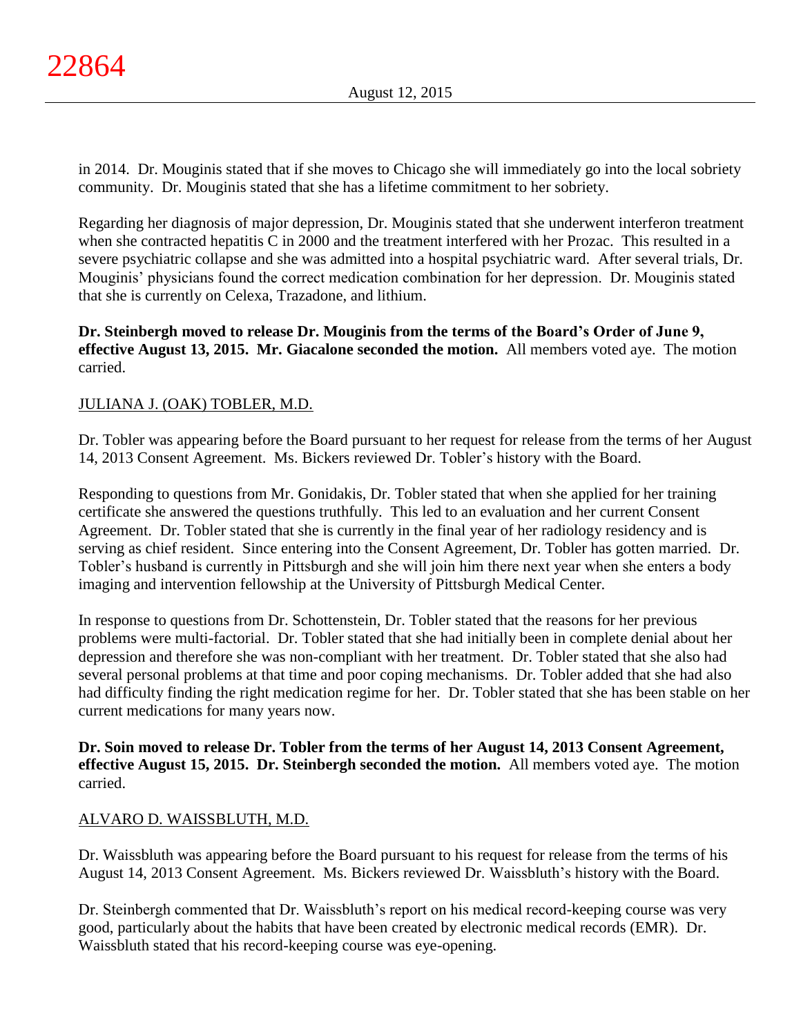in 2014. Dr. Mouginis stated that if she moves to Chicago she will immediately go into the local sobriety community. Dr. Mouginis stated that she has a lifetime commitment to her sobriety.

Regarding her diagnosis of major depression, Dr. Mouginis stated that she underwent interferon treatment when she contracted hepatitis C in 2000 and the treatment interfered with her Prozac. This resulted in a severe psychiatric collapse and she was admitted into a hospital psychiatric ward. After several trials, Dr. Mouginis' physicians found the correct medication combination for her depression. Dr. Mouginis stated that she is currently on Celexa, Trazadone, and lithium.

**Dr. Steinbergh moved to release Dr. Mouginis from the terms of the Board's Order of June 9, effective August 13, 2015. Mr. Giacalone seconded the motion.** All members voted aye. The motion carried.

JULIANA J. (OAK) TOBLER, M.D.

Dr. Tobler was appearing before the Board pursuant to her request for release from the terms of her August 14, 2013 Consent Agreement. Ms. Bickers reviewed Dr. Tobler's history with the Board.

Responding to questions from Mr. Gonidakis, Dr. Tobler stated that when she applied for her training certificate she answered the questions truthfully. This led to an evaluation and her current Consent Agreement. Dr. Tobler stated that she is currently in the final year of her radiology residency and is serving as chief resident. Since entering into the Consent Agreement, Dr. Tobler has gotten married. Dr. Tobler's husband is currently in Pittsburgh and she will join him there next year when she enters a body imaging and intervention fellowship at the University of Pittsburgh Medical Center.

In response to questions from Dr. Schottenstein, Dr. Tobler stated that the reasons for her previous problems were multi-factorial. Dr. Tobler stated that she had initially been in complete denial about her depression and therefore she was non-compliant with her treatment. Dr. Tobler stated that she also had several personal problems at that time and poor coping mechanisms. Dr. Tobler added that she had also had difficulty finding the right medication regime for her. Dr. Tobler stated that she has been stable on her current medications for many years now.

**Dr. Soin moved to release Dr. Tobler from the terms of her August 14, 2013 Consent Agreement, effective August 15, 2015. Dr. Steinbergh seconded the motion.** All members voted aye. The motion carried.

ALVARO D. WAISSBLUTH, M.D.

Dr. Waissbluth was appearing before the Board pursuant to his request for release from the terms of his August 14, 2013 Consent Agreement. Ms. Bickers reviewed Dr. Waissbluth's history with the Board.

Dr. Steinbergh commented that Dr. Waissbluth's report on his medical record-keeping course was very good, particularly about the habits that have been created by electronic medical records (EMR). Dr. Waissbluth stated that his record-keeping course was eye-opening.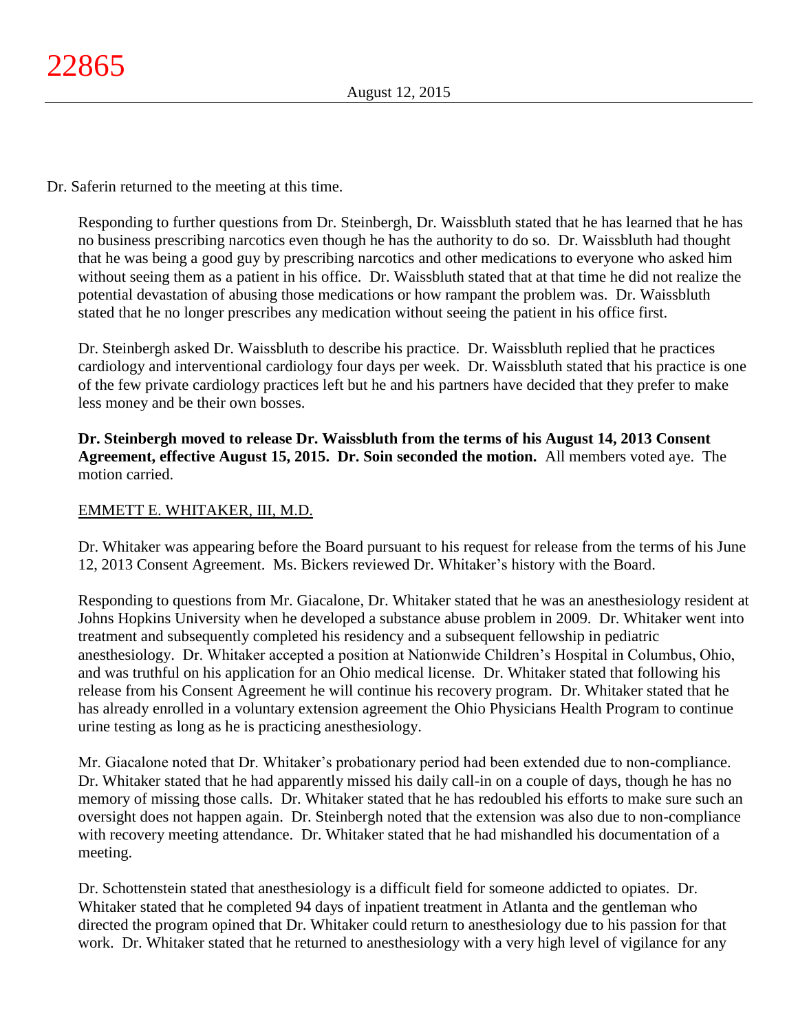Dr. Saferin returned to the meeting at this time.

Responding to further questions from Dr. Steinbergh, Dr. Waissbluth stated that he has learned that he has no business prescribing narcotics even though he has the authority to do so. Dr. Waissbluth had thought that he was being a good guy by prescribing narcotics and other medications to everyone who asked him without seeing them as a patient in his office. Dr. Waissbluth stated that at that time he did not realize the potential devastation of abusing those medications or how rampant the problem was. Dr. Waissbluth stated that he no longer prescribes any medication without seeing the patient in his office first.

Dr. Steinbergh asked Dr. Waissbluth to describe his practice. Dr. Waissbluth replied that he practices cardiology and interventional cardiology four days per week. Dr. Waissbluth stated that his practice is one of the few private cardiology practices left but he and his partners have decided that they prefer to make less money and be their own bosses.

**Dr. Steinbergh moved to release Dr. Waissbluth from the terms of his August 14, 2013 Consent Agreement, effective August 15, 2015. Dr. Soin seconded the motion.** All members voted aye. The motion carried.

EMMETT E. WHITAKER, III, M.D.

Dr. Whitaker was appearing before the Board pursuant to his request for release from the terms of his June 12, 2013 Consent Agreement. Ms. Bickers reviewed Dr. Whitaker's history with the Board.

Responding to questions from Mr. Giacalone, Dr. Whitaker stated that he was an anesthesiology resident at Johns Hopkins University when he developed a substance abuse problem in 2009. Dr. Whitaker went into treatment and subsequently completed his residency and a subsequent fellowship in pediatric anesthesiology. Dr. Whitaker accepted a position at Nationwide Children's Hospital in Columbus, Ohio, and was truthful on his application for an Ohio medical license. Dr. Whitaker stated that following his release from his Consent Agreement he will continue his recovery program. Dr. Whitaker stated that he has already enrolled in a voluntary extension agreement the Ohio Physicians Health Program to continue urine testing as long as he is practicing anesthesiology.

Mr. Giacalone noted that Dr. Whitaker's probationary period had been extended due to non-compliance. Dr. Whitaker stated that he had apparently missed his daily call-in on a couple of days, though he has no memory of missing those calls. Dr. Whitaker stated that he has redoubled his efforts to make sure such an oversight does not happen again. Dr. Steinbergh noted that the extension was also due to non-compliance with recovery meeting attendance. Dr. Whitaker stated that he had mishandled his documentation of a meeting.

Dr. Schottenstein stated that anesthesiology is a difficult field for someone addicted to opiates. Dr. Whitaker stated that he completed 94 days of inpatient treatment in Atlanta and the gentleman who directed the program opined that Dr. Whitaker could return to anesthesiology due to his passion for that work. Dr. Whitaker stated that he returned to anesthesiology with a very high level of vigilance for any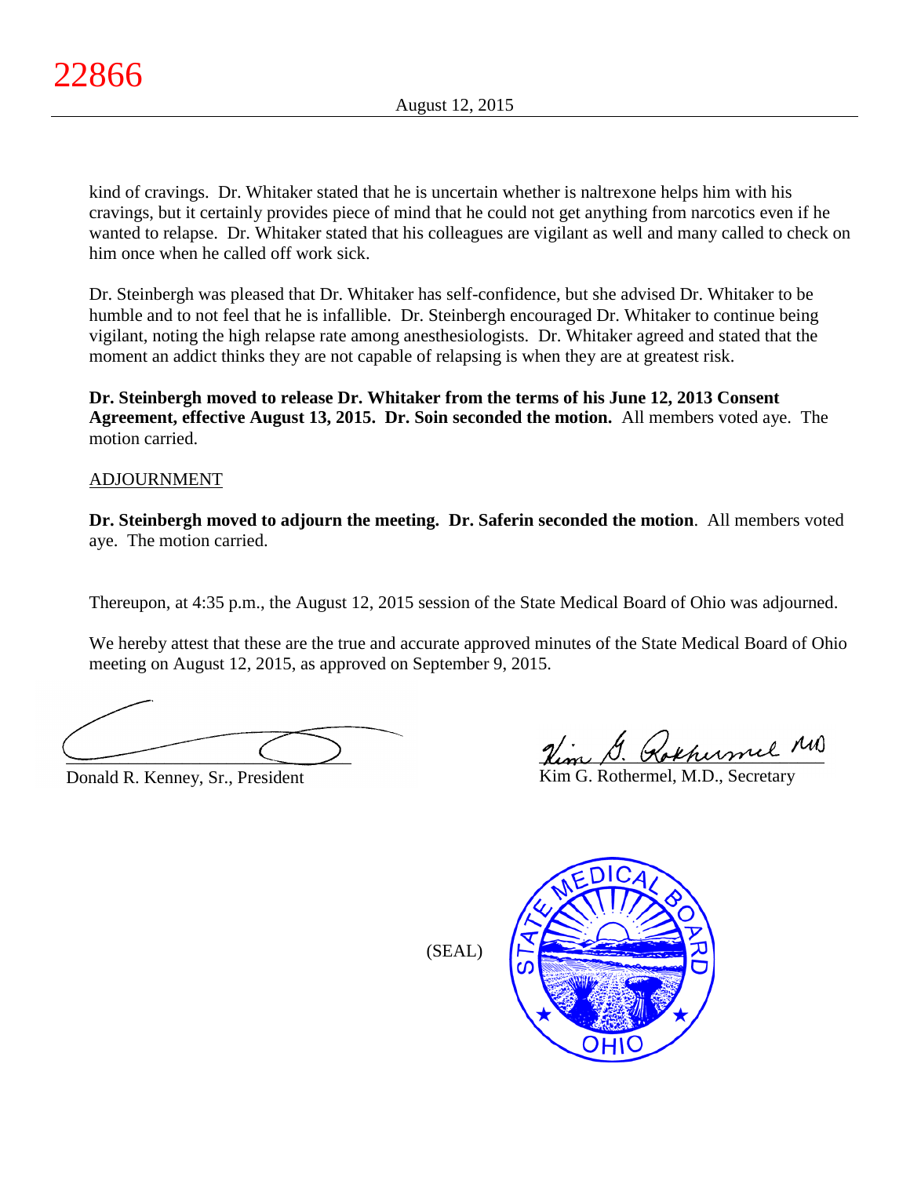kind of cravings. Dr. Whitaker stated that he is uncertain whether is naltrexone helps him with his cravings, but it certainly provides piece of mind that he could not get anything from narcotics even if he wanted to relapse. Dr. Whitaker stated that his colleagues are vigilant as well and many called to check on him once when he called off work sick.

Dr. Steinbergh was pleased that Dr. Whitaker has self-confidence, but she advised Dr. Whitaker to be humble and to not feel that he is infallible. Dr. Steinbergh encouraged Dr. Whitaker to continue being vigilant, noting the high relapse rate among anesthesiologists. Dr. Whitaker agreed and stated that the moment an addict thinks they are not capable of relapsing is when they are at greatest risk.

**Dr. Steinbergh moved to release Dr. Whitaker from the terms of his June 12, 2013 Consent Agreement, effective August 13, 2015. Dr. Soin seconded the motion.** All members voted aye. The motion carried.

ADJOURNMENT

**Dr. Steinbergh moved to adjourn the meeting. Dr. Saferin seconded the motion**. All members voted aye. The motion carried.

Thereupon, at 4:35 p.m., the August 12, 2015 session of the State Medical Board of Ohio was adjourned.

We hereby attest that these are the true and accurate approved minutes of the State Medical Board of Ohio meeting on August 12, 2015, as approved on September 9, 2015.

Donald R. Kenney, Sr., President

Kim G. Rothermel, M.D., Secretary

(SEAL)